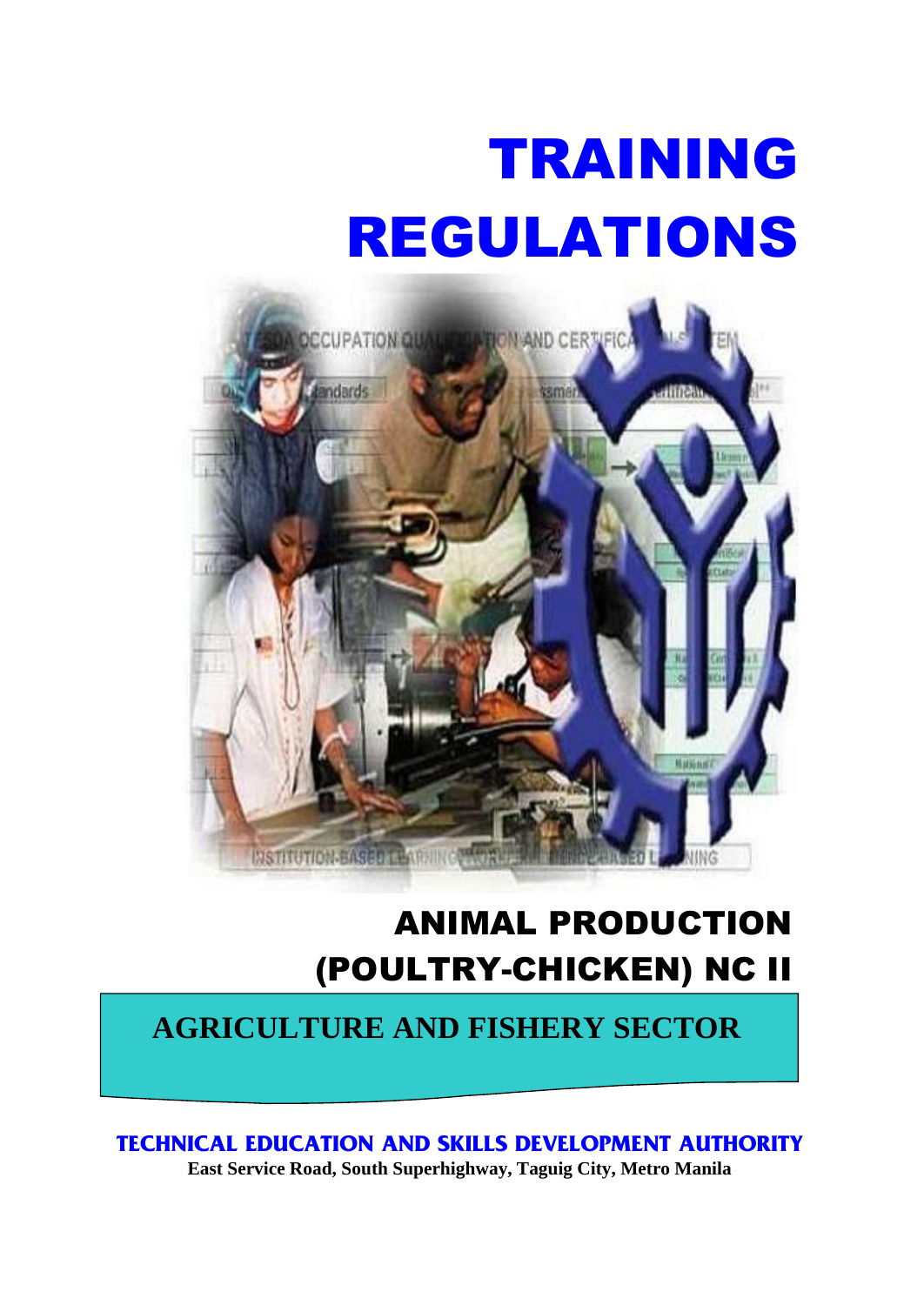# TRAINING REGULATIONS

## ANIMAL PRODUCTION (POULTRY-CHICKEN) NC II

**AGRICULTURE AND FISHERY SECTOR**

**TECHNICAL EDUCATION AND SKILLS DEVELOPMENT AUTHORITY**

**East Service Road, South Superhighway, Taguig City, Metro Manila**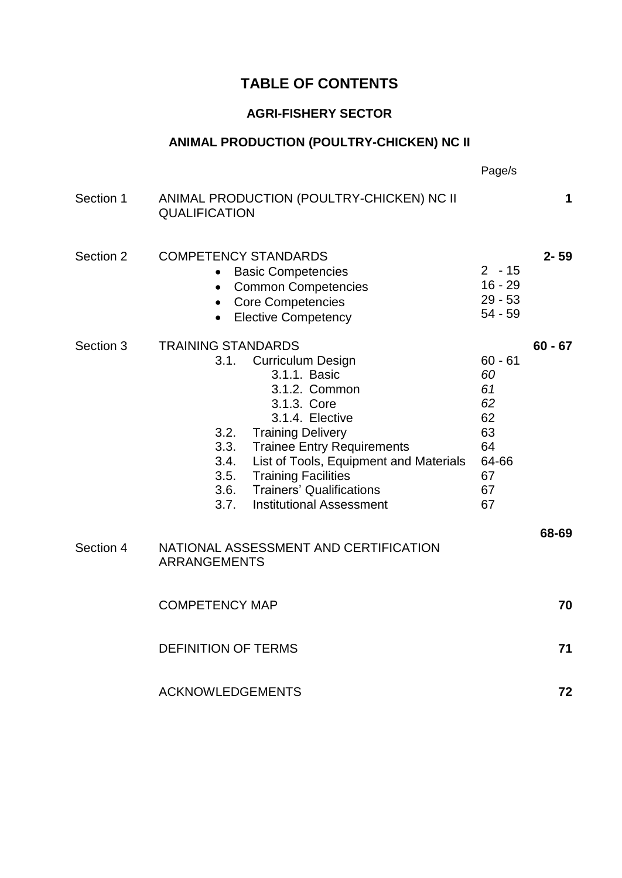# TABLE OF CONTENTS

## AGRI-FISHERY SECTOR

## ANIMAL PRODUCTION (POULTRY-CHICKEN) NC II

| | | Page/s | |
|---|---|---|---|
| Section 1 | ANIMAL PRODUCTION (POULTRY-CHICKEN) NC II QUALIFICATION | | **1** |
| Section 2 | COMPETENCY STANDARDS | | **2- 59** |
| | • Basic Competencies | 2 - 15 | |
| | • Common Competencies | 16 - 29 | |
| | • Core Competencies | 29 - 53 | |
| | • Elective Competency | 54 - 59 | |
| Section 3 | TRAINING STANDARDS | | **60 - 67** |
| | 3.1. Curriculum Design | 60 - 61 | |
| | 3.1.1. Basic | *60* | |
| | 3.1.2. Common | *61* | |
| | 3.1.3. Core | *62* | |
| | 3.1.4. Elective | 62 | |
| | 3.2. Training Delivery | 63 | |
| | 3.3. Trainee Entry Requirements | 64 | |
| | 3.4. List of Tools, Equipment and Materials | 64-66 | |
| | 3.5. Training Facilities | 67 | |
| | 3.6. Trainers' Qualifications | 67 | |
| | 3.7. Institutional Assessment | 67 | |
| Section 4 | NATIONAL ASSESSMENT AND CERTIFICATION ARRANGEMENTS | | **68-69** |
| | COMPETENCY MAP | | **70** |
| | DEFINITION OF TERMS | | **71** |
| | ACKNOWLEDGEMENTS | | **72** |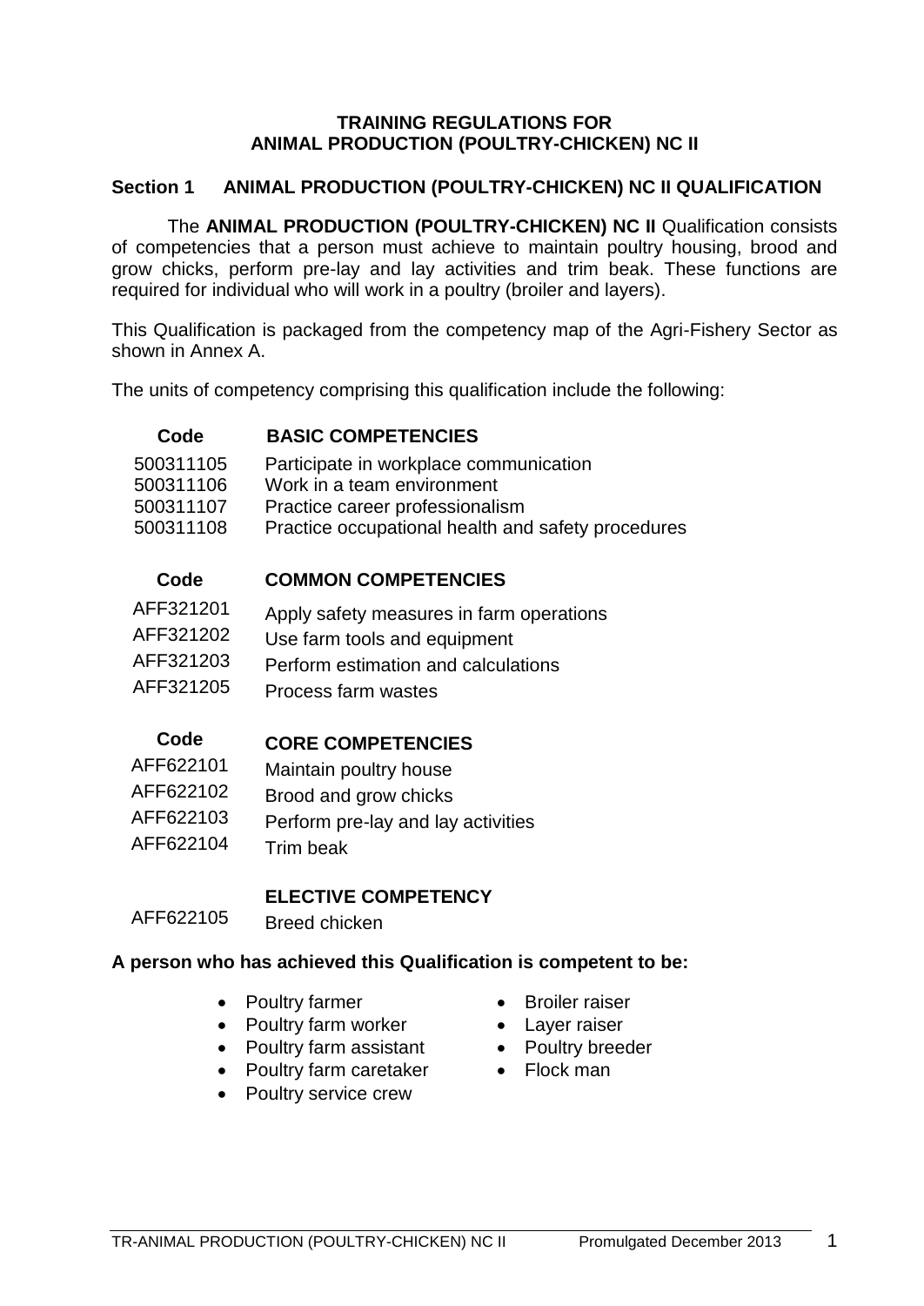# TRAINING REGULATIONS FOR ANIMAL PRODUCTION (POULTRY-CHICKEN) NC II

## Section 1 ANIMAL PRODUCTION (POULTRY-CHICKEN) NC II QUALIFICATION

The **ANIMAL PRODUCTION (POULTRY-CHICKEN) NC II** Qualification consists of competencies that a person must achieve to maintain poultry housing, brood and grow chicks, perform pre-lay and lay activities and trim beak. These functions are required for individual who will work in a poultry (broiler and layers).

This Qualification is packaged from the competency map of the Agri-Fishery Sector as shown in Annex A.

The units of competency comprising this qualification include the following:

| Code | BASIC COMPETENCIES |
| --- | --- |
| 500311105 | Participate in workplace communication |
| 500311106 | Work in a team environment |
| 500311107 | Practice career professionalism |
| 500311108 | Practice occupational health and safety procedures |

| Code | COMMON COMPETENCIES |
| --- | --- |
| AFF321201 | Apply safety measures in farm operations |
| AFF321202 | Use farm tools and equipment |
| AFF321203 | Perform estimation and calculations |
| AFF321205 | Process farm wastes |

| Code | CORE COMPETENCIES |
| --- | --- |
| AFF622101 | Maintain poultry house |
| AFF622102 | Brood and grow chicks |
| AFF622103 | Perform pre-lay and lay activities |
| AFF622104 | Trim beak |

| | ELECTIVE COMPETENCY |
| --- | --- |
| AFF622105 | Breed chicken |

**A person who has achieved this Qualification is competent to be:**

- Poultry farmer
- Poultry farm worker
- Poultry farm assistant
- Poultry farm caretaker
- Poultry service crew
- Broiler raiser
- Layer raiser
- Poultry breeder
- Flock man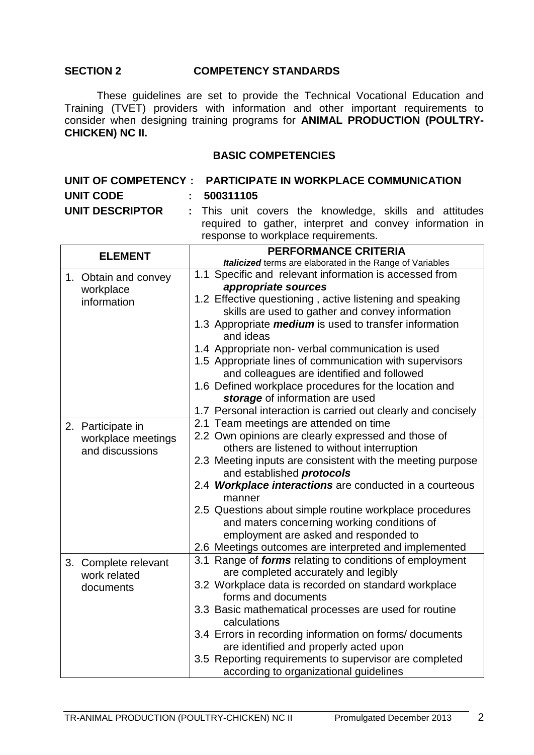## SECTION 2 COMPETENCY STANDARDS

These guidelines are set to provide the Technical Vocational Education and Training (TVET) providers with information and other important requirements to consider when designing training programs for **ANIMAL PRODUCTION (POULTRY-CHICKEN) NC II.**

### BASIC COMPETENCIES

**UNIT OF COMPETENCY : PARTICIPATE IN WORKPLACE COMMUNICATION**

**UNIT CODE :** 500311105

**UNIT DESCRIPTOR :** This unit covers the knowledge, skills and attitudes required to gather, interpret and convey information in response to workplace requirements.

| ELEMENT | PERFORMANCE CRITERIA<br>***Italicized*** terms are elaborated in the Range of Variables |
|---|---|
| 1. Obtain and convey workplace information | 1.1 Specific and relevant information is accessed from ***appropriate sources***<br>1.2 Effective questioning , active listening and speaking skills are used to gather and convey information<br>1.3 Appropriate ***medium*** is used to transfer information and ideas<br>1.4 Appropriate non- verbal communication is used<br>1.5 Appropriate lines of communication with supervisors and colleagues are identified and followed<br>1.6 Defined workplace procedures for the location and ***storage*** of information are used<br>1.7 Personal interaction is carried out clearly and concisely |
| 2. Participate in workplace meetings and discussions | 2.1 Team meetings are attended on time<br>2.2 Own opinions are clearly expressed and those of others are listened to without interruption<br>2.3 Meeting inputs are consistent with the meeting purpose and established ***protocols***<br>2.4 ***Workplace interactions*** are conducted in a courteous manner<br>2.5 Questions about simple routine workplace procedures and maters concerning working conditions of employment are asked and responded to<br>2.6 Meetings outcomes are interpreted and implemented |
| 3. Complete relevant work related documents | 3.1 Range of ***forms*** relating to conditions of employment are completed accurately and legibly<br>3.2 Workplace data is recorded on standard workplace forms and documents<br>3.3 Basic mathematical processes are used for routine calculations<br>3.4 Errors in recording information on forms/ documents are identified and properly acted upon<br>3.5 Reporting requirements to supervisor are completed according to organizational guidelines |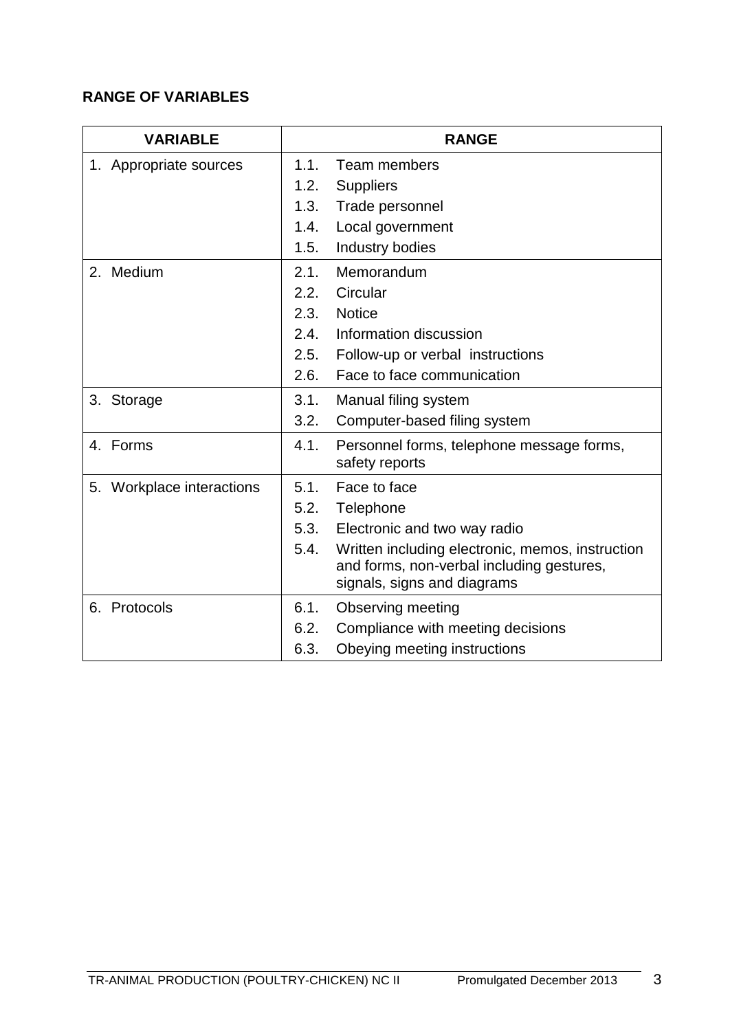**RANGE OF VARIABLES**

| VARIABLE | RANGE |
|---|---|
| 1. Appropriate sources | 1.1. Team members<br>1.2. Suppliers<br>1.3. Trade personnel<br>1.4. Local government<br>1.5. Industry bodies |
| 2. Medium | 2.1. Memorandum<br>2.2. Circular<br>2.3. Notice<br>2.4. Information discussion<br>2.5. Follow-up or verbal instructions<br>2.6. Face to face communication |
| 3. Storage | 3.1. Manual filing system<br>3.2. Computer-based filing system |
| 4. Forms | 4.1. Personnel forms, telephone message forms, safety reports |
| 5. Workplace interactions | 5.1. Face to face<br>5.2. Telephone<br>5.3. Electronic and two way radio<br>5.4. Written including electronic, memos, instruction and forms, non-verbal including gestures, signals, signs and diagrams |
| 6. Protocols | 6.1. Observing meeting<br>6.2. Compliance with meeting decisions<br>6.3. Obeying meeting instructions |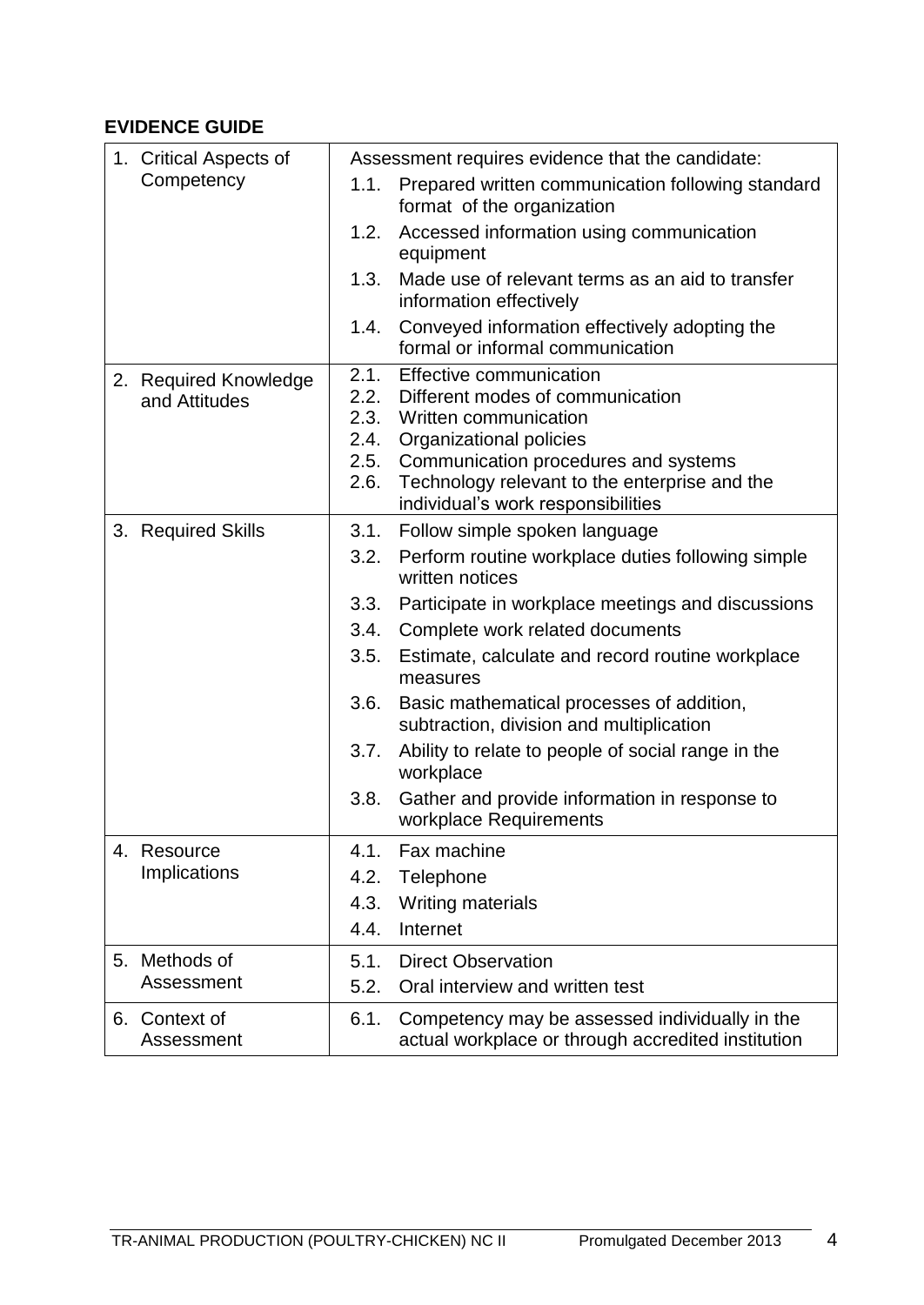**EVIDENCE GUIDE**

| | |
|---|---|
| 1. Critical Aspects of Competency | Assessment requires evidence that the candidate:<br>1.1. Prepared written communication following standard format of the organization<br>1.2. Accessed information using communication equipment<br>1.3. Made use of relevant terms as an aid to transfer information effectively<br>1.4. Conveyed information effectively adopting the formal or informal communication |
| 2. Required Knowledge and Attitudes | 2.1. Effective communication<br>2.2. Different modes of communication<br>2.3. Written communication<br>2.4. Organizational policies<br>2.5. Communication procedures and systems<br>2.6. Technology relevant to the enterprise and the individual's work responsibilities |
| 3. Required Skills | 3.1. Follow simple spoken language<br>3.2. Perform routine workplace duties following simple written notices<br>3.3. Participate in workplace meetings and discussions<br>3.4. Complete work related documents<br>3.5. Estimate, calculate and record routine workplace measures<br>3.6. Basic mathematical processes of addition, subtraction, division and multiplication<br>3.7. Ability to relate to people of social range in the workplace<br>3.8. Gather and provide information in response to workplace Requirements |
| 4. Resource Implications | 4.1. Fax machine<br>4.2. Telephone<br>4.3. Writing materials<br>4.4. Internet |
| 5. Methods of Assessment | 5.1. Direct Observation<br>5.2. Oral interview and written test |
| 6. Context of Assessment | 6.1. Competency may be assessed individually in the actual workplace or through accredited institution |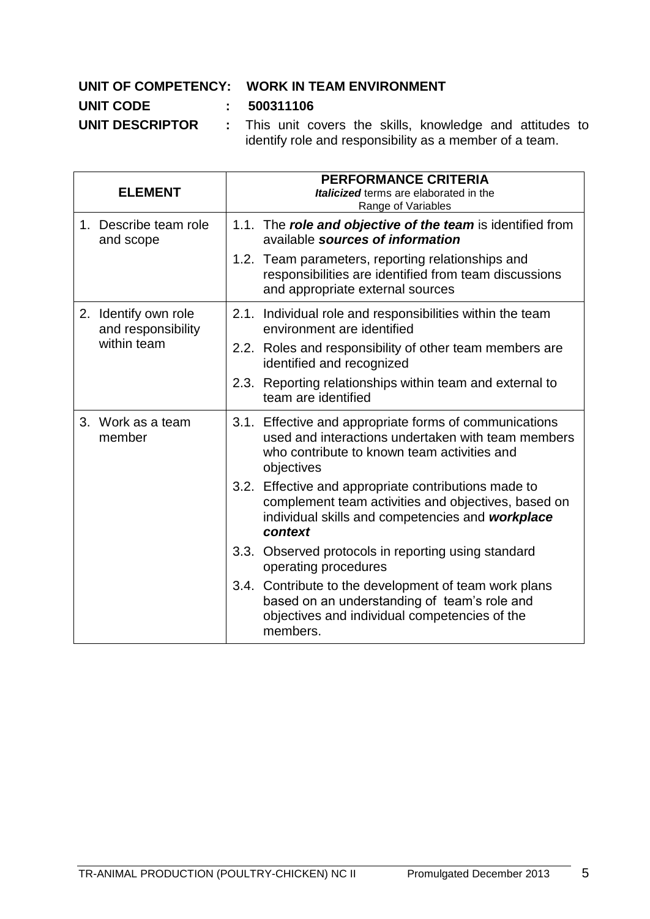**UNIT OF COMPETENCY: WORK IN TEAM ENVIRONMENT**

**UNIT CODE : 500311106**

**UNIT DESCRIPTOR :** This unit covers the skills, knowledge and attitudes to identify role and responsibility as a member of a team.

| ELEMENT | PERFORMANCE CRITERIA<br>***Italicized*** terms are elaborated in the Range of Variables |
|---|---|
| 1. Describe team role and scope | 1.1. The ***role and objective of the team*** is identified from available ***sources of information***<br>1.2. Team parameters, reporting relationships and responsibilities are identified from team discussions and appropriate external sources |
| 2. Identify own role and responsibility within team | 2.1. Individual role and responsibilities within the team environment are identified<br>2.2. Roles and responsibility of other team members are identified and recognized<br>2.3. Reporting relationships within team and external to team are identified |
| 3. Work as a team member | 3.1. Effective and appropriate forms of communications used and interactions undertaken with team members who contribute to known team activities and objectives<br>3.2. Effective and appropriate contributions made to complement team activities and objectives, based on individual skills and competencies and ***workplace context***<br>3.3. Observed protocols in reporting using standard operating procedures<br>3.4. Contribute to the development of team work plans based on an understanding of team's role and objectives and individual competencies of the members. |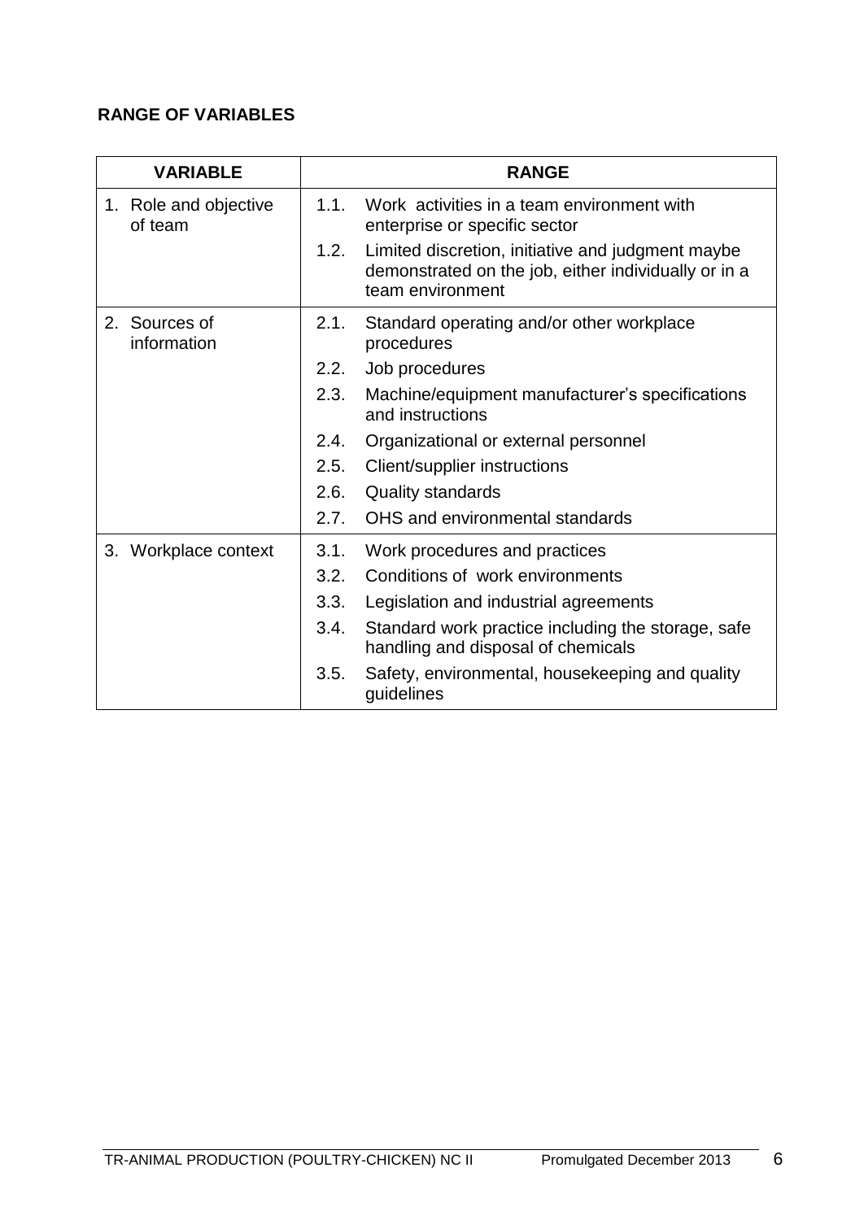**RANGE OF VARIABLES**

| VARIABLE | RANGE |
|---|---|
| 1. Role and objective of team | 1.1. Work activities in a team environment with enterprise or specific sector<br>1.2. Limited discretion, initiative and judgment maybe demonstrated on the job, either individually or in a team environment |
| 2. Sources of information | 2.1. Standard operating and/or other workplace procedures<br>2.2. Job procedures<br>2.3. Machine/equipment manufacturer's specifications and instructions<br>2.4. Organizational or external personnel<br>2.5. Client/supplier instructions<br>2.6. Quality standards<br>2.7. OHS and environmental standards |
| 3. Workplace context | 3.1. Work procedures and practices<br>3.2. Conditions of work environments<br>3.3. Legislation and industrial agreements<br>3.4. Standard work practice including the storage, safe handling and disposal of chemicals<br>3.5. Safety, environmental, housekeeping and quality guidelines |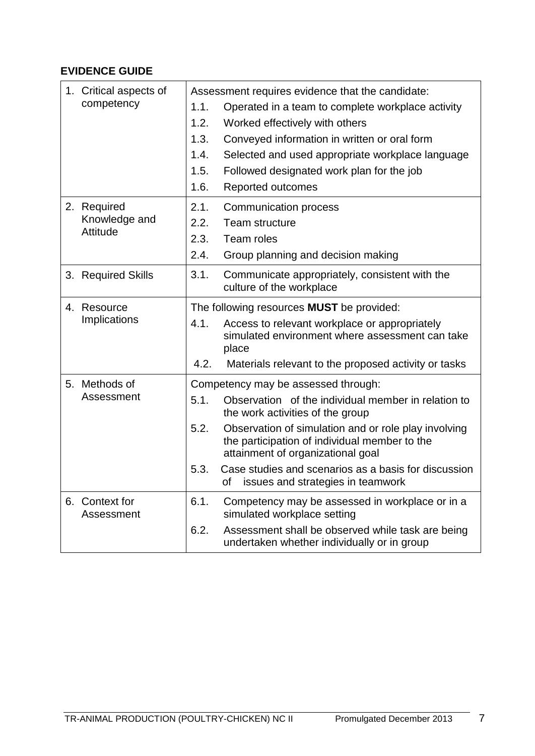**EVIDENCE GUIDE**

| | |
|---|---|
| 1. Critical aspects of competency | Assessment requires evidence that the candidate:<br>1.1. Operated in a team to complete workplace activity<br>1.2. Worked effectively with others<br>1.3. Conveyed information in written or oral form<br>1.4. Selected and used appropriate workplace language<br>1.5. Followed designated work plan for the job<br>1.6. Reported outcomes |
| 2. Required Knowledge and Attitude | 2.1. Communication process<br>2.2. Team structure<br>2.3. Team roles<br>2.4. Group planning and decision making |
| 3. Required Skills | 3.1. Communicate appropriately, consistent with the culture of the workplace |
| 4. Resource Implications | The following resources **MUST** be provided:<br>4.1. Access to relevant workplace or appropriately simulated environment where assessment can take place<br>4.2. Materials relevant to the proposed activity or tasks |
| 5. Methods of Assessment | Competency may be assessed through:<br>5.1. Observation of the individual member in relation to the work activities of the group<br>5.2. Observation of simulation and or role play involving the participation of individual member to the attainment of organizational goal<br>5.3. Case studies and scenarios as a basis for discussion of issues and strategies in teamwork |
| 6. Context for Assessment | 6.1. Competency may be assessed in workplace or in a simulated workplace setting<br>6.2. Assessment shall be observed while task are being undertaken whether individually or in group |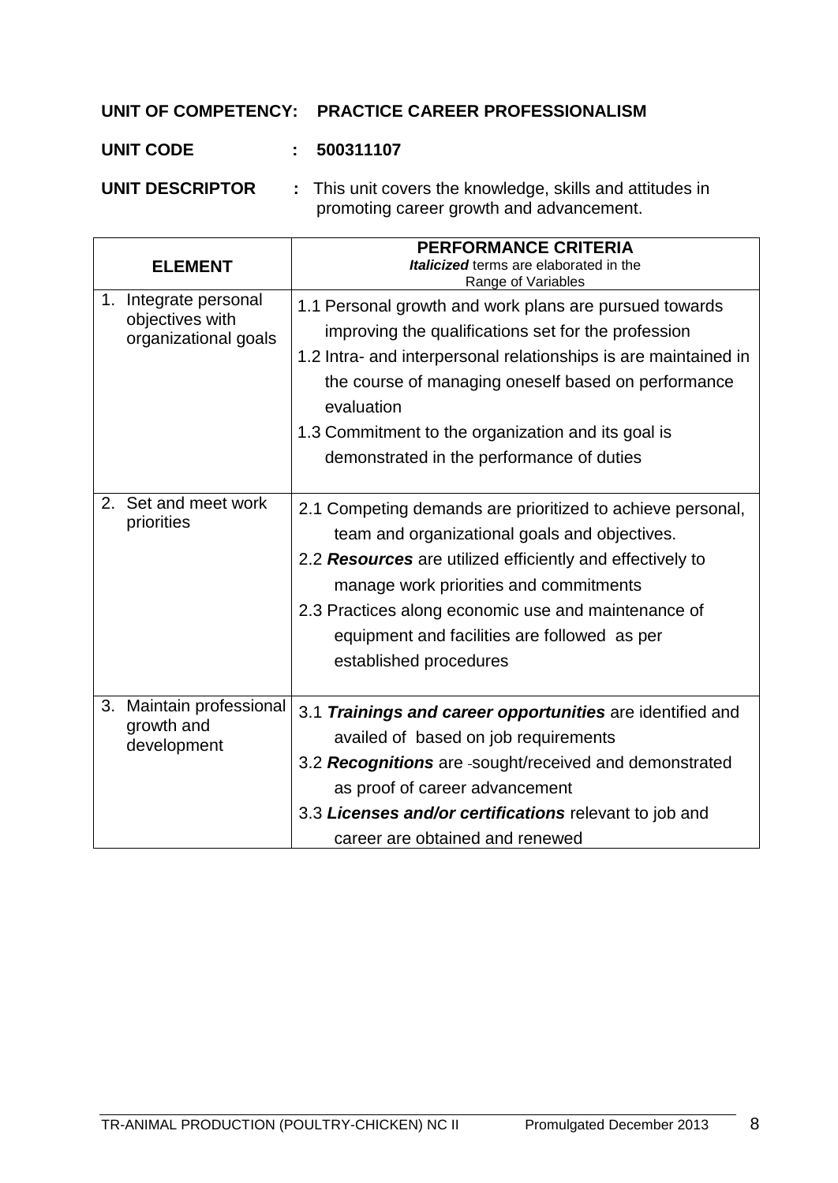**UNIT OF COMPETENCY: PRACTICE CAREER PROFESSIONALISM**

**UNIT CODE : 500311107**

**UNIT DESCRIPTOR :** This unit covers the knowledge, skills and attitudes in promoting career growth and advancement.

| ELEMENT | PERFORMANCE CRITERIA<br>***Italicized*** terms are elaborated in the Range of Variables |
|---|---|
| 1. Integrate personal objectives with organizational goals | 1.1 Personal growth and work plans are pursued towards improving the qualifications set for the profession<br>1.2 Intra- and interpersonal relationships is are maintained in the course of managing oneself based on performance evaluation<br>1.3 Commitment to the organization and its goal is demonstrated in the performance of duties |
| 2. Set and meet work priorities | 2.1 Competing demands are prioritized to achieve personal, team and organizational goals and objectives.<br>2.2 ***Resources*** are utilized efficiently and effectively to manage work priorities and commitments<br>2.3 Practices along economic use and maintenance of equipment and facilities are followed as per established procedures |
| 3. Maintain professional growth and development | 3.1 ***Trainings and career opportunities*** are identified and availed of based on job requirements<br>3.2 ***Recognitions*** are -sought/received and demonstrated as proof of career advancement<br>3.3 ***Licenses and/or certifications*** relevant to job and career are obtained and renewed |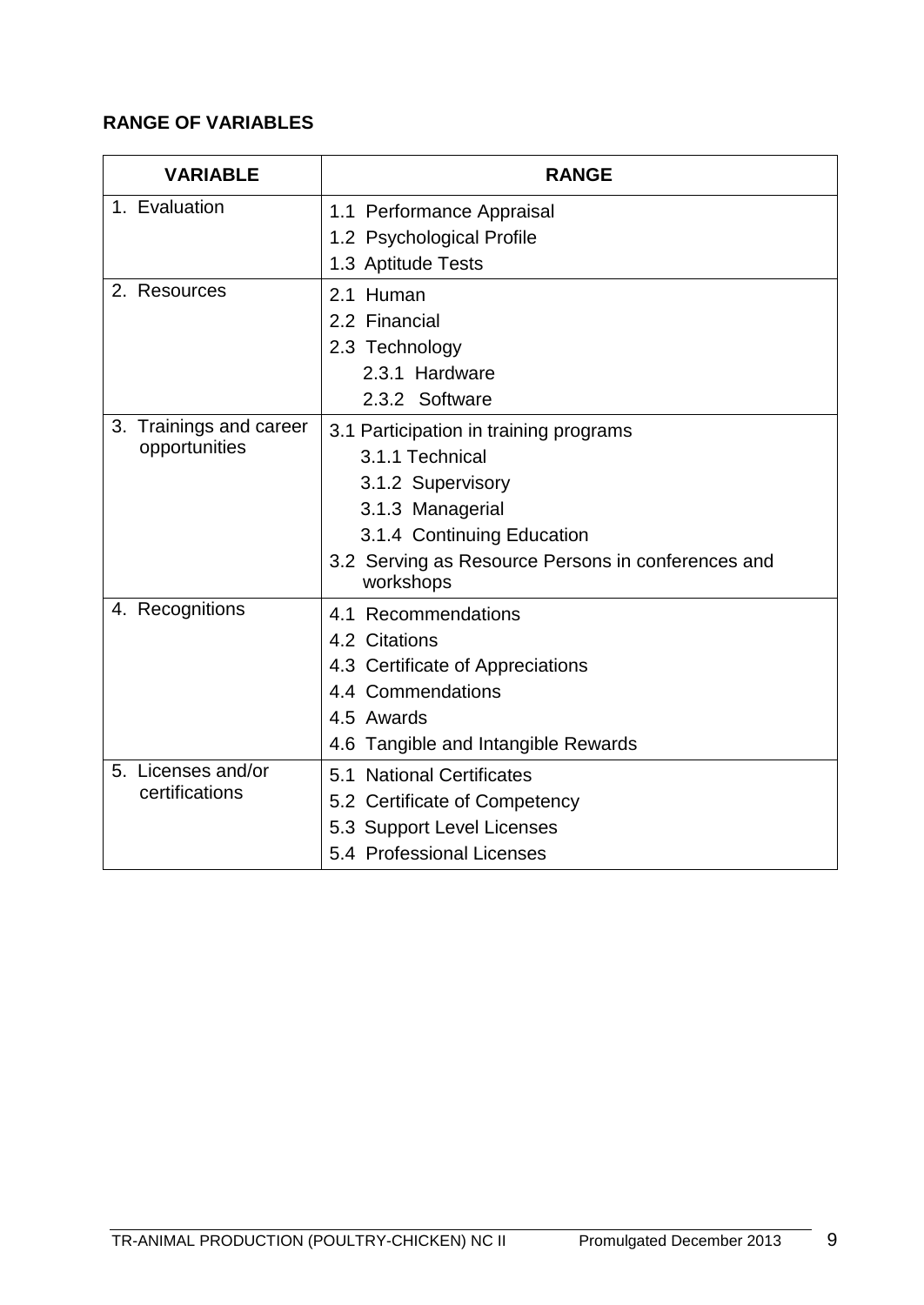**RANGE OF VARIABLES**

| VARIABLE | RANGE |
|---|---|
| 1. Evaluation | 1.1 Performance Appraisal<br>1.2 Psychological Profile<br>1.3 Aptitude Tests |
| 2. Resources | 2.1 Human<br>2.2 Financial<br>2.3 Technology<br>2.3.1 Hardware<br>2.3.2 Software |
| 3. Trainings and career opportunities | 3.1 Participation in training programs<br>3.1.1 Technical<br>3.1.2 Supervisory<br>3.1.3 Managerial<br>3.1.4 Continuing Education<br>3.2 Serving as Resource Persons in conferences and workshops |
| 4. Recognitions | 4.1 Recommendations<br>4.2 Citations<br>4.3 Certificate of Appreciations<br>4.4 Commendations<br>4.5 Awards<br>4.6 Tangible and Intangible Rewards |
| 5. Licenses and/or certifications | 5.1 National Certificates<br>5.2 Certificate of Competency<br>5.3 Support Level Licenses<br>5.4 Professional Licenses |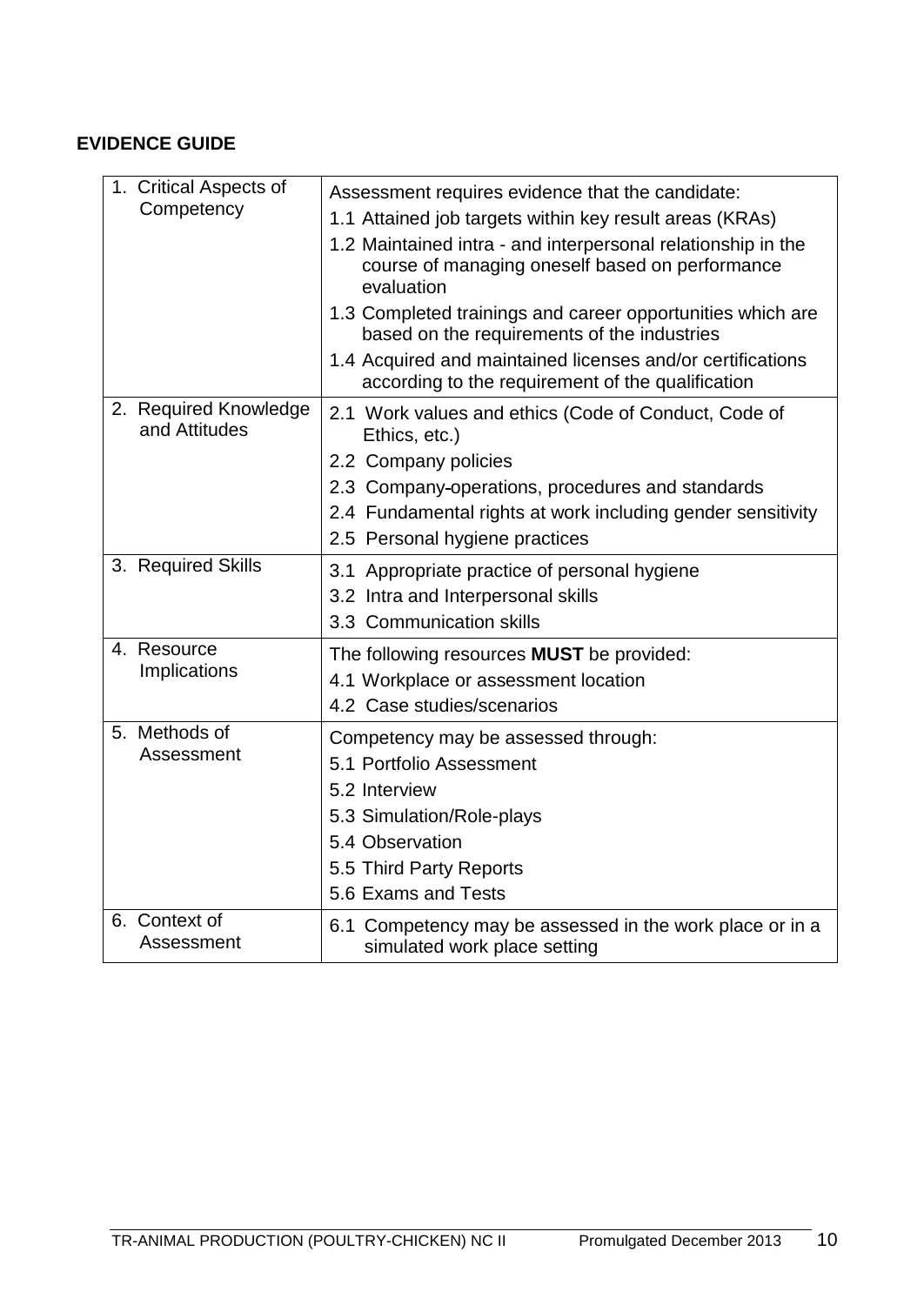**EVIDENCE GUIDE**

| | |
|---|---|
| 1. Critical Aspects of Competency | Assessment requires evidence that the candidate:<br>1.1 Attained job targets within key result areas (KRAs)<br>1.2 Maintained intra - and interpersonal relationship in the course of managing oneself based on performance evaluation<br>1.3 Completed trainings and career opportunities which are based on the requirements of the industries<br>1.4 Acquired and maintained licenses and/or certifications according to the requirement of the qualification |
| 2. Required Knowledge and Attitudes | 2.1 Work values and ethics (Code of Conduct, Code of Ethics, etc.)<br>2.2 Company policies<br>2.3 Company-operations, procedures and standards<br>2.4 Fundamental rights at work including gender sensitivity<br>2.5 Personal hygiene practices |
| 3. Required Skills | 3.1 Appropriate practice of personal hygiene<br>3.2 Intra and Interpersonal skills<br>3.3 Communication skills |
| 4. Resource Implications | The following resources **MUST** be provided:<br>4.1 Workplace or assessment location<br>4.2 Case studies/scenarios |
| 5. Methods of Assessment | Competency may be assessed through:<br>5.1 Portfolio Assessment<br>5.2 Interview<br>5.3 Simulation/Role-plays<br>5.4 Observation<br>5.5 Third Party Reports<br>5.6 Exams and Tests |
| 6. Context of Assessment | 6.1 Competency may be assessed in the work place or in a simulated work place setting |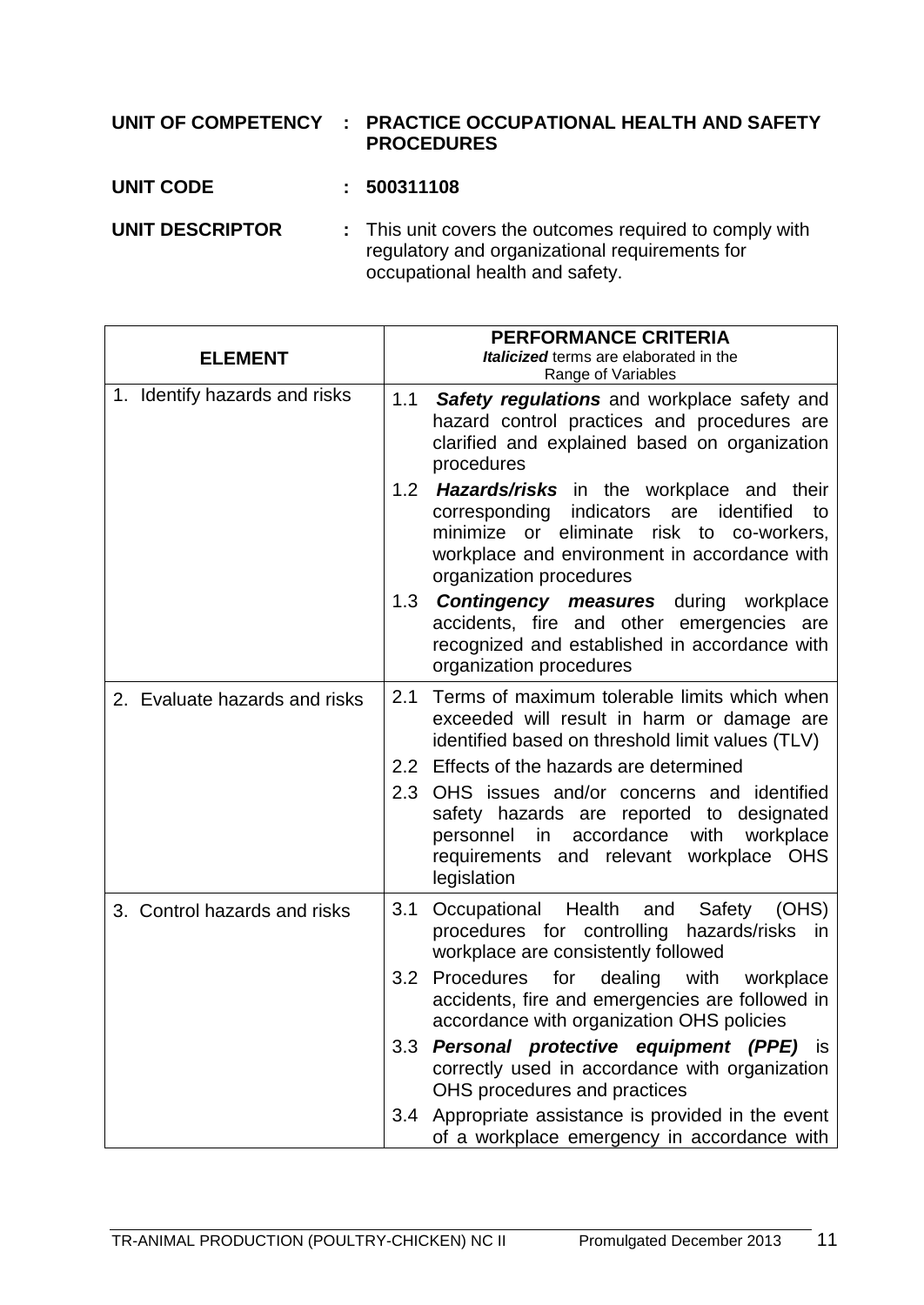**UNIT OF COMPETENCY : PRACTICE OCCUPATIONAL HEALTH AND SAFETY PROCEDURES**

**UNIT CODE : 500311108**

**UNIT DESCRIPTOR :** This unit covers the outcomes required to comply with regulatory and organizational requirements for occupational health and safety.

| ELEMENT | PERFORMANCE CRITERIA<br>***Italicized*** terms are elaborated in the Range of Variables |
|---|---|
| 1. Identify hazards and risks | 1.1 ***Safety regulations*** and workplace safety and hazard control practices and procedures are clarified and explained based on organization procedures<br>1.2 ***Hazards/risks*** in the workplace and their corresponding indicators are identified to minimize or eliminate risk to co-workers, workplace and environment in accordance with organization procedures<br>1.3 ***Contingency measures*** during workplace accidents, fire and other emergencies are recognized and established in accordance with organization procedures |
| 2. Evaluate hazards and risks | 2.1 Terms of maximum tolerable limits which when exceeded will result in harm or damage are identified based on threshold limit values (TLV)<br>2.2 Effects of the hazards are determined<br>2.3 OHS issues and/or concerns and identified safety hazards are reported to designated personnel in accordance with workplace requirements and relevant workplace OHS legislation |
| 3. Control hazards and risks | 3.1 Occupational Health and Safety (OHS) procedures for controlling hazards/risks in workplace are consistently followed<br>3.2 Procedures for dealing with workplace accidents, fire and emergencies are followed in accordance with organization OHS policies<br>3.3 ***Personal protective equipment (PPE)*** is correctly used in accordance with organization OHS procedures and practices<br>3.4 Appropriate assistance is provided in the event of a workplace emergency in accordance with |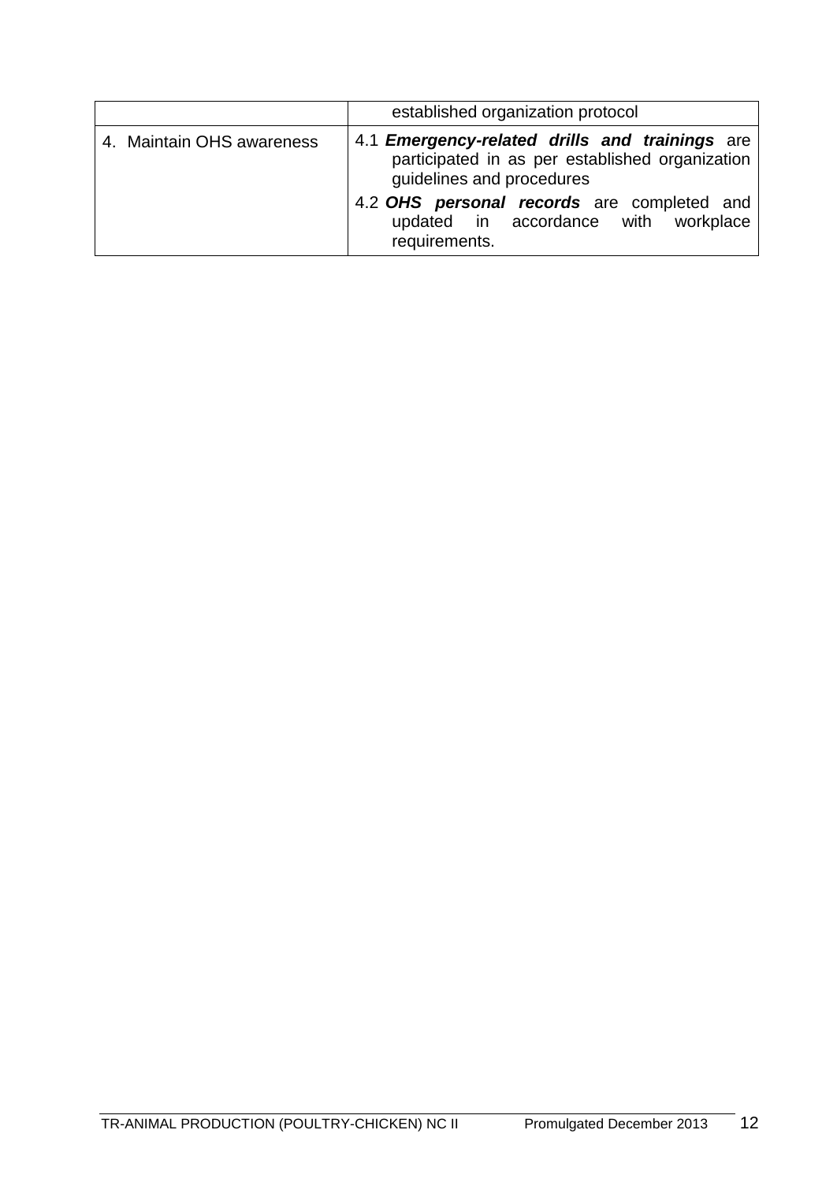| | |
|---|---|
| | established organization protocol |
| 4. Maintain OHS awareness | 4.1 ***Emergency-related drills and trainings*** are participated in as per established organization guidelines and procedures<br>4.2 ***OHS personal records*** are completed and updated in accordance with workplace requirements. |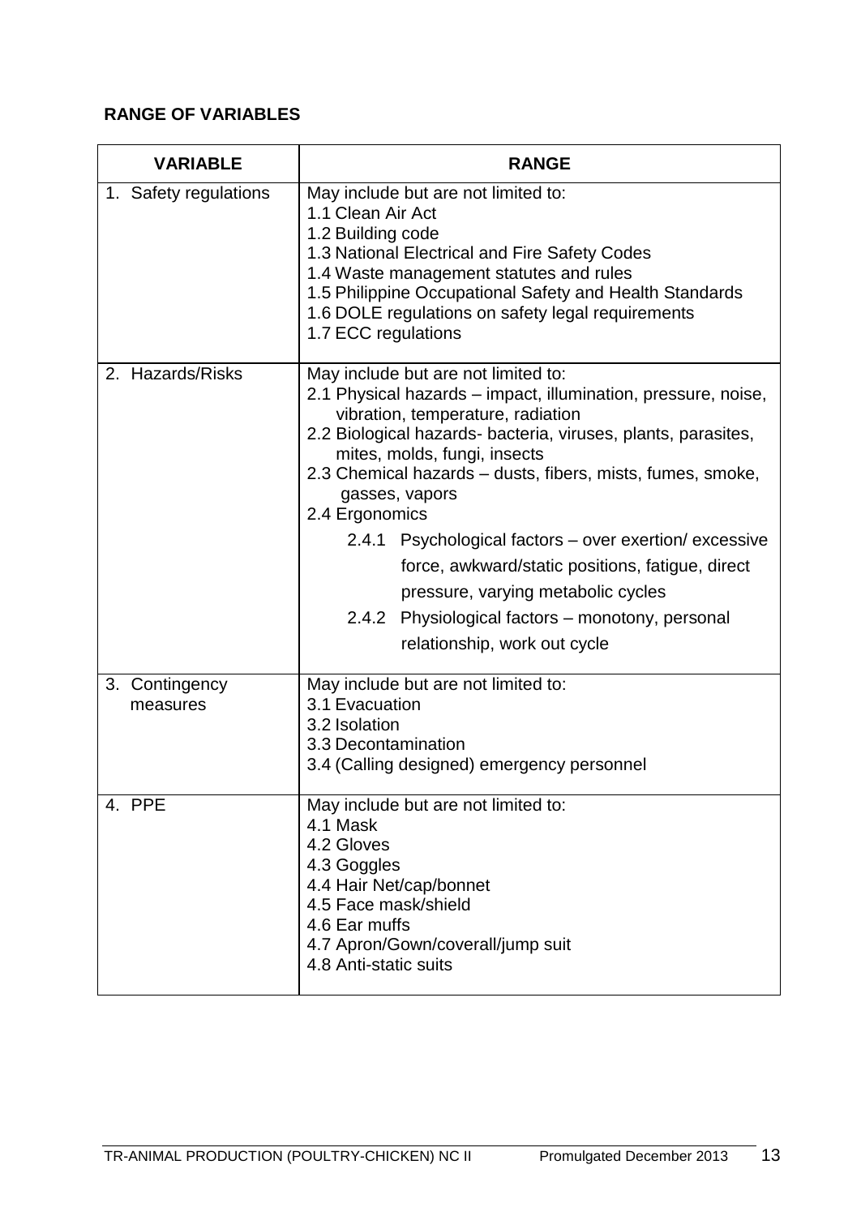**RANGE OF VARIABLES**

| VARIABLE | RANGE |
|---|---|
| 1. Safety regulations | May include but are not limited to:<br>1.1 Clean Air Act<br>1.2 Building code<br>1.3 National Electrical and Fire Safety Codes<br>1.4 Waste management statutes and rules<br>1.5 Philippine Occupational Safety and Health Standards<br>1.6 DOLE regulations on safety legal requirements<br>1.7 ECC regulations |
| 2. Hazards/Risks | May include but are not limited to:<br>2.1 Physical hazards – impact, illumination, pressure, noise, vibration, temperature, radiation<br>2.2 Biological hazards- bacteria, viruses, plants, parasites, mites, molds, fungi, insects<br>2.3 Chemical hazards – dusts, fibers, mists, fumes, smoke, gasses, vapors<br>2.4 Ergonomics<br>2.4.1 Psychological factors – over exertion/ excessive force, awkward/static positions, fatigue, direct pressure, varying metabolic cycles<br>2.4.2 Physiological factors – monotony, personal relationship, work out cycle |
| 3. Contingency measures | May include but are not limited to:<br>3.1 Evacuation<br>3.2 Isolation<br>3.3 Decontamination<br>3.4 (Calling designed) emergency personnel |
| 4. PPE | May include but are not limited to:<br>4.1 Mask<br>4.2 Gloves<br>4.3 Goggles<br>4.4 Hair Net/cap/bonnet<br>4.5 Face mask/shield<br>4.6 Ear muffs<br>4.7 Apron/Gown/coverall/jump suit<br>4.8 Anti-static suits |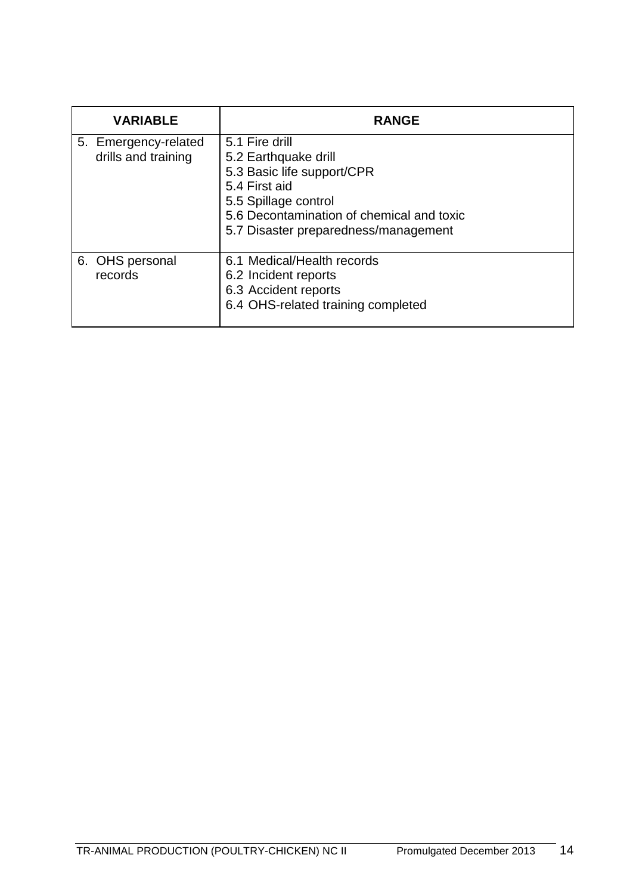| VARIABLE | RANGE |
|---|---|
| 5. Emergency-related drills and training | 5.1 Fire drill<br>5.2 Earthquake drill<br>5.3 Basic life support/CPR<br>5.4 First aid<br>5.5 Spillage control<br>5.6 Decontamination of chemical and toxic<br>5.7 Disaster preparedness/management |
| 6. OHS personal records | 6.1 Medical/Health records<br>6.2 Incident reports<br>6.3 Accident reports<br>6.4 OHS-related training completed |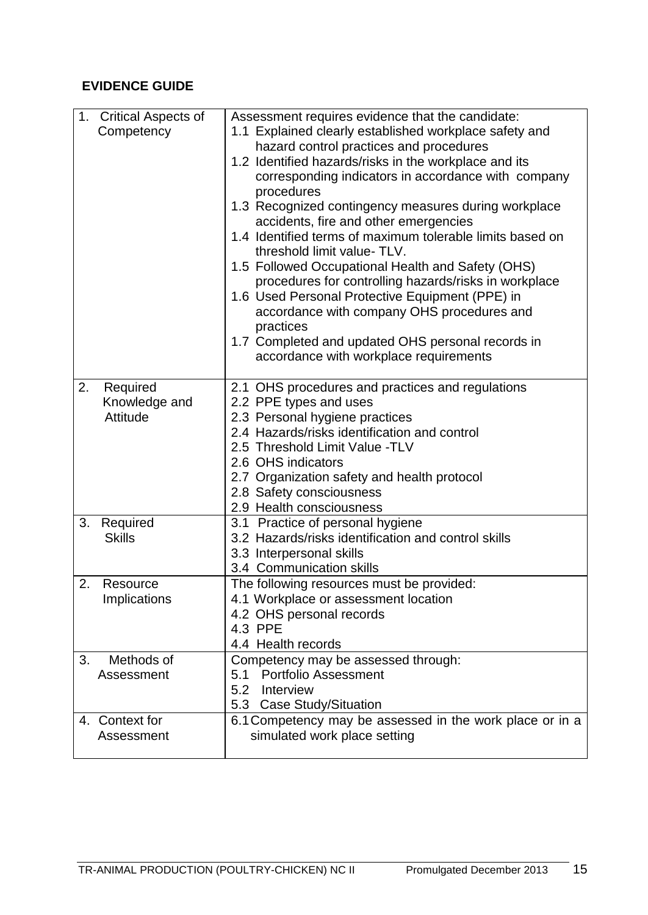**EVIDENCE GUIDE**

| | |
|---|---|
| 1. Critical Aspects of Competency | Assessment requires evidence that the candidate:<br>1.1 Explained clearly established workplace safety and hazard control practices and procedures<br>1.2 Identified hazards/risks in the workplace and its corresponding indicators in accordance with company procedures<br>1.3 Recognized contingency measures during workplace accidents, fire and other emergencies<br>1.4 Identified terms of maximum tolerable limits based on threshold limit value- TLV.<br>1.5 Followed Occupational Health and Safety (OHS) procedures for controlling hazards/risks in workplace<br>1.6 Used Personal Protective Equipment (PPE) in accordance with company OHS procedures and practices<br>1.7 Completed and updated OHS personal records in accordance with workplace requirements |
| 2. Required Knowledge and Attitude | 2.1 OHS procedures and practices and regulations<br>2.2 PPE types and uses<br>2.3 Personal hygiene practices<br>2.4 Hazards/risks identification and control<br>2.5 Threshold Limit Value -TLV<br>2.6 OHS indicators<br>2.7 Organization safety and health protocol<br>2.8 Safety consciousness<br>2.9 Health consciousness |
| 3. Required Skills | 3.1 Practice of personal hygiene<br>3.2 Hazards/risks identification and control skills<br>3.3 Interpersonal skills<br>3.4 Communication skills |
| 2. Resource Implications | The following resources must be provided:<br>4.1 Workplace or assessment location<br>4.2 OHS personal records<br>4.3 PPE<br>4.4 Health records |
| 3. Methods of Assessment | Competency may be assessed through:<br>5.1 Portfolio Assessment<br>5.2 Interview<br>5.3 Case Study/Situation |
| 4. Context for Assessment | 6.1 Competency may be assessed in the work place or in a simulated work place setting |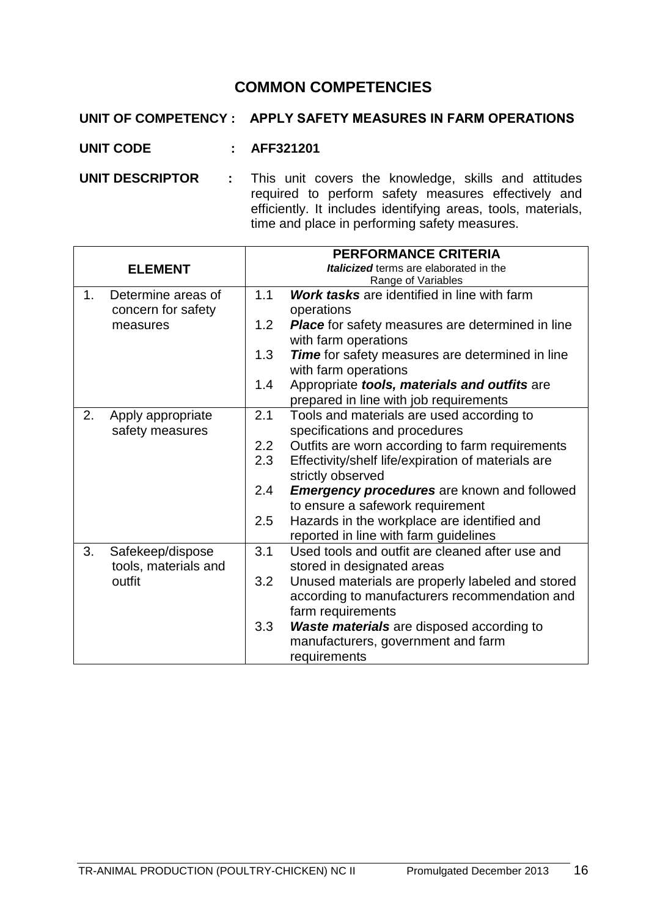## COMMON COMPETENCIES

**UNIT OF COMPETENCY : APPLY SAFETY MEASURES IN FARM OPERATIONS**

**UNIT CODE : AFF321201**

**UNIT DESCRIPTOR :** This unit covers the knowledge, skills and attitudes required to perform safety measures effectively and efficiently. It includes identifying areas, tools, materials, time and place in performing safety measures.

| ELEMENT | PERFORMANCE CRITERIA<br>***Italicized*** terms are elaborated in the Range of Variables |
|---|---|
| 1. Determine areas of concern for safety measures | 1.1 ***Work tasks*** are identified in line with farm operations<br>1.2 ***Place*** for safety measures are determined in line with farm operations<br>1.3 ***Time*** for safety measures are determined in line with farm operations<br>1.4 Appropriate ***tools, materials and outfits*** are prepared in line with job requirements |
| 2. Apply appropriate safety measures | 2.1 Tools and materials are used according to specifications and procedures<br>2.2 Outfits are worn according to farm requirements<br>2.3 Effectivity/shelf life/expiration of materials are strictly observed<br>2.4 ***Emergency procedures*** are known and followed to ensure a safework requirement<br>2.5 Hazards in the workplace are identified and reported in line with farm guidelines |
| 3. Safekeep/dispose tools, materials and outfit | 3.1 Used tools and outfit are cleaned after use and stored in designated areas<br>3.2 Unused materials are properly labeled and stored according to manufacturers recommendation and farm requirements<br>3.3 ***Waste materials*** are disposed according to manufacturers, government and farm requirements |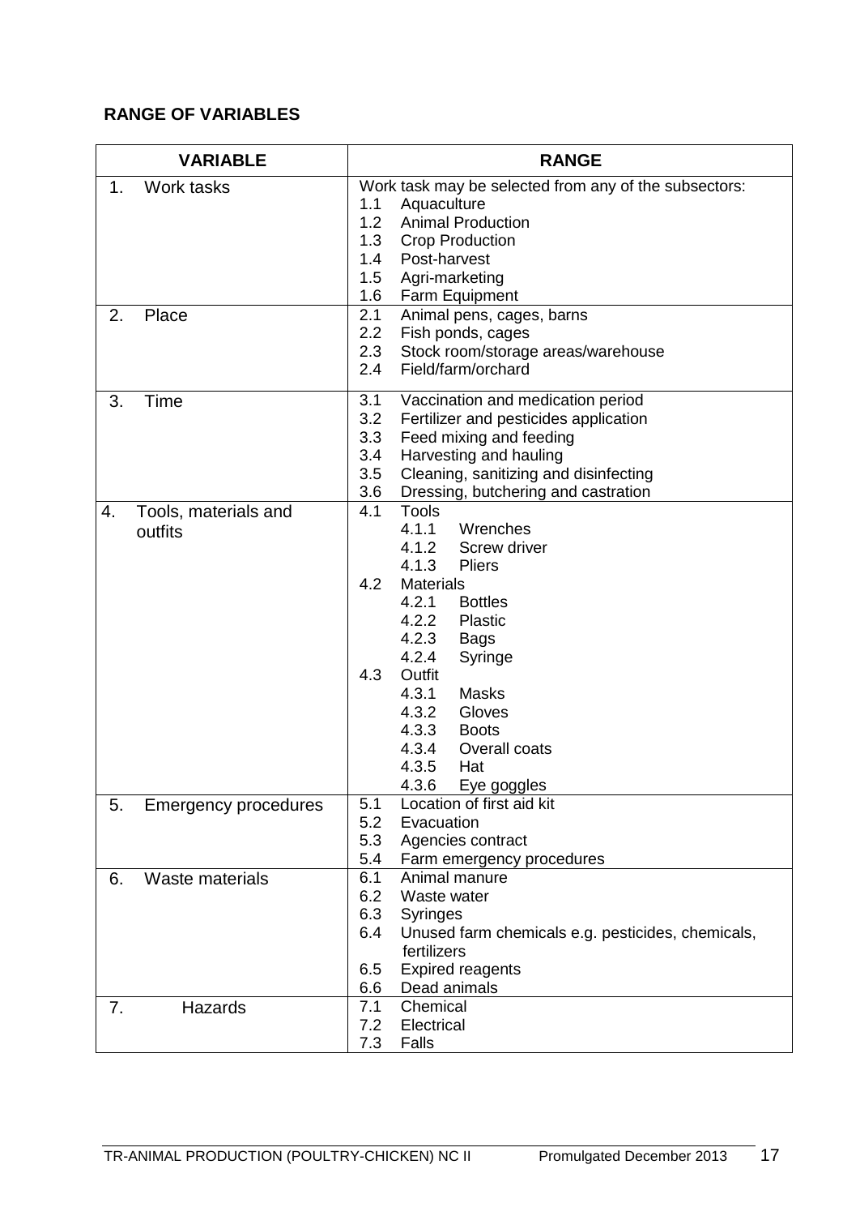**RANGE OF VARIABLES**

| VARIABLE | RANGE |
|---|---|
| 1. Work tasks | Work task may be selected from any of the subsectors:<br>1.1 Aquaculture<br>1.2 Animal Production<br>1.3 Crop Production<br>1.4 Post-harvest<br>1.5 Agri-marketing<br>1.6 Farm Equipment |
| 2. Place | 2.1 Animal pens, cages, barns<br>2.2 Fish ponds, cages<br>2.3 Stock room/storage areas/warehouse<br>2.4 Field/farm/orchard |
| 3. Time | 3.1 Vaccination and medication period<br>3.2 Fertilizer and pesticides application<br>3.3 Feed mixing and feeding<br>3.4 Harvesting and hauling<br>3.5 Cleaning, sanitizing and disinfecting<br>3.6 Dressing, butchering and castration |
| 4. Tools, materials and outfits | 4.1 Tools<br>4.1.1 Wrenches<br>4.1.2 Screw driver<br>4.1.3 Pliers<br>4.2 Materials<br>4.2.1 Bottles<br>4.2.2 Plastic<br>4.2.3 Bags<br>4.2.4 Syringe<br>4.3 Outfit<br>4.3.1 Masks<br>4.3.2 Gloves<br>4.3.3 Boots<br>4.3.4 Overall coats<br>4.3.5 Hat<br>4.3.6 Eye goggles |
| 5. Emergency procedures | 5.1 Location of first aid kit<br>5.2 Evacuation<br>5.3 Agencies contract<br>5.4 Farm emergency procedures |
| 6. Waste materials | 6.1 Animal manure<br>6.2 Waste water<br>6.3 Syringes<br>6.4 Unused farm chemicals e.g. pesticides, chemicals, fertilizers<br>6.5 Expired reagents<br>6.6 Dead animals |
| 7. Hazards | 7.1 Chemical<br>7.2 Electrical<br>7.3 Falls |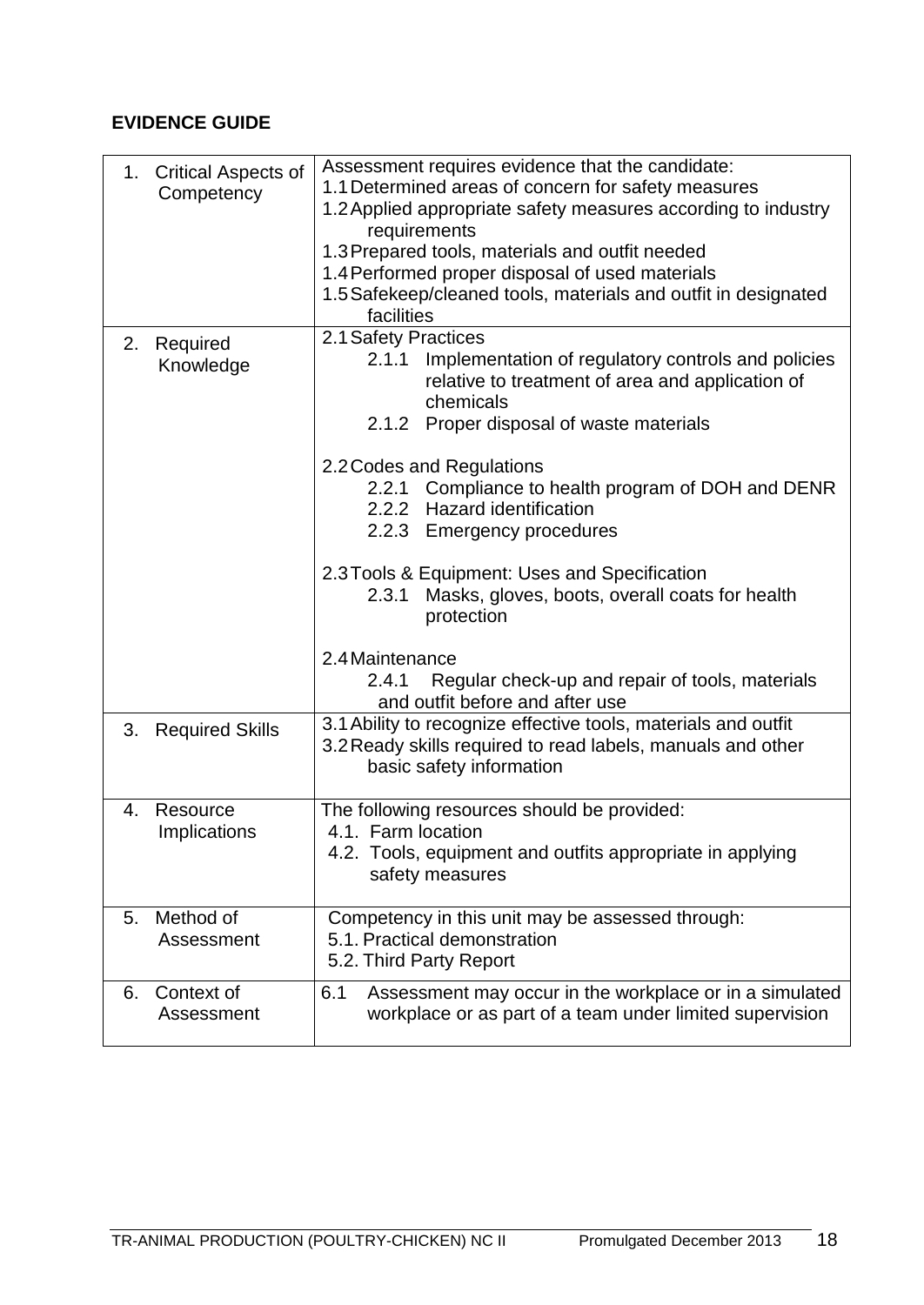**EVIDENCE GUIDE**

| | |
|---|---|
| 1. Critical Aspects of Competency | Assessment requires evidence that the candidate:<br>1.1 Determined areas of concern for safety measures<br>1.2 Applied appropriate safety measures according to industry requirements<br>1.3 Prepared tools, materials and outfit needed<br>1.4 Performed proper disposal of used materials<br>1.5 Safekeep/cleaned tools, materials and outfit in designated facilities |
| 2. Required Knowledge | 2.1 Safety Practices<br>2.1.1 Implementation of regulatory controls and policies relative to treatment of area and application of chemicals<br>2.1.2 Proper disposal of waste materials<br><br>2.2 Codes and Regulations<br>2.2.1 Compliance to health program of DOH and DENR<br>2.2.2 Hazard identification<br>2.2.3 Emergency procedures<br><br>2.3 Tools & Equipment: Uses and Specification<br>2.3.1 Masks, gloves, boots, overall coats for health protection<br><br>2.4 Maintenance<br>2.4.1 Regular check-up and repair of tools, materials and outfit before and after use |
| 3. Required Skills | 3.1 Ability to recognize effective tools, materials and outfit<br>3.2 Ready skills required to read labels, manuals and other basic safety information |
| 4. Resource Implications | The following resources should be provided:<br>4.1. Farm location<br>4.2. Tools, equipment and outfits appropriate in applying safety measures |
| 5. Method of Assessment | Competency in this unit may be assessed through:<br>5.1. Practical demonstration<br>5.2. Third Party Report |
| 6. Context of Assessment | 6.1 Assessment may occur in the workplace or in a simulated workplace or as part of a team under limited supervision |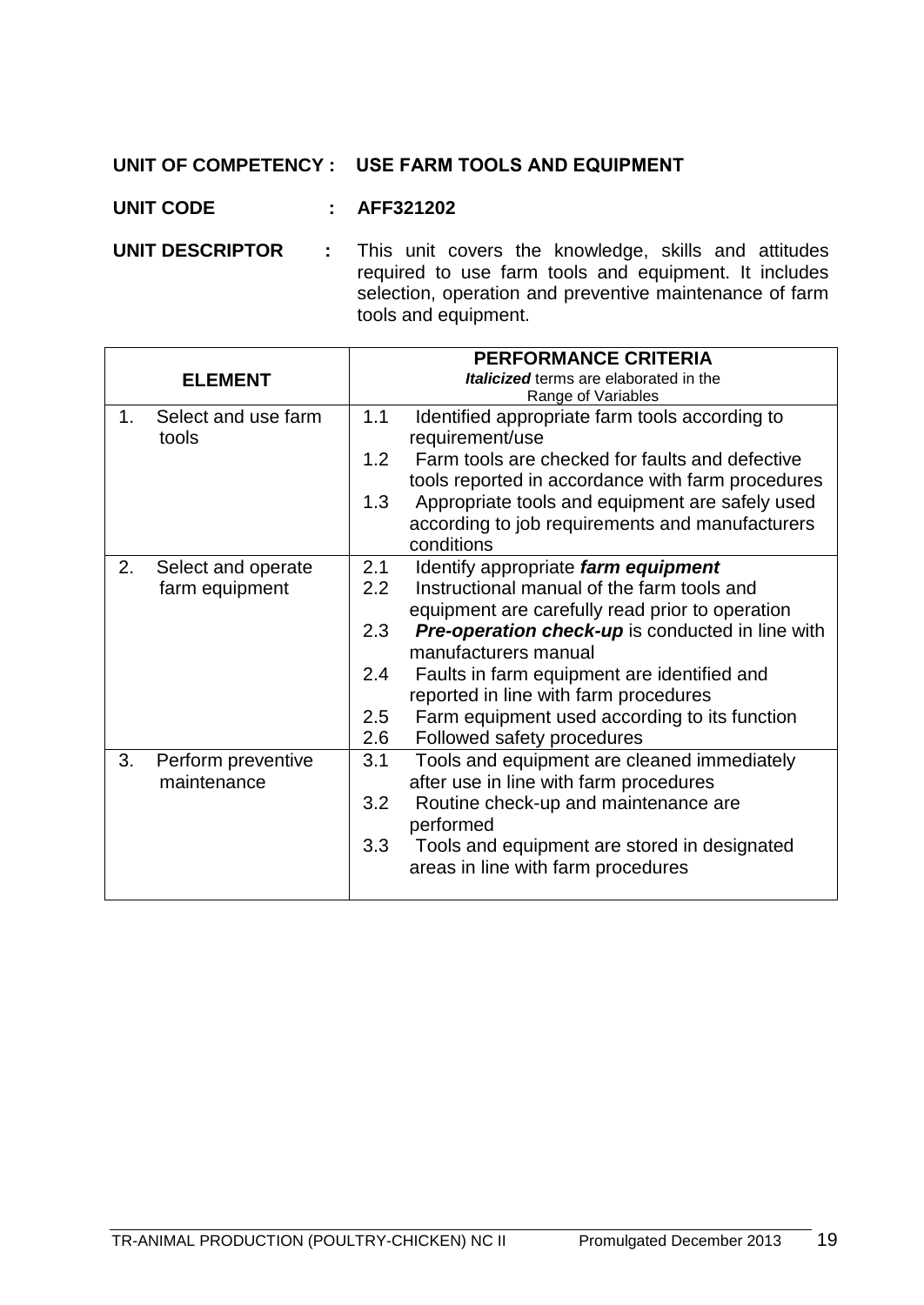**UNIT OF COMPETENCY : USE FARM TOOLS AND EQUIPMENT**

**UNIT CODE : AFF321202**

**UNIT DESCRIPTOR :** This unit covers the knowledge, skills and attitudes required to use farm tools and equipment. It includes selection, operation and preventive maintenance of farm tools and equipment.

| ELEMENT | PERFORMANCE CRITERIA<br>***Italicized*** terms are elaborated in the Range of Variables |
|---|---|
| 1. Select and use farm tools | 1.1 Identified appropriate farm tools according to requirement/use<br>1.2 Farm tools are checked for faults and defective tools reported in accordance with farm procedures<br>1.3 Appropriate tools and equipment are safely used according to job requirements and manufacturers conditions |
| 2. Select and operate farm equipment | 2.1 Identify appropriate ***farm equipment***<br>2.2 Instructional manual of the farm tools and equipment are carefully read prior to operation<br>2.3 ***Pre-operation check-up*** is conducted in line with manufacturers manual<br>2.4 Faults in farm equipment are identified and reported in line with farm procedures<br>2.5 Farm equipment used according to its function<br>2.6 Followed safety procedures |
| 3. Perform preventive maintenance | 3.1 Tools and equipment are cleaned immediately after use in line with farm procedures<br>3.2 Routine check-up and maintenance are performed<br>3.3 Tools and equipment are stored in designated areas in line with farm procedures |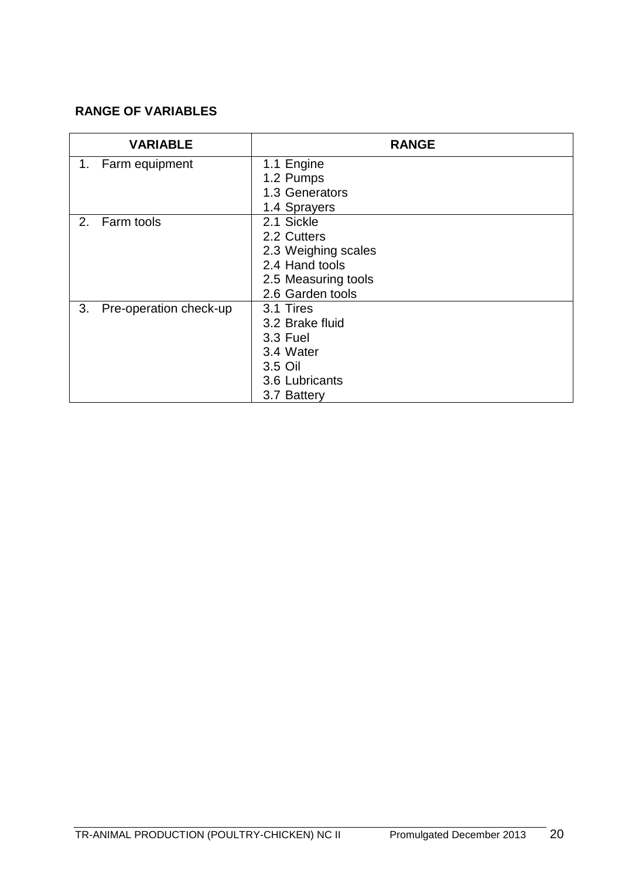**RANGE OF VARIABLES**

| VARIABLE | RANGE |
|---|---|
| 1. Farm equipment | 1.1 Engine<br>1.2 Pumps<br>1.3 Generators<br>1.4 Sprayers |
| 2. Farm tools | 2.1 Sickle<br>2.2 Cutters<br>2.3 Weighing scales<br>2.4 Hand tools<br>2.5 Measuring tools<br>2.6 Garden tools |
| 3. Pre-operation check-up | 3.1 Tires<br>3.2 Brake fluid<br>3.3 Fuel<br>3.4 Water<br>3.5 Oil<br>3.6 Lubricants<br>3.7 Battery |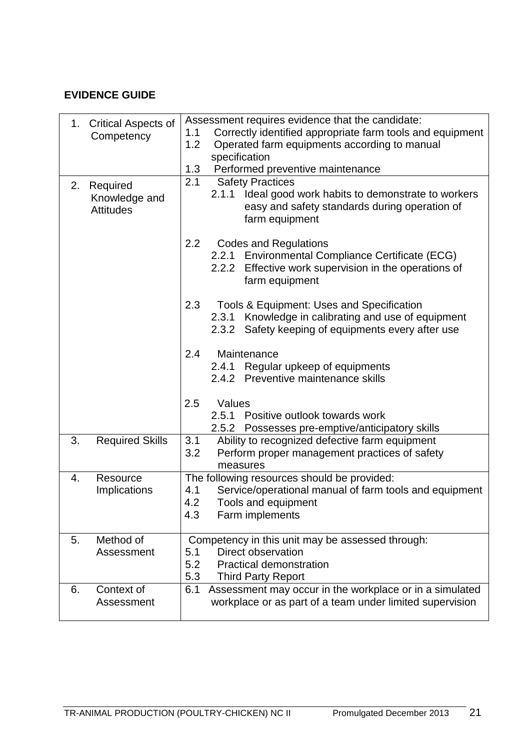**EVIDENCE GUIDE**

| | |
|---|---|
| 1. Critical Aspects of Competency | Assessment requires evidence that the candidate:<br>1.1 Correctly identified appropriate farm tools and equipment<br>1.2 Operated farm equipments according to manual specification<br>1.3 Performed preventive maintenance |
| 2. Required Knowledge and Attitudes | 2.1 Safety Practices<br>2.1.1 Ideal good work habits to demonstrate to workers easy and safety standards during operation of farm equipment<br><br>2.2 Codes and Regulations<br>2.2.1 Environmental Compliance Certificate (ECG)<br>2.2.2 Effective work supervision in the operations of farm equipment<br><br>2.3 Tools & Equipment: Uses and Specification<br>2.3.1 Knowledge in calibrating and use of equipment<br>2.3.2 Safety keeping of equipments every after use<br><br>2.4 Maintenance<br>2.4.1 Regular upkeep of equipments<br>2.4.2 Preventive maintenance skills<br><br>2.5 Values<br>2.5.1 Positive outlook towards work<br>2.5.2 Possesses pre-emptive/anticipatory skills |
| 3. Required Skills | 3.1 Ability to recognized defective farm equipment<br>3.2 Perform proper management practices of safety measures |
| 4. Resource Implications | The following resources should be provided:<br>4.1 Service/operational manual of farm tools and equipment<br>4.2 Tools and equipment<br>4.3 Farm implements |
| 5. Method of Assessment | Competency in this unit may be assessed through:<br>5.1 Direct observation<br>5.2 Practical demonstration<br>5.3 Third Party Report |
| 6. Context of Assessment | 6.1 Assessment may occur in the workplace or in a simulated workplace or as part of a team under limited supervision |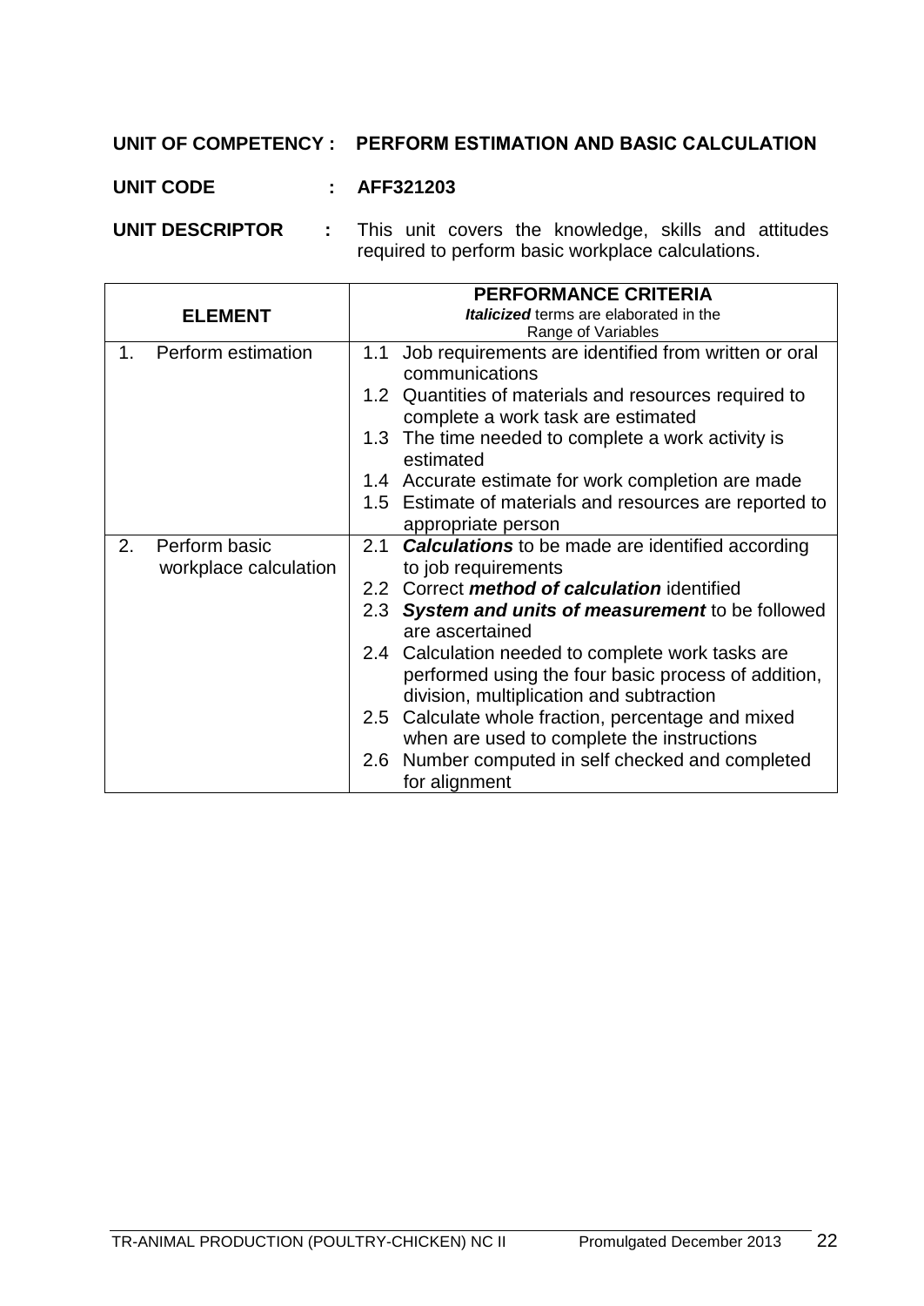**UNIT OF COMPETENCY : PERFORM ESTIMATION AND BASIC CALCULATION**

**UNIT CODE : AFF321203**

**UNIT DESCRIPTOR :** This unit covers the knowledge, skills and attitudes required to perform basic workplace calculations.

| ELEMENT | PERFORMANCE CRITERIA<br>***Italicized*** terms are elaborated in the Range of Variables |
|---|---|
| 1. Perform estimation | 1.1 Job requirements are identified from written or oral communications<br>1.2 Quantities of materials and resources required to complete a work task are estimated<br>1.3 The time needed to complete a work activity is estimated<br>1.4 Accurate estimate for work completion are made<br>1.5 Estimate of materials and resources are reported to appropriate person |
| 2. Perform basic workplace calculation | 2.1 ***Calculations*** to be made are identified according to job requirements<br>2.2 Correct ***method of calculation*** identified<br>2.3 ***System and units of measurement*** to be followed are ascertained<br>2.4 Calculation needed to complete work tasks are performed using the four basic process of addition, division, multiplication and subtraction<br>2.5 Calculate whole fraction, percentage and mixed when are used to complete the instructions<br>2.6 Number computed in self checked and completed for alignment |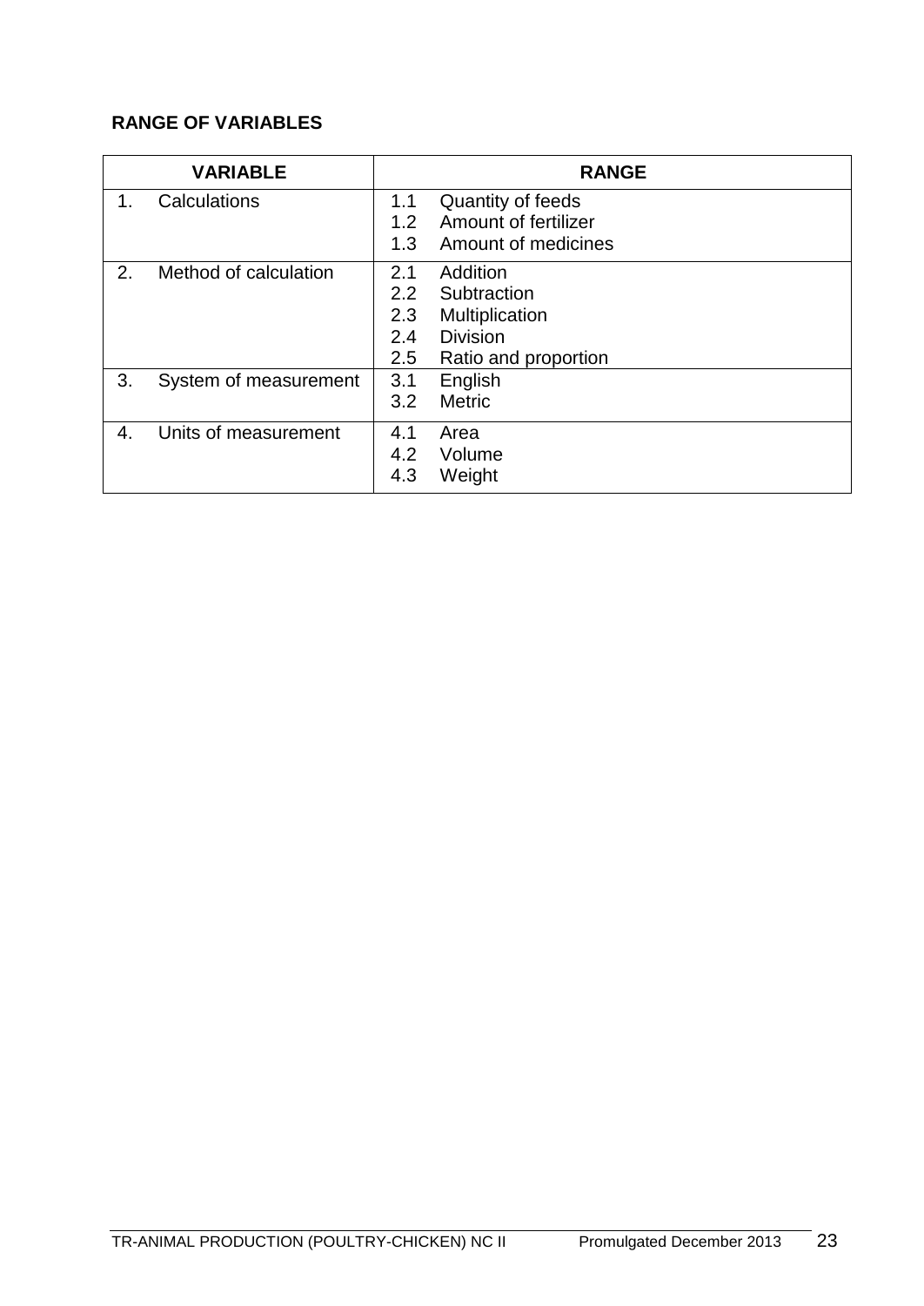**RANGE OF VARIABLES**

| VARIABLE | RANGE |
|---|---|
| 1. Calculations | 1.1 Quantity of feeds<br>1.2 Amount of fertilizer<br>1.3 Amount of medicines |
| 2. Method of calculation | 2.1 Addition<br>2.2 Subtraction<br>2.3 Multiplication<br>2.4 Division<br>2.5 Ratio and proportion |
| 3. System of measurement | 3.1 English<br>3.2 Metric |
| 4. Units of measurement | 4.1 Area<br>4.2 Volume<br>4.3 Weight |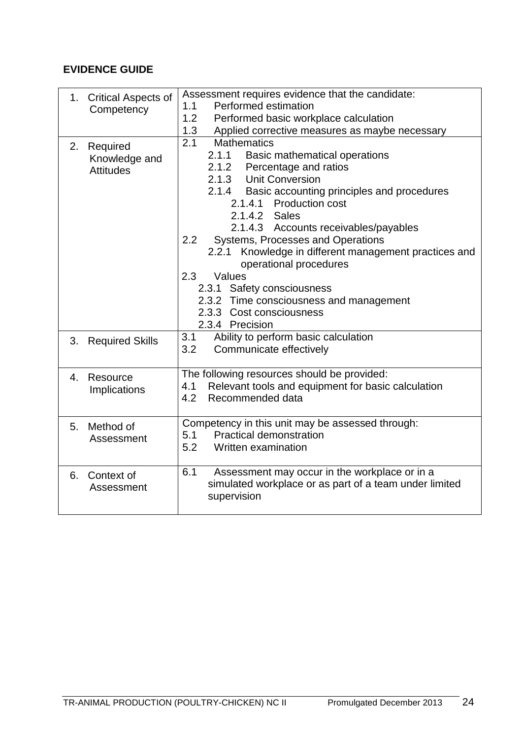**EVIDENCE GUIDE**

| | |
|---|---|
| 1. Critical Aspects of Competency | Assessment requires evidence that the candidate:<br>1.1 Performed estimation<br>1.2 Performed basic workplace calculation<br>1.3 Applied corrective measures as maybe necessary |
| 2. Required Knowledge and Attitudes | 2.1 Mathematics<br>2.1.1 Basic mathematical operations<br>2.1.2 Percentage and ratios<br>2.1.3 Unit Conversion<br>2.1.4 Basic accounting principles and procedures<br>2.1.4.1 Production cost<br>2.1.4.2 Sales<br>2.1.4.3 Accounts receivables/payables<br>2.2 Systems, Processes and Operations<br>2.2.1 Knowledge in different management practices and operational procedures<br>2.3 Values<br>2.3.1 Safety consciousness<br>2.3.2 Time consciousness and management<br>2.3.3 Cost consciousness<br>2.3.4 Precision |
| 3. Required Skills | 3.1 Ability to perform basic calculation<br>3.2 Communicate effectively |
| 4. Resource Implications | The following resources should be provided:<br>4.1 Relevant tools and equipment for basic calculation<br>4.2 Recommended data |
| 5. Method of Assessment | Competency in this unit may be assessed through:<br>5.1 Practical demonstration<br>5.2 Written examination |
| 6. Context of Assessment | 6.1 Assessment may occur in the workplace or in a simulated workplace or as part of a team under limited supervision |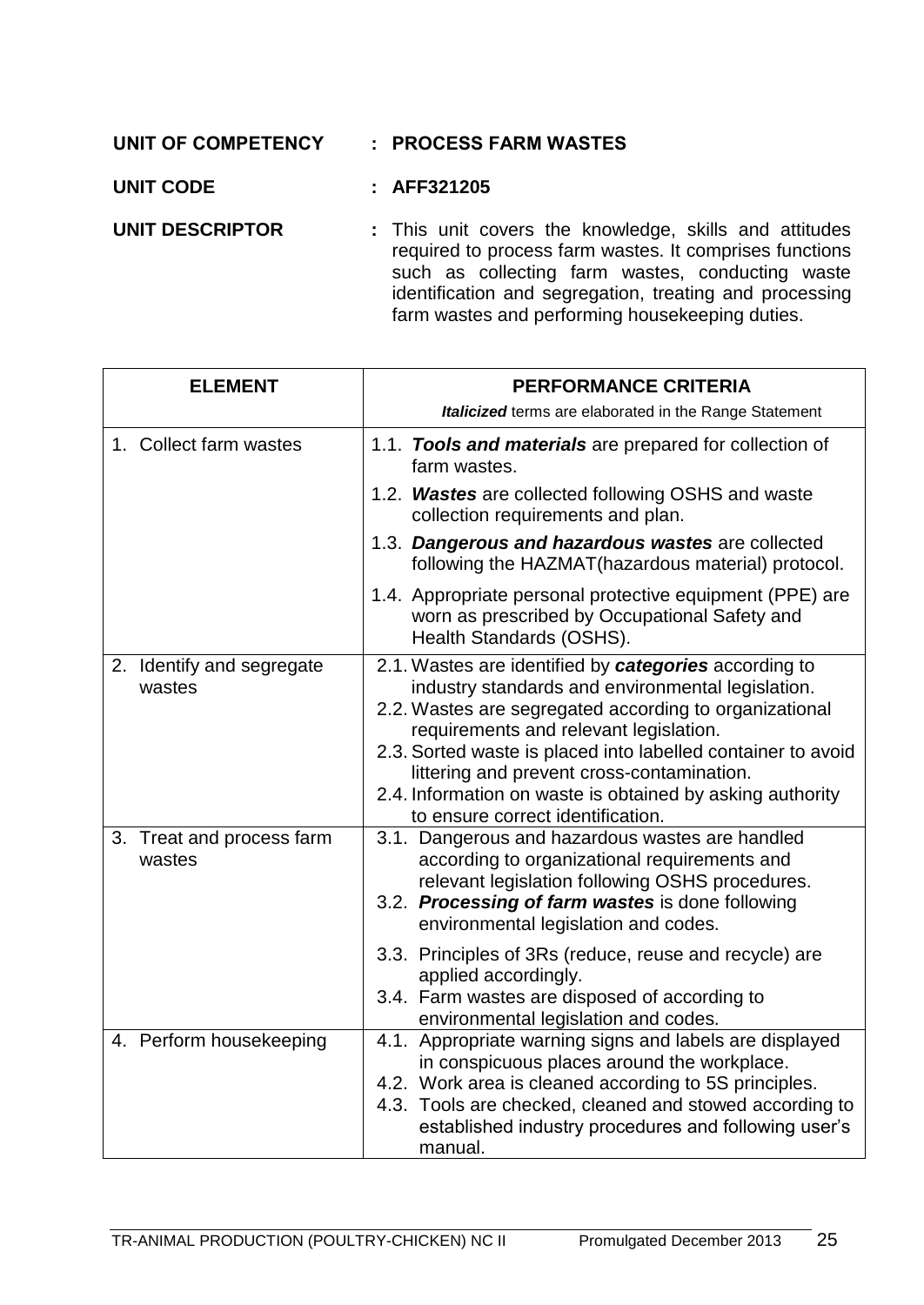**UNIT OF COMPETENCY : PROCESS FARM WASTES**

**UNIT CODE : AFF321205**

**UNIT DESCRIPTOR :** This unit covers the knowledge, skills and attitudes required to process farm wastes. It comprises functions such as collecting farm wastes, conducting waste identification and segregation, treating and processing farm wastes and performing housekeeping duties.

| ELEMENT | PERFORMANCE CRITERIA<br>***Italicized*** terms are elaborated in the Range Statement |
|---|---|
| 1. Collect farm wastes | 1.1. ***Tools and materials*** are prepared for collection of farm wastes.<br>1.2. ***Wastes*** are collected following OSHS and waste collection requirements and plan.<br>1.3. ***Dangerous and hazardous wastes*** are collected following the HAZMAT(hazardous material) protocol.<br>1.4. Appropriate personal protective equipment (PPE) are worn as prescribed by Occupational Safety and Health Standards (OSHS). |
| 2. Identify and segregate wastes | 2.1. Wastes are identified by ***categories*** according to industry standards and environmental legislation.<br>2.2. Wastes are segregated according to organizational requirements and relevant legislation.<br>2.3. Sorted waste is placed into labelled container to avoid littering and prevent cross-contamination.<br>2.4. Information on waste is obtained by asking authority to ensure correct identification. |
| 3. Treat and process farm wastes | 3.1. Dangerous and hazardous wastes are handled according to organizational requirements and relevant legislation following OSHS procedures.<br>3.2. ***Processing of farm wastes*** is done following environmental legislation and codes.<br>3.3. Principles of 3Rs (reduce, reuse and recycle) are applied accordingly.<br>3.4. Farm wastes are disposed of according to environmental legislation and codes. |
| 4. Perform housekeeping | 4.1. Appropriate warning signs and labels are displayed in conspicuous places around the workplace.<br>4.2. Work area is cleaned according to 5S principles.<br>4.3. Tools are checked, cleaned and stowed according to established industry procedures and following user's manual. |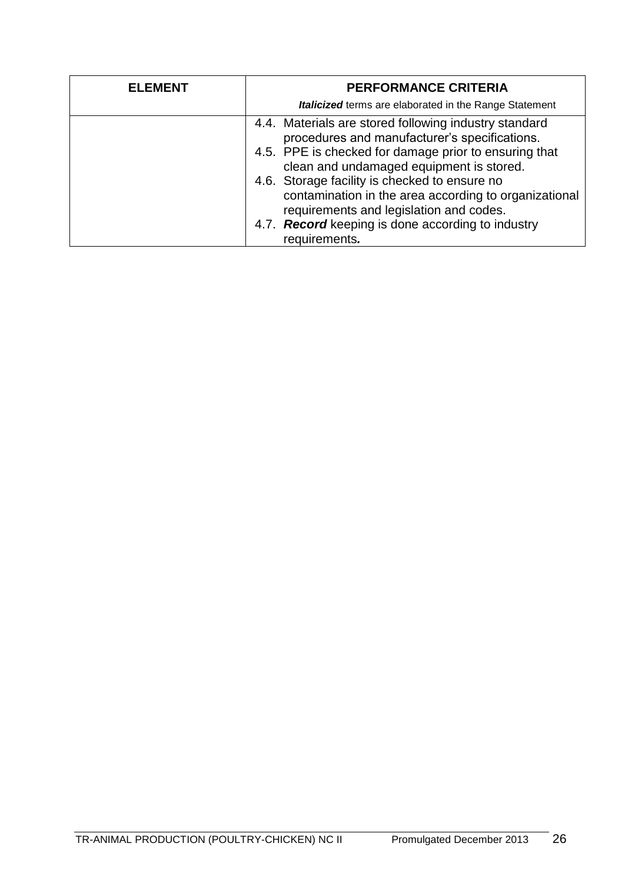| ELEMENT | PERFORMANCE CRITERIA<br>***Italicized*** terms are elaborated in the Range Statement |
|---|---|
| | 4.4. Materials are stored following industry standard procedures and manufacturer's specifications.<br>4.5. PPE is checked for damage prior to ensuring that clean and undamaged equipment is stored.<br>4.6. Storage facility is checked to ensure no contamination in the area according to organizational requirements and legislation and codes.<br>4.7. ***Record*** keeping is done according to industry requirements***.*** |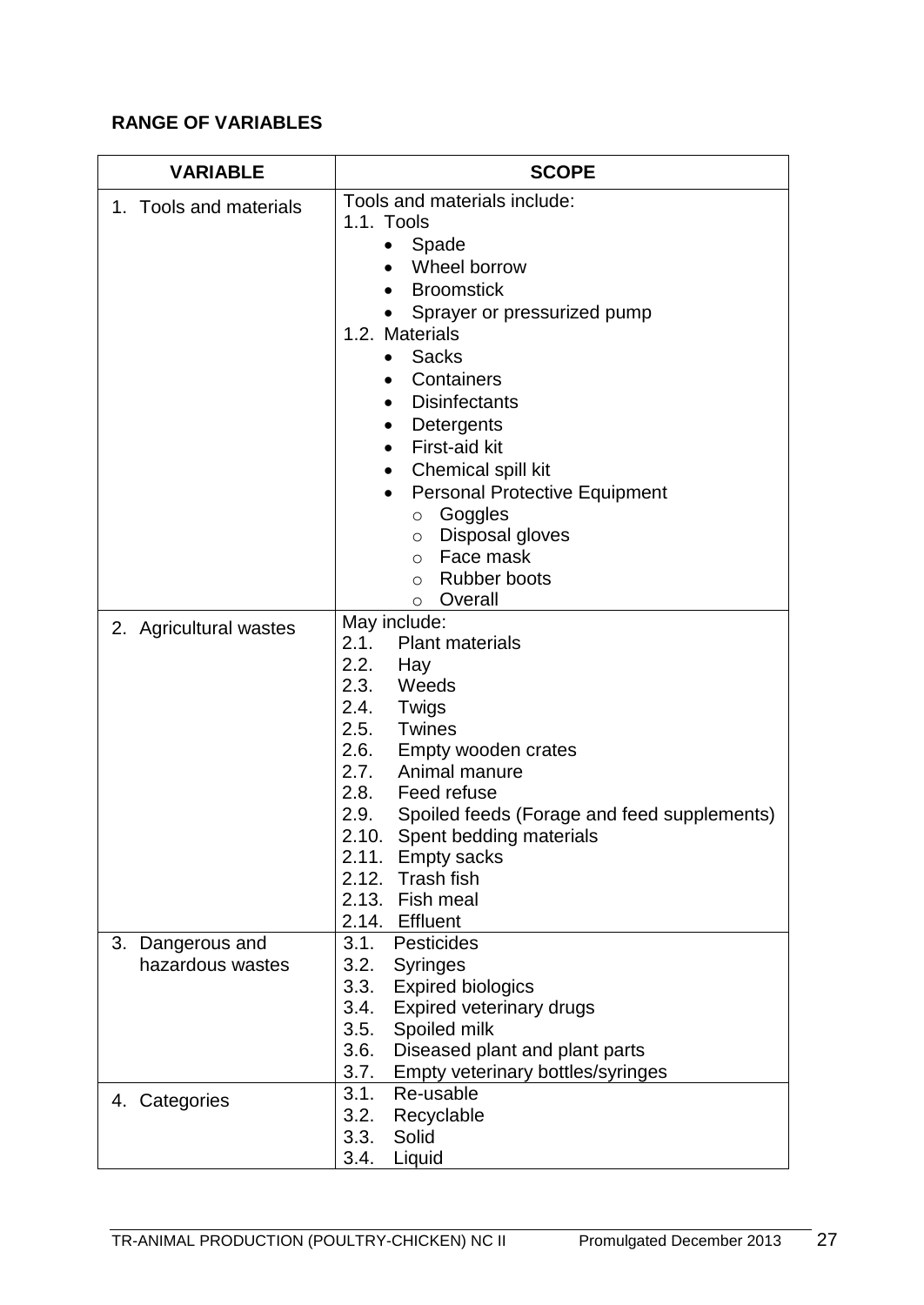**RANGE OF VARIABLES**

| VARIABLE | SCOPE |
|---|---|
| 1. Tools and materials | Tools and materials include:<br>1.1. Tools<br>• Spade<br>• Wheel borrow<br>• Broomstick<br>• Sprayer or pressurized pump<br>1.2. Materials<br>• Sacks<br>• Containers<br>• Disinfectants<br>• Detergents<br>• First-aid kit<br>• Chemical spill kit<br>• Personal Protective Equipment<br>○ Goggles<br>○ Disposal gloves<br>○ Face mask<br>○ Rubber boots<br>○ Overall |
| 2. Agricultural wastes | May include:<br>2.1. Plant materials<br>2.2. Hay<br>2.3. Weeds<br>2.4. Twigs<br>2.5. Twines<br>2.6. Empty wooden crates<br>2.7. Animal manure<br>2.8. Feed refuse<br>2.9. Spoiled feeds (Forage and feed supplements)<br>2.10. Spent bedding materials<br>2.11. Empty sacks<br>2.12. Trash fish<br>2.13. Fish meal<br>2.14. Effluent |
| 3. Dangerous and hazardous wastes | 3.1. Pesticides<br>3.2. Syringes<br>3.3. Expired biologics<br>3.4. Expired veterinary drugs<br>3.5. Spoiled milk<br>3.6. Diseased plant and plant parts<br>3.7. Empty veterinary bottles/syringes |
| 4. Categories | 3.1. Re-usable<br>3.2. Recyclable<br>3.3. Solid<br>3.4. Liquid |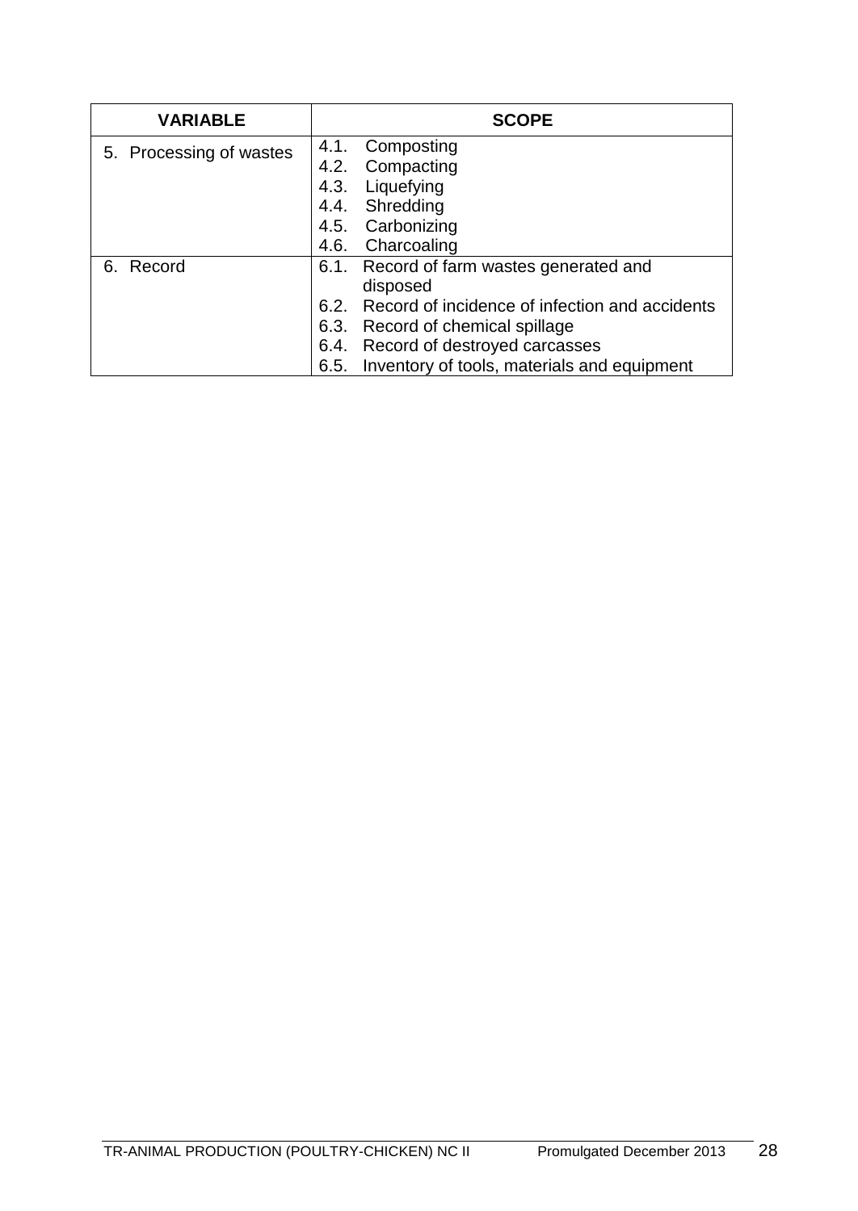| VARIABLE | SCOPE |
| --- | --- |
| 5. Processing of wastes | 4.1. Composting<br>4.2. Compacting<br>4.3. Liquefying<br>4.4. Shredding<br>4.5. Carbonizing<br>4.6. Charcoaling |
| 6. Record | 6.1. Record of farm wastes generated and disposed<br>6.2. Record of incidence of infection and accidents<br>6.3. Record of chemical spillage<br>6.4. Record of destroyed carcasses<br>6.5. Inventory of tools, materials and equipment |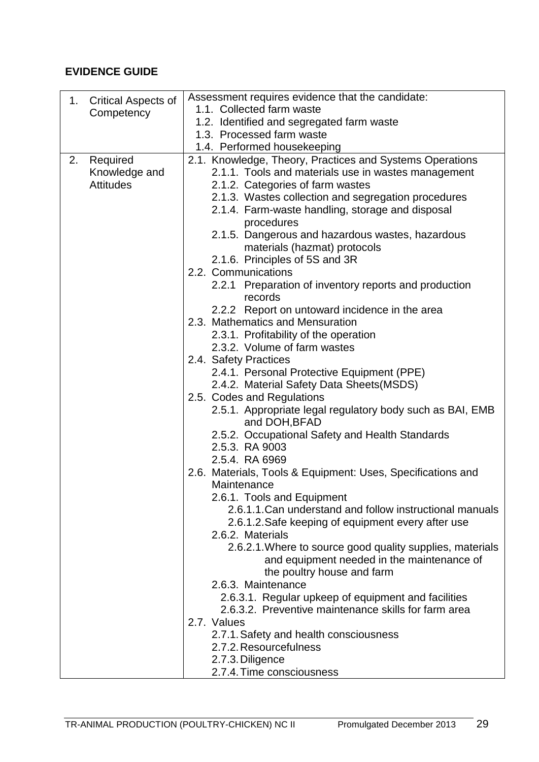**EVIDENCE GUIDE**

| | |
|---|---|
| 1. Critical Aspects of Competency | Assessment requires evidence that the candidate:<br>1.1. Collected farm waste<br>1.2. Identified and segregated farm waste<br>1.3. Processed farm waste<br>1.4. Performed housekeeping |
| 2. Required Knowledge and Attitudes | 2.1. Knowledge, Theory, Practices and Systems Operations<br>2.1.1. Tools and materials use in wastes management<br>2.1.2. Categories of farm wastes<br>2.1.3. Wastes collection and segregation procedures<br>2.1.4. Farm-waste handling, storage and disposal procedures<br>2.1.5. Dangerous and hazardous wastes, hazardous materials (hazmat) protocols<br>2.1.6. Principles of 5S and 3R<br>2.2. Communications<br>2.2.1 Preparation of inventory reports and production records<br>2.2.2 Report on untoward incidence in the area<br>2.3. Mathematics and Mensuration<br>2.3.1. Profitability of the operation<br>2.3.2. Volume of farm wastes<br>2.4. Safety Practices<br>2.4.1. Personal Protective Equipment (PPE)<br>2.4.2. Material Safety Data Sheets(MSDS)<br>2.5. Codes and Regulations<br>2.5.1. Appropriate legal regulatory body such as BAI, EMB and DOH,BFAD<br>2.5.2. Occupational Safety and Health Standards<br>2.5.3. RA 9003<br>2.5.4. RA 6969<br>2.6. Materials, Tools & Equipment: Uses, Specifications and Maintenance<br>2.6.1. Tools and Equipment<br>2.6.1.1.Can understand and follow instructional manuals<br>2.6.1.2.Safe keeping of equipment every after use<br>2.6.2. Materials<br>2.6.2.1.Where to source good quality supplies, materials and equipment needed in the maintenance of the poultry house and farm<br>2.6.3. Maintenance<br>2.6.3.1. Regular upkeep of equipment and facilities<br>2.6.3.2. Preventive maintenance skills for farm area<br>2.7. Values<br>2.7.1. Safety and health consciousness<br>2.7.2. Resourcefulness<br>2.7.3. Diligence<br>2.7.4. Time consciousness |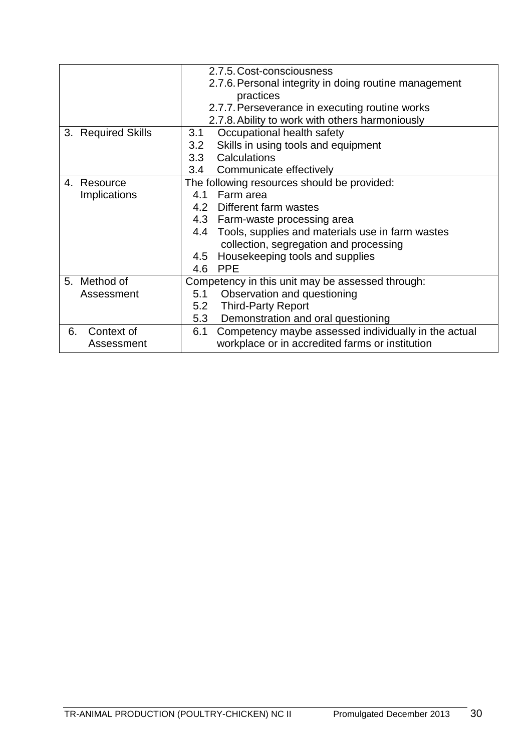| | |
|---|---|
| | 2.7.5. Cost-consciousness<br>2.7.6. Personal integrity in doing routine management practices<br>2.7.7. Perseverance in executing routine works<br>2.7.8. Ability to work with others harmoniously |
| 3. Required Skills | 3.1 Occupational health safety<br>3.2 Skills in using tools and equipment<br>3.3 Calculations<br>3.4 Communicate effectively |
| 4. Resource Implications | The following resources should be provided:<br>4.1 Farm area<br>4.2 Different farm wastes<br>4.3 Farm-waste processing area<br>4.4 Tools, supplies and materials use in farm wastes collection, segregation and processing<br>4.5 Housekeeping tools and supplies<br>4.6 PPE |
| 5. Method of Assessment | Competency in this unit may be assessed through:<br>5.1 Observation and questioning<br>5.2 Third-Party Report<br>5.3 Demonstration and oral questioning |
| 6. Context of Assessment | 6.1 Competency maybe assessed individually in the actual workplace or in accredited farms or institution |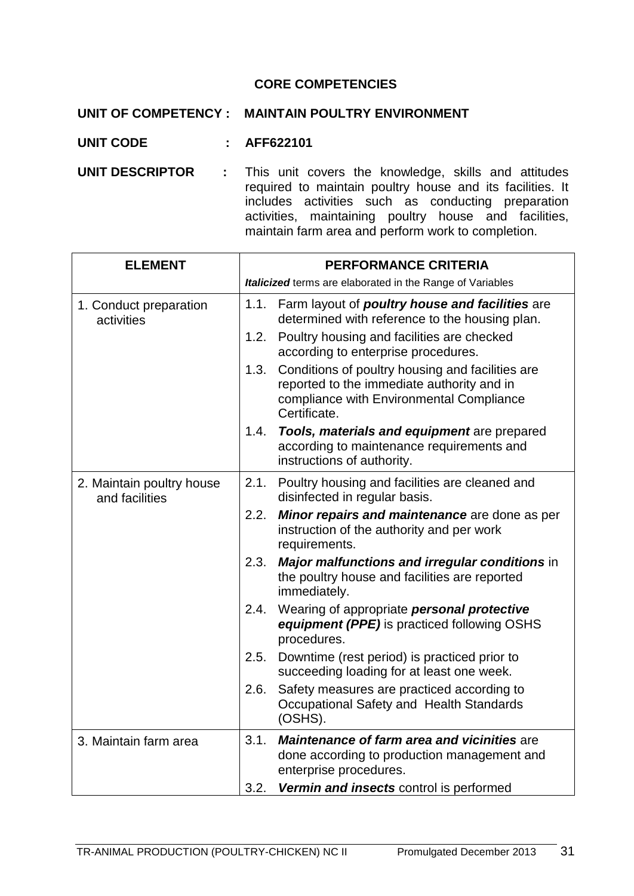## CORE COMPETENCIES

**UNIT OF COMPETENCY : MAINTAIN POULTRY ENVIRONMENT**

**UNIT CODE : AFF622101**

**UNIT DESCRIPTOR :** This unit covers the knowledge, skills and attitudes required to maintain poultry house and its facilities. It includes activities such as conducting preparation activities, maintaining poultry house and facilities, maintain farm area and perform work to completion.

| ELEMENT | PERFORMANCE CRITERIA<br>***Italicized*** terms are elaborated in the Range of Variables |
|---|---|
| 1. Conduct preparation activities | 1.1. Farm layout of ***poultry house and facilities*** are determined with reference to the housing plan.<br>1.2. Poultry housing and facilities are checked according to enterprise procedures.<br>1.3. Conditions of poultry housing and facilities are reported to the immediate authority and in compliance with Environmental Compliance Certificate.<br>1.4. ***Tools, materials and equipment*** are prepared according to maintenance requirements and instructions of authority. |
| 2. Maintain poultry house and facilities | 2.1. Poultry housing and facilities are cleaned and disinfected in regular basis.<br>2.2. ***Minor repairs and maintenance*** are done as per instruction of the authority and per work requirements.<br>2.3. ***Major malfunctions and irregular conditions*** in the poultry house and facilities are reported immediately.<br>2.4. Wearing of appropriate ***personal protective equipment (PPE)*** is practiced following OSHS procedures.<br>2.5. Downtime (rest period) is practiced prior to succeeding loading for at least one week.<br>2.6. Safety measures are practiced according to Occupational Safety and Health Standards (OSHS). |
| 3. Maintain farm area | 3.1. ***Maintenance of farm area and vicinities*** are done according to production management and enterprise procedures.<br>3.2. ***Vermin and insects*** control is performed |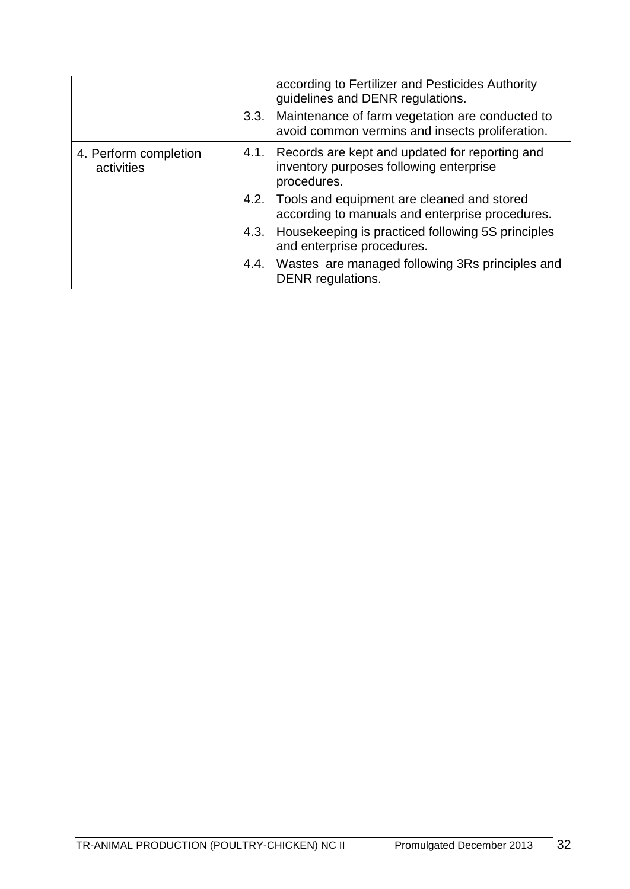| | |
|---|---|
| | according to Fertilizer and Pesticides Authority guidelines and DENR regulations. |
| | 3.3. Maintenance of farm vegetation are conducted to avoid common vermins and insects proliferation. |
| 4. Perform completion activities | 4.1. Records are kept and updated for reporting and inventory purposes following enterprise procedures. |
| | 4.2. Tools and equipment are cleaned and stored according to manuals and enterprise procedures. |
| | 4.3. Housekeeping is practiced following 5S principles and enterprise procedures. |
| | 4.4. Wastes are managed following 3Rs principles and DENR regulations. |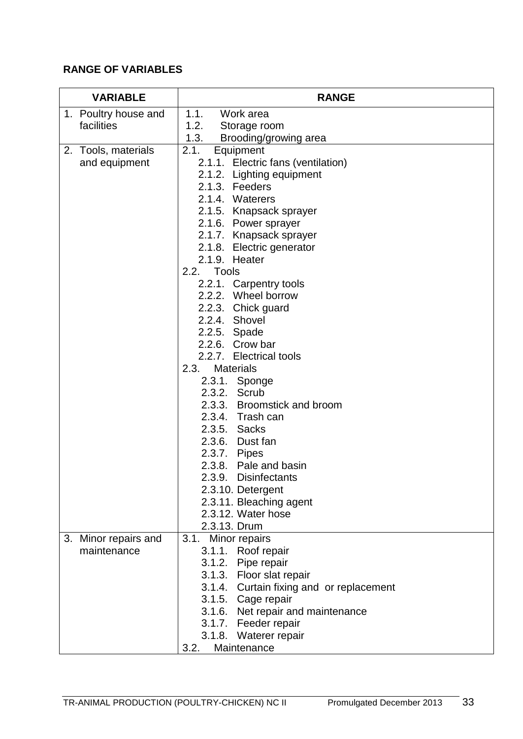**RANGE OF VARIABLES**

| VARIABLE | RANGE |
|---|---|
| 1. Poultry house and facilities | 1.1. Work area<br>1.2. Storage room<br>1.3. Brooding/growing area |
| 2. Tools, materials and equipment | 2.1. Equipment<br>2.1.1. Electric fans (ventilation)<br>2.1.2. Lighting equipment<br>2.1.3. Feeders<br>2.1.4. Waterers<br>2.1.5. Knapsack sprayer<br>2.1.6. Power sprayer<br>2.1.7. Knapsack sprayer<br>2.1.8. Electric generator<br>2.1.9. Heater<br>2.2. Tools<br>2.2.1. Carpentry tools<br>2.2.2. Wheel borrow<br>2.2.3. Chick guard<br>2.2.4. Shovel<br>2.2.5. Spade<br>2.2.6. Crow bar<br>2.2.7. Electrical tools<br>2.3. Materials<br>2.3.1. Sponge<br>2.3.2. Scrub<br>2.3.3. Broomstick and broom<br>2.3.4. Trash can<br>2.3.5. Sacks<br>2.3.6. Dust fan<br>2.3.7. Pipes<br>2.3.8. Pale and basin<br>2.3.9. Disinfectants<br>2.3.10. Detergent<br>2.3.11. Bleaching agent<br>2.3.12. Water hose<br>2.3.13. Drum |
| 3. Minor repairs and maintenance | 3.1. Minor repairs<br>3.1.1. Roof repair<br>3.1.2. Pipe repair<br>3.1.3. Floor slat repair<br>3.1.4. Curtain fixing and or replacement<br>3.1.5. Cage repair<br>3.1.6. Net repair and maintenance<br>3.1.7. Feeder repair<br>3.1.8. Waterer repair<br>3.2. Maintenance |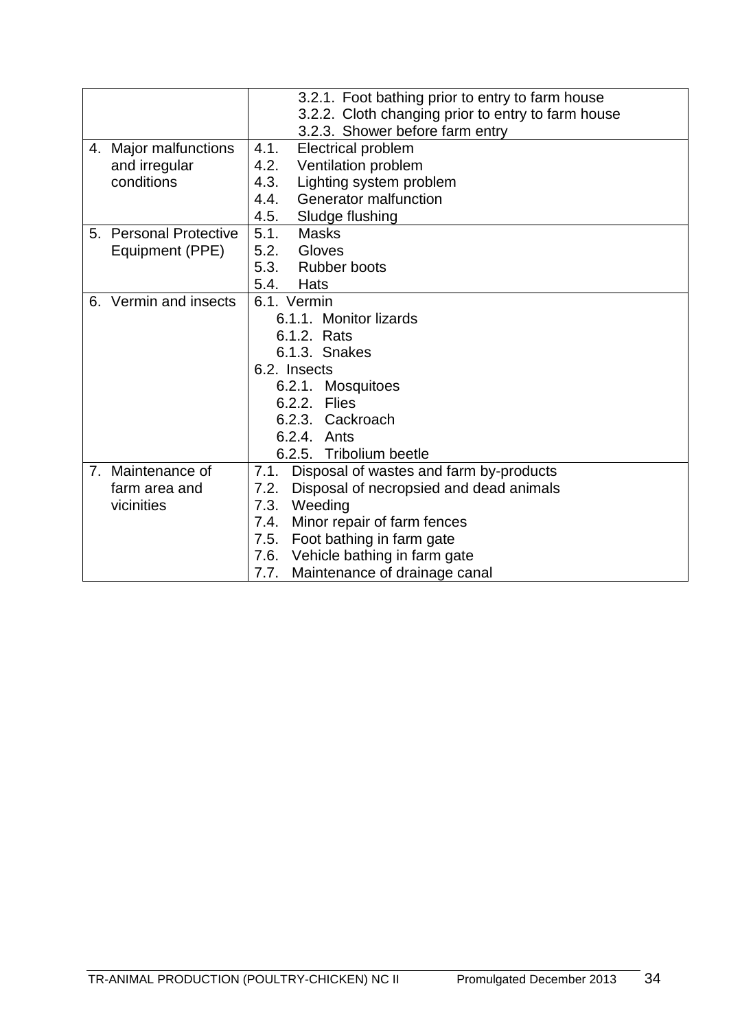| | |
|---|---|
| | 3.2.1. Foot bathing prior to entry to farm house<br>3.2.2. Cloth changing prior to entry to farm house<br>3.2.3. Shower before farm entry |
| 4. Major malfunctions and irregular conditions | 4.1. Electrical problem<br>4.2. Ventilation problem<br>4.3. Lighting system problem<br>4.4. Generator malfunction<br>4.5. Sludge flushing |
| 5. Personal Protective Equipment (PPE) | 5.1. Masks<br>5.2. Gloves<br>5.3. Rubber boots<br>5.4. Hats |
| 6. Vermin and insects | 6.1. Vermin<br>6.1.1. Monitor lizards<br>6.1.2. Rats<br>6.1.3. Snakes<br>6.2. Insects<br>6.2.1. Mosquitoes<br>6.2.2. Flies<br>6.2.3. Cackroach<br>6.2.4. Ants<br>6.2.5. Tribolium beetle |
| 7. Maintenance of farm area and vicinities | 7.1. Disposal of wastes and farm by-products<br>7.2. Disposal of necropsied and dead animals<br>7.3. Weeding<br>7.4. Minor repair of farm fences<br>7.5. Foot bathing in farm gate<br>7.6. Vehicle bathing in farm gate<br>7.7. Maintenance of drainage canal |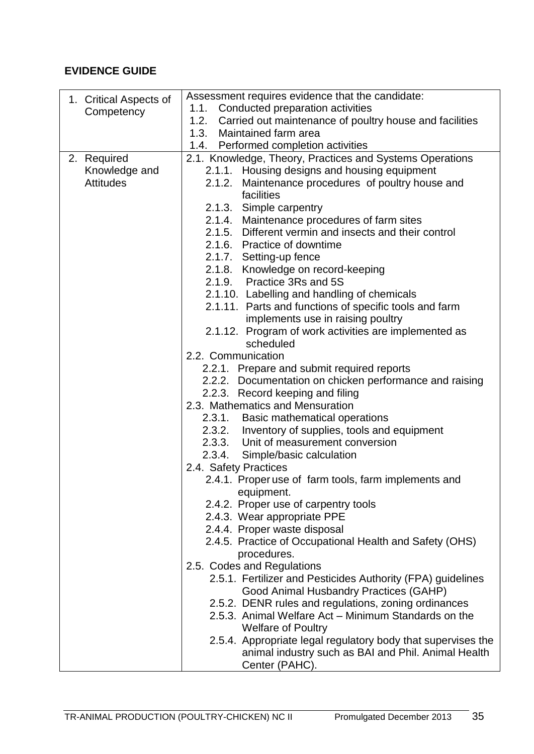**EVIDENCE GUIDE**

| | |
|---|---|
| 1. Critical Aspects of Competency | Assessment requires evidence that the candidate:<br>1.1. Conducted preparation activities<br>1.2. Carried out maintenance of poultry house and facilities<br>1.3. Maintained farm area<br>1.4. Performed completion activities |
| 2. Required Knowledge and Attitudes | 2.1. Knowledge, Theory, Practices and Systems Operations<br>2.1.1. Housing designs and housing equipment<br>2.1.2. Maintenance procedures of poultry house and facilities<br>2.1.3. Simple carpentry<br>2.1.4. Maintenance procedures of farm sites<br>2.1.5. Different vermin and insects and their control<br>2.1.6. Practice of downtime<br>2.1.7. Setting-up fence<br>2.1.8. Knowledge on record-keeping<br>2.1.9. Practice 3Rs and 5S<br>2.1.10. Labelling and handling of chemicals<br>2.1.11. Parts and functions of specific tools and farm implements use in raising poultry<br>2.1.12. Program of work activities are implemented as scheduled<br>2.2. Communication<br>2.2.1. Prepare and submit required reports<br>2.2.2. Documentation on chicken performance and raising<br>2.2.3. Record keeping and filing<br>2.3. Mathematics and Mensuration<br>2.3.1. Basic mathematical operations<br>2.3.2. Inventory of supplies, tools and equipment<br>2.3.3. Unit of measurement conversion<br>2.3.4. Simple/basic calculation<br>2.4. Safety Practices<br>2.4.1. Proper use of farm tools, farm implements and equipment.<br>2.4.2. Proper use of carpentry tools<br>2.4.3. Wear appropriate PPE<br>2.4.4. Proper waste disposal<br>2.4.5. Practice of Occupational Health and Safety (OHS) procedures.<br>2.5. Codes and Regulations<br>2.5.1. Fertilizer and Pesticides Authority (FPA) guidelines Good Animal Husbandry Practices (GAHP)<br>2.5.2. DENR rules and regulations, zoning ordinances<br>2.5.3. Animal Welfare Act – Minimum Standards on the Welfare of Poultry<br>2.5.4. Appropriate legal regulatory body that supervises the animal industry such as BAI and Phil. Animal Health Center (PAHC). |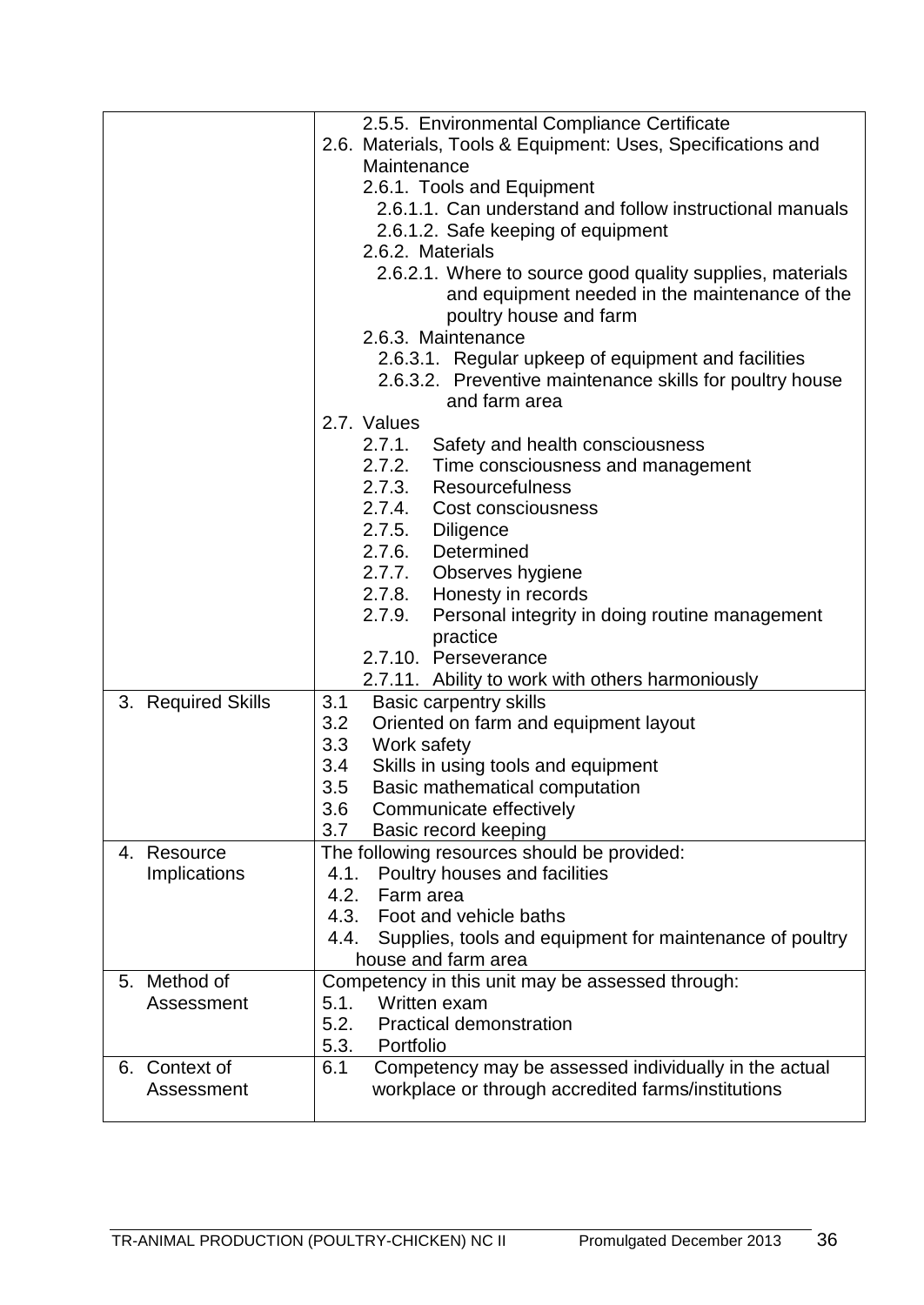| | |
|---|---|
| | 2.5.5. Environmental Compliance Certificate<br>2.6. Materials, Tools & Equipment: Uses, Specifications and Maintenance<br>2.6.1. Tools and Equipment<br>2.6.1.1. Can understand and follow instructional manuals<br>2.6.1.2. Safe keeping of equipment<br>2.6.2. Materials<br>2.6.2.1. Where to source good quality supplies, materials and equipment needed in the maintenance of the poultry house and farm<br>2.6.3. Maintenance<br>2.6.3.1. Regular upkeep of equipment and facilities<br>2.6.3.2. Preventive maintenance skills for poultry house and farm area<br>2.7. Values<br>2.7.1. Safety and health consciousness<br>2.7.2. Time consciousness and management<br>2.7.3. Resourcefulness<br>2.7.4. Cost consciousness<br>2.7.5. Diligence<br>2.7.6. Determined<br>2.7.7. Observes hygiene<br>2.7.8. Honesty in records<br>2.7.9. Personal integrity in doing routine management practice<br>2.7.10. Perseverance<br>2.7.11. Ability to work with others harmoniously |
| 3. Required Skills | 3.1 Basic carpentry skills<br>3.2 Oriented on farm and equipment layout<br>3.3 Work safety<br>3.4 Skills in using tools and equipment<br>3.5 Basic mathematical computation<br>3.6 Communicate effectively<br>3.7 Basic record keeping |
| 4. Resource Implications | The following resources should be provided:<br>4.1. Poultry houses and facilities<br>4.2. Farm area<br>4.3. Foot and vehicle baths<br>4.4. Supplies, tools and equipment for maintenance of poultry house and farm area |
| 5. Method of Assessment | Competency in this unit may be assessed through:<br>5.1. Written exam<br>5.2. Practical demonstration<br>5.3. Portfolio |
| 6. Context of Assessment | 6.1 Competency may be assessed individually in the actual workplace or through accredited farms/institutions |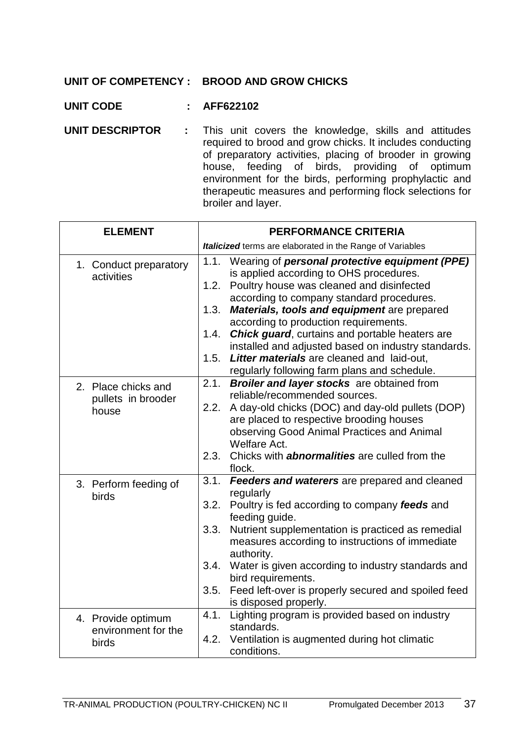**UNIT OF COMPETENCY : BROOD AND GROW CHICKS**

**UNIT CODE : AFF622102**

**UNIT DESCRIPTOR :** This unit covers the knowledge, skills and attitudes required to brood and grow chicks. It includes conducting of preparatory activities, placing of brooder in growing house, feeding of birds, providing of optimum environment for the birds, performing prophylactic and therapeutic measures and performing flock selections for broiler and layer.

| ELEMENT | PERFORMANCE CRITERIA<br>***Italicized*** terms are elaborated in the Range of Variables |
|---|---|
| 1. Conduct preparatory activities | 1.1. Wearing of ***personal protective equipment (PPE)*** is applied according to OHS procedures.<br>1.2. Poultry house was cleaned and disinfected according to company standard procedures.<br>1.3. ***Materials, tools and equipment*** are prepared according to production requirements.<br>1.4. ***Chick guard***, curtains and portable heaters are installed and adjusted based on industry standards.<br>1.5. ***Litter materials*** are cleaned and laid-out, regularly following farm plans and schedule. |
| 2. Place chicks and pullets in brooder house | 2.1. ***Broiler and layer stocks*** are obtained from reliable/recommended sources.<br>2.2. A day-old chicks (DOC) and day-old pullets (DOP) are placed to respective brooding houses observing Good Animal Practices and Animal Welfare Act.<br>2.3. Chicks with ***abnormalities*** are culled from the flock. |
| 3. Perform feeding of birds | 3.1. ***Feeders and waterers*** are prepared and cleaned regularly<br>3.2. Poultry is fed according to company ***feeds*** and feeding guide.<br>3.3. Nutrient supplementation is practiced as remedial measures according to instructions of immediate authority.<br>3.4. Water is given according to industry standards and bird requirements.<br>3.5. Feed left-over is properly secured and spoiled feed is disposed properly. |
| 4. Provide optimum environment for the birds | 4.1. Lighting program is provided based on industry standards.<br>4.2. Ventilation is augmented during hot climatic conditions. |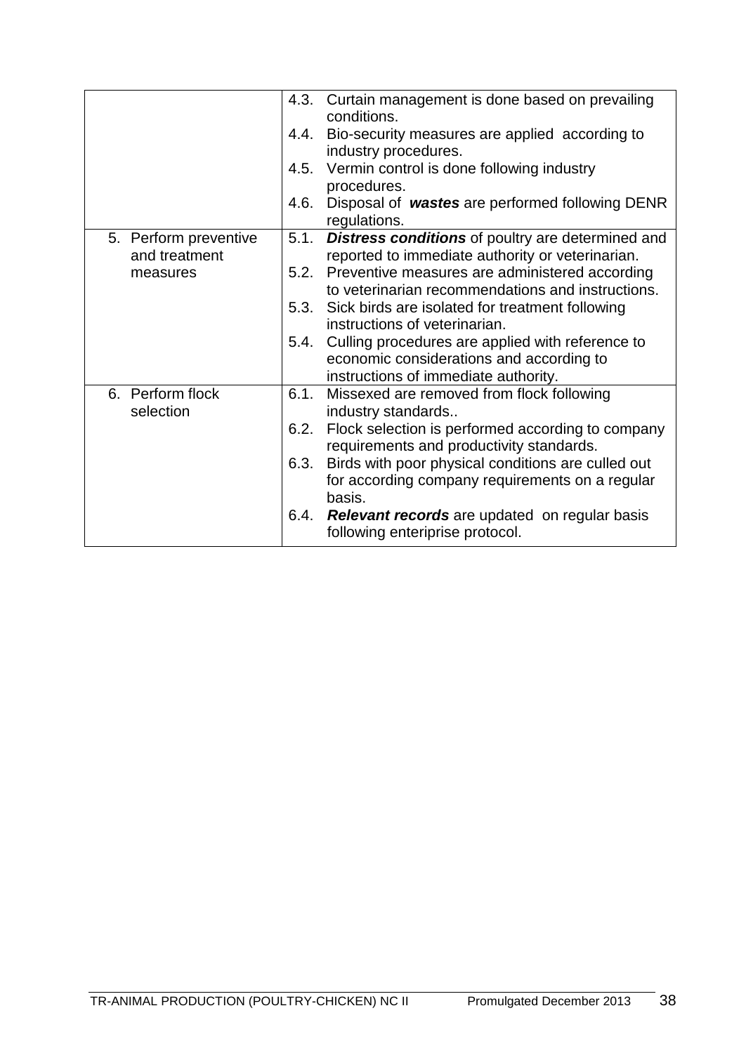| | |
|---|---|
| | 4.3. Curtain management is done based on prevailing conditions.<br>4.4. Bio-security measures are applied according to industry procedures.<br>4.5. Vermin control is done following industry procedures.<br>4.6. Disposal of ***wastes*** are performed following DENR regulations. |
| 5. Perform preventive and treatment measures | 5.1. ***Distress conditions*** of poultry are determined and reported to immediate authority or veterinarian.<br>5.2. Preventive measures are administered according to veterinarian recommendations and instructions.<br>5.3. Sick birds are isolated for treatment following instructions of veterinarian.<br>5.4. Culling procedures are applied with reference to economic considerations and according to instructions of immediate authority. |
| 6. Perform flock selection | 6.1. Missexed are removed from flock following industry standards..<br>6.2. Flock selection is performed according to company requirements and productivity standards.<br>6.3. Birds with poor physical conditions are culled out for according company requirements on a regular basis.<br>6.4. ***Relevant records*** are updated on regular basis following enteriprise protocol. |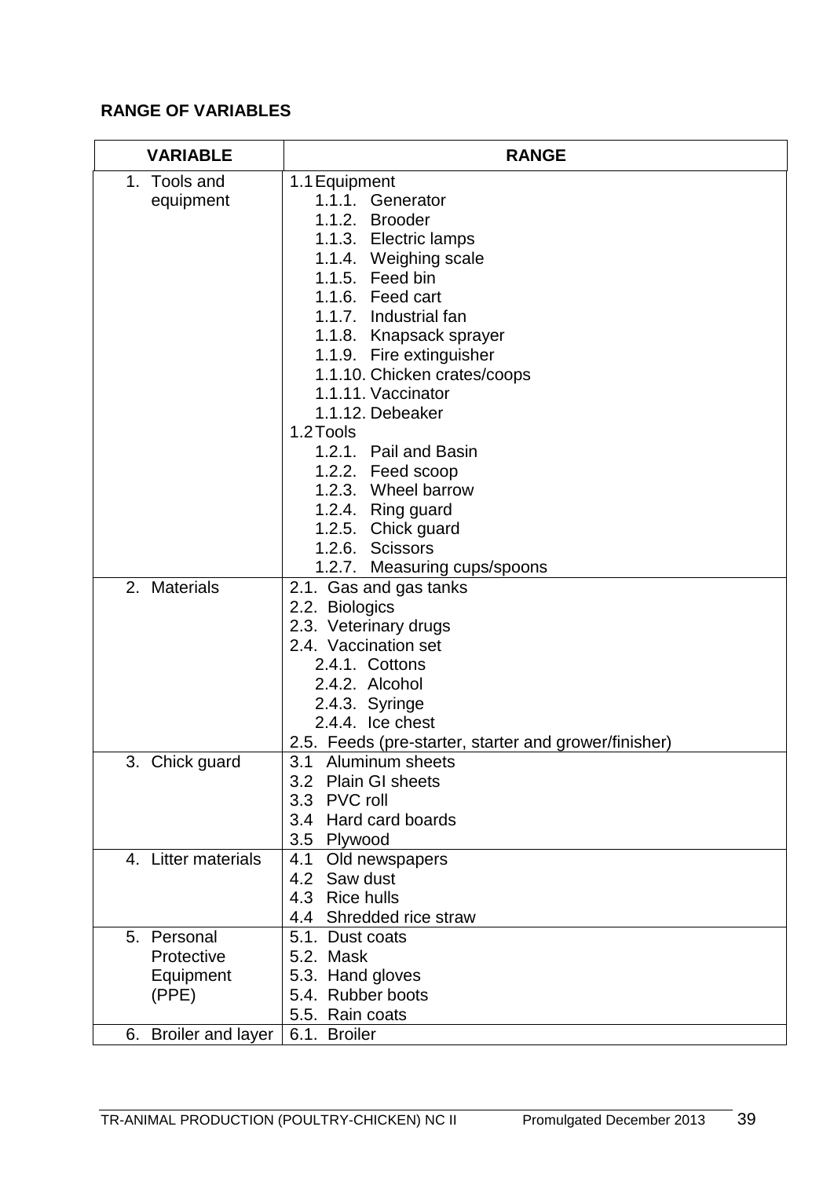**RANGE OF VARIABLES**

| VARIABLE | RANGE |
|---|---|
| 1. Tools and equipment | 1.1 Equipment<br>1.1.1. Generator<br>1.1.2. Brooder<br>1.1.3. Electric lamps<br>1.1.4. Weighing scale<br>1.1.5. Feed bin<br>1.1.6. Feed cart<br>1.1.7. Industrial fan<br>1.1.8. Knapsack sprayer<br>1.1.9. Fire extinguisher<br>1.1.10. Chicken crates/coops<br>1.1.11. Vaccinator<br>1.1.12. Debeaker<br>1.2 Tools<br>1.2.1. Pail and Basin<br>1.2.2. Feed scoop<br>1.2.3. Wheel barrow<br>1.2.4. Ring guard<br>1.2.5. Chick guard<br>1.2.6. Scissors<br>1.2.7. Measuring cups/spoons |
| 2. Materials | 2.1. Gas and gas tanks<br>2.2. Biologics<br>2.3. Veterinary drugs<br>2.4. Vaccination set<br>2.4.1. Cottons<br>2.4.2. Alcohol<br>2.4.3. Syringe<br>2.4.4. Ice chest<br>2.5. Feeds (pre-starter, starter and grower/finisher) |
| 3. Chick guard | 3.1 Aluminum sheets<br>3.2 Plain GI sheets<br>3.3 PVC roll<br>3.4 Hard card boards<br>3.5 Plywood |
| 4. Litter materials | 4.1 Old newspapers<br>4.2 Saw dust<br>4.3 Rice hulls<br>4.4 Shredded rice straw |
| 5. Personal Protective Equipment (PPE) | 5.1. Dust coats<br>5.2. Mask<br>5.3. Hand gloves<br>5.4. Rubber boots<br>5.5. Rain coats |
| 6. Broiler and layer | 6.1. Broiler |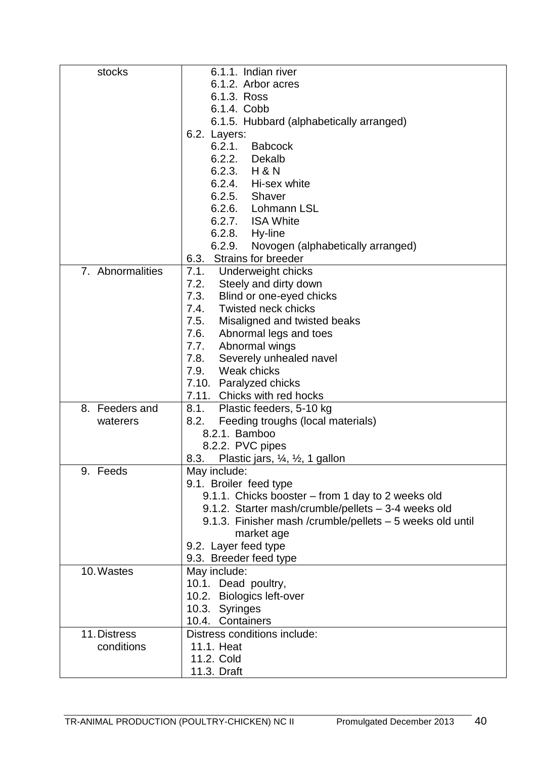| | |
|---|---|
| stocks | 6.1.1. Indian river<br>6.1.2. Arbor acres<br>6.1.3. Ross<br>6.1.4. Cobb<br>6.1.5. Hubbard (alphabetically arranged)<br>6.2. Layers:<br>6.2.1. Babcock<br>6.2.2. Dekalb<br>6.2.3. H & N<br>6.2.4. Hi-sex white<br>6.2.5. Shaver<br>6.2.6. Lohmann LSL<br>6.2.7. ISA White<br>6.2.8. Hy-line<br>6.2.9. Novogen (alphabetically arranged)<br>6.3. Strains for breeder |
| 7. Abnormalities | 7.1. Underweight chicks<br>7.2. Steely and dirty down<br>7.3. Blind or one-eyed chicks<br>7.4. Twisted neck chicks<br>7.5. Misaligned and twisted beaks<br>7.6. Abnormal legs and toes<br>7.7. Abnormal wings<br>7.8. Severely unhealed navel<br>7.9. Weak chicks<br>7.10. Paralyzed chicks<br>7.11. Chicks with red hocks |
| 8. Feeders and waterers | 8.1. Plastic feeders, 5-10 kg<br>8.2. Feeding troughs (local materials)<br>8.2.1. Bamboo<br>8.2.2. PVC pipes<br>8.3. Plastic jars, ¼, ½, 1 gallon |
| 9. Feeds | May include:<br>9.1. Broiler feed type<br>9.1.1. Chicks booster – from 1 day to 2 weeks old<br>9.1.2. Starter mash/crumble/pellets – 3-4 weeks old<br>9.1.3. Finisher mash /crumble/pellets – 5 weeks old until market age<br>9.2. Layer feed type<br>9.3. Breeder feed type |
| 10. Wastes | May include:<br>10.1. Dead poultry,<br>10.2. Biologics left-over<br>10.3. Syringes<br>10.4. Containers |
| 11. Distress conditions | Distress conditions include:<br>11.1. Heat<br>11.2. Cold<br>11.3. Draft |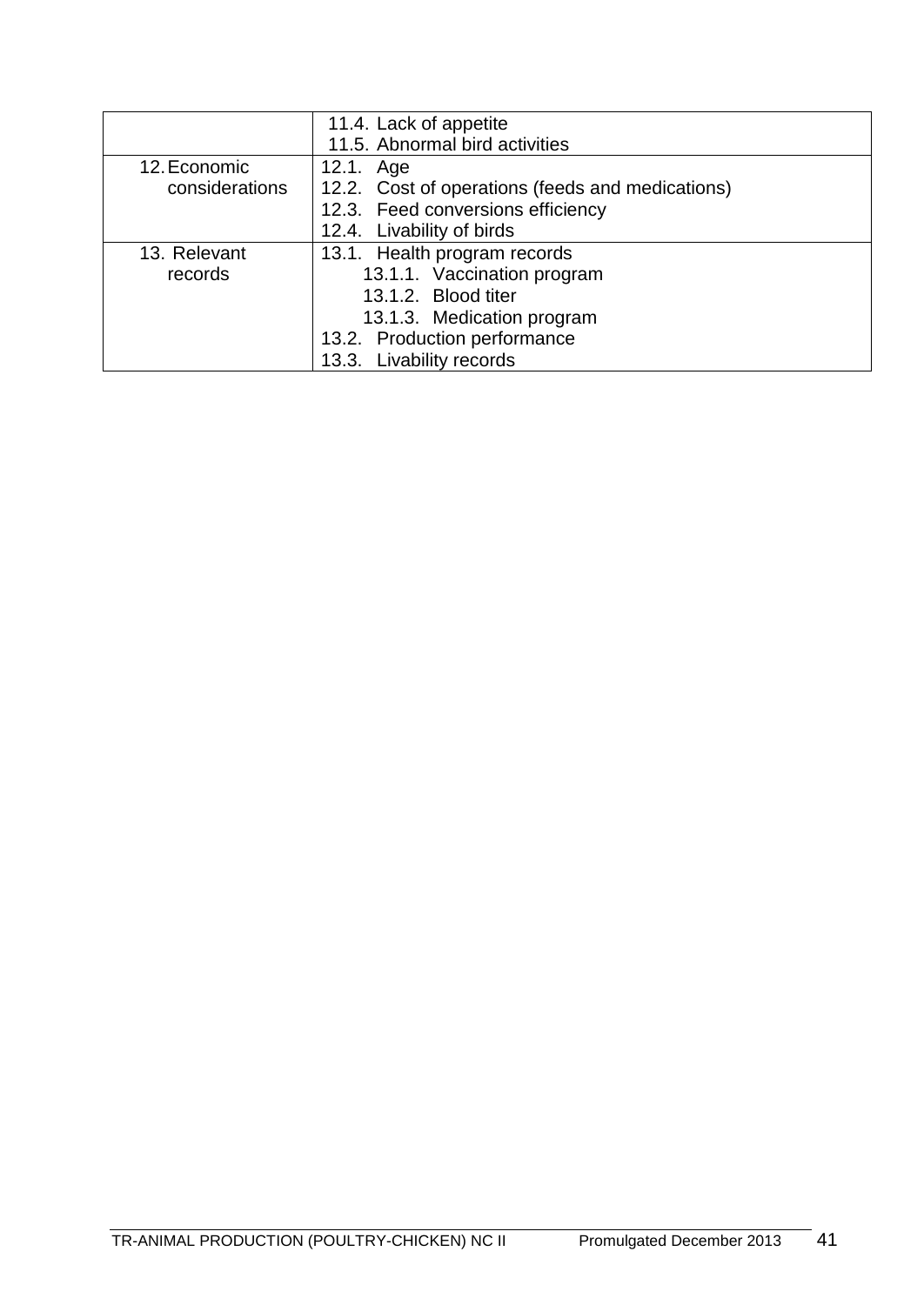| | |
|---|---|
| | 11.4. Lack of appetite<br>11.5. Abnormal bird activities |
| 12. Economic considerations | 12.1. Age<br>12.2. Cost of operations (feeds and medications)<br>12.3. Feed conversions efficiency<br>12.4. Livability of birds |
| 13. Relevant records | 13.1. Health program records<br>13.1.1. Vaccination program<br>13.1.2. Blood titer<br>13.1.3. Medication program<br>13.2. Production performance<br>13.3. Livability records |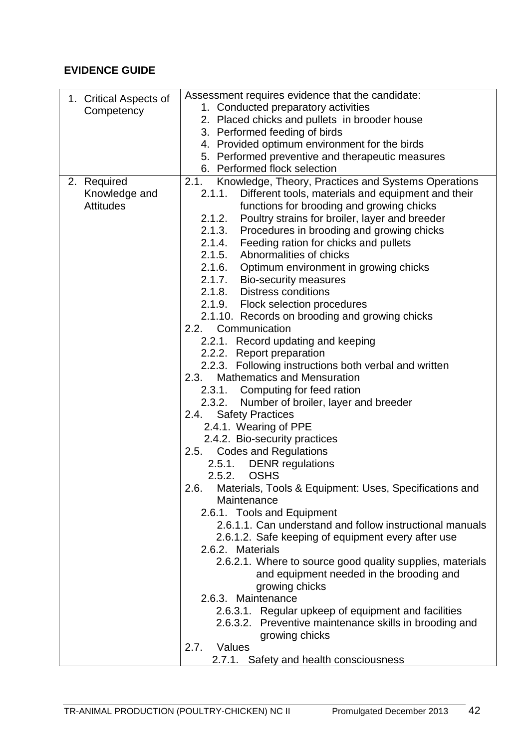**EVIDENCE GUIDE**

| | |
|---|---|
| 1. Critical Aspects of Competency | Assessment requires evidence that the candidate:<br>1. Conducted preparatory activities<br>2. Placed chicks and pullets in brooder house<br>3. Performed feeding of birds<br>4. Provided optimum environment for the birds<br>5. Performed preventive and therapeutic measures<br>6. Performed flock selection |
| 2. Required Knowledge and Attitudes | 2.1. Knowledge, Theory, Practices and Systems Operations<br>2.1.1. Different tools, materials and equipment and their functions for brooding and growing chicks<br>2.1.2. Poultry strains for broiler, layer and breeder<br>2.1.3. Procedures in brooding and growing chicks<br>2.1.4. Feeding ration for chicks and pullets<br>2.1.5. Abnormalities of chicks<br>2.1.6. Optimum environment in growing chicks<br>2.1.7. Bio-security measures<br>2.1.8. Distress conditions<br>2.1.9. Flock selection procedures<br>2.1.10. Records on brooding and growing chicks<br>2.2. Communication<br>2.2.1. Record updating and keeping<br>2.2.2. Report preparation<br>2.2.3. Following instructions both verbal and written<br>2.3. Mathematics and Mensuration<br>2.3.1. Computing for feed ration<br>2.3.2. Number of broiler, layer and breeder<br>2.4. Safety Practices<br>2.4.1. Wearing of PPE<br>2.4.2. Bio-security practices<br>2.5. Codes and Regulations<br>2.5.1. DENR regulations<br>2.5.2. OSHS<br>2.6. Materials, Tools & Equipment: Uses, Specifications and Maintenance<br>2.6.1. Tools and Equipment<br>2.6.1.1. Can understand and follow instructional manuals<br>2.6.1.2. Safe keeping of equipment every after use<br>2.6.2. Materials<br>2.6.2.1. Where to source good quality supplies, materials and equipment needed in the brooding and growing chicks<br>2.6.3. Maintenance<br>2.6.3.1. Regular upkeep of equipment and facilities<br>2.6.3.2. Preventive maintenance skills in brooding and growing chicks<br>2.7. Values<br>2.7.1. Safety and health consciousness |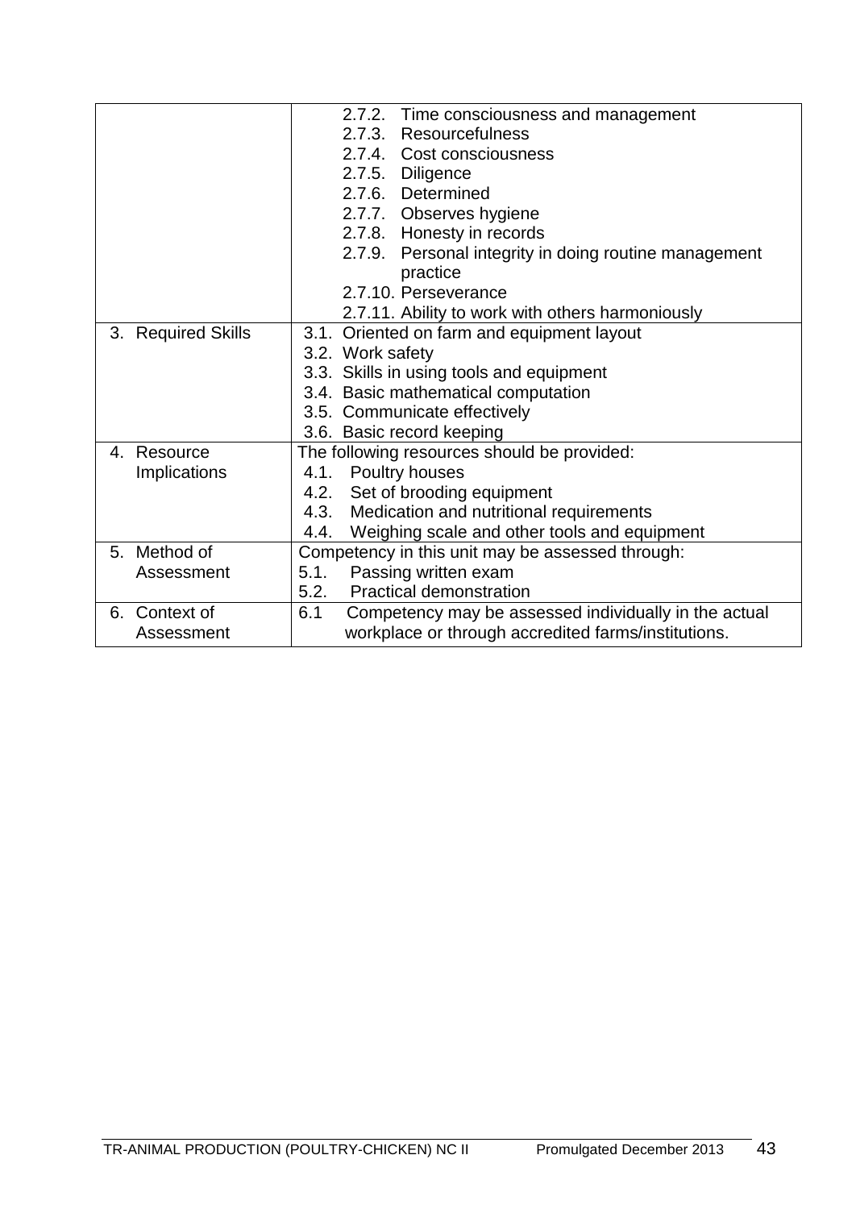| | |
|---|---|
| | 2.7.2. Time consciousness and management<br>2.7.3. Resourcefulness<br>2.7.4. Cost consciousness<br>2.7.5. Diligence<br>2.7.6. Determined<br>2.7.7. Observes hygiene<br>2.7.8. Honesty in records<br>2.7.9. Personal integrity in doing routine management practice<br>2.7.10. Perseverance<br>2.7.11. Ability to work with others harmoniously |
| 3. Required Skills | 3.1. Oriented on farm and equipment layout<br>3.2. Work safety<br>3.3. Skills in using tools and equipment<br>3.4. Basic mathematical computation<br>3.5. Communicate effectively<br>3.6. Basic record keeping |
| 4. Resource Implications | The following resources should be provided:<br>4.1. Poultry houses<br>4.2. Set of brooding equipment<br>4.3. Medication and nutritional requirements<br>4.4. Weighing scale and other tools and equipment |
| 5. Method of Assessment | Competency in this unit may be assessed through:<br>5.1. Passing written exam<br>5.2. Practical demonstration |
| 6. Context of Assessment | 6.1 Competency may be assessed individually in the actual workplace or through accredited farms/institutions. |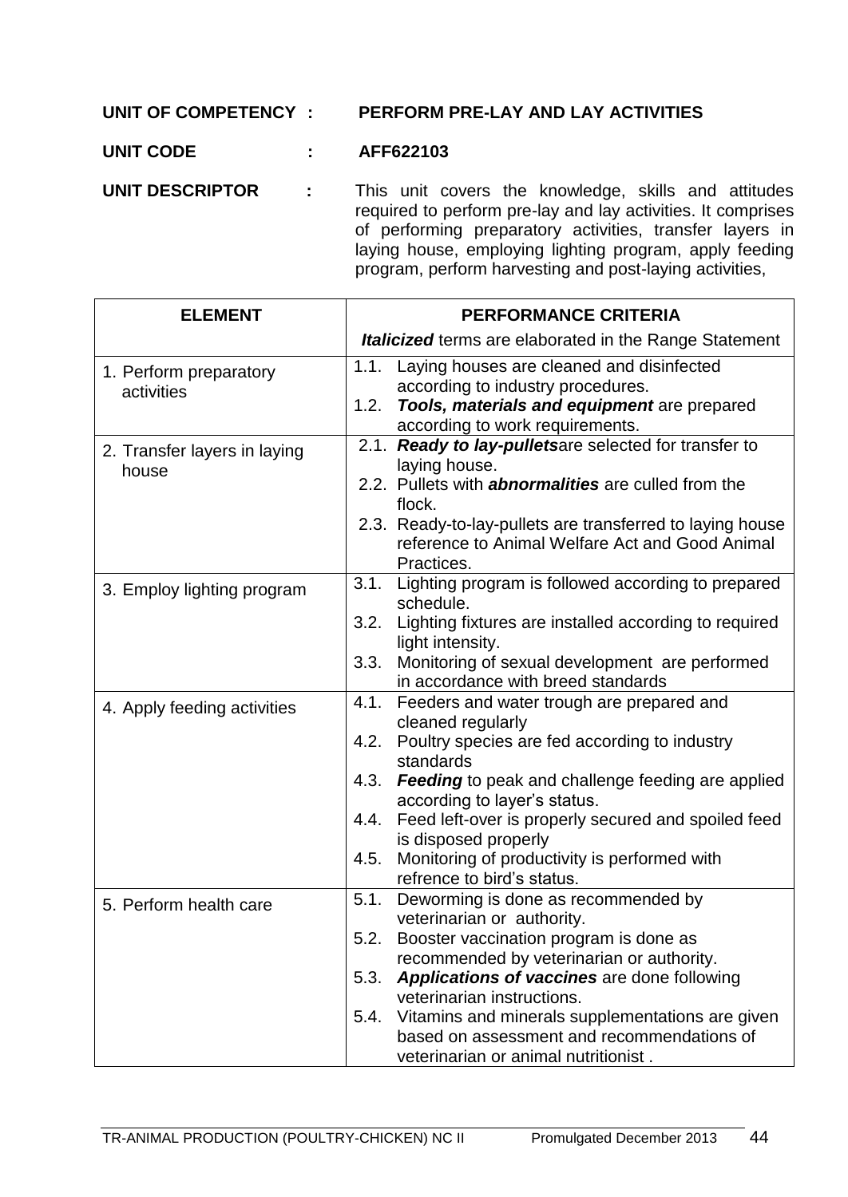**UNIT OF COMPETENCY : PERFORM PRE-LAY AND LAY ACTIVITIES**

**UNIT CODE : AFF622103**

**UNIT DESCRIPTOR :** This unit covers the knowledge, skills and attitudes required to perform pre-lay and lay activities. It comprises of performing preparatory activities, transfer layers in laying house, employing lighting program, apply feeding program, perform harvesting and post-laying activities,

| ELEMENT | PERFORMANCE CRITERIA<br>***Italicized*** terms are elaborated in the Range Statement |
|---|---|
| 1. Perform preparatory activities | 1.1. Laying houses are cleaned and disinfected according to industry procedures.<br>1.2. ***Tools, materials and equipment*** are prepared according to work requirements. |
| 2. Transfer layers in laying house | 2.1. ***Ready to lay-pullets***are selected for transfer to laying house.<br>2.2. Pullets with ***abnormalities*** are culled from the flock.<br>2.3. Ready-to-lay-pullets are transferred to laying house reference to Animal Welfare Act and Good Animal Practices. |
| 3. Employ lighting program | 3.1. Lighting program is followed according to prepared schedule.<br>3.2. Lighting fixtures are installed according to required light intensity.<br>3.3. Monitoring of sexual development are performed in accordance with breed standards |
| 4. Apply feeding activities | 4.1. Feeders and water trough are prepared and cleaned regularly<br>4.2. Poultry species are fed according to industry standards<br>4.3. ***Feeding*** to peak and challenge feeding are applied according to layer's status.<br>4.4. Feed left-over is properly secured and spoiled feed is disposed properly<br>4.5. Monitoring of productivity is performed with refrence to bird's status. |
| 5. Perform health care | 5.1. Deworming is done as recommended by veterinarian or authority.<br>5.2. Booster vaccination program is done as recommended by veterinarian or authority.<br>5.3. ***Applications of vaccines*** are done following veterinarian instructions.<br>5.4. Vitamins and minerals supplementations are given based on assessment and recommendations of veterinarian or animal nutritionist . |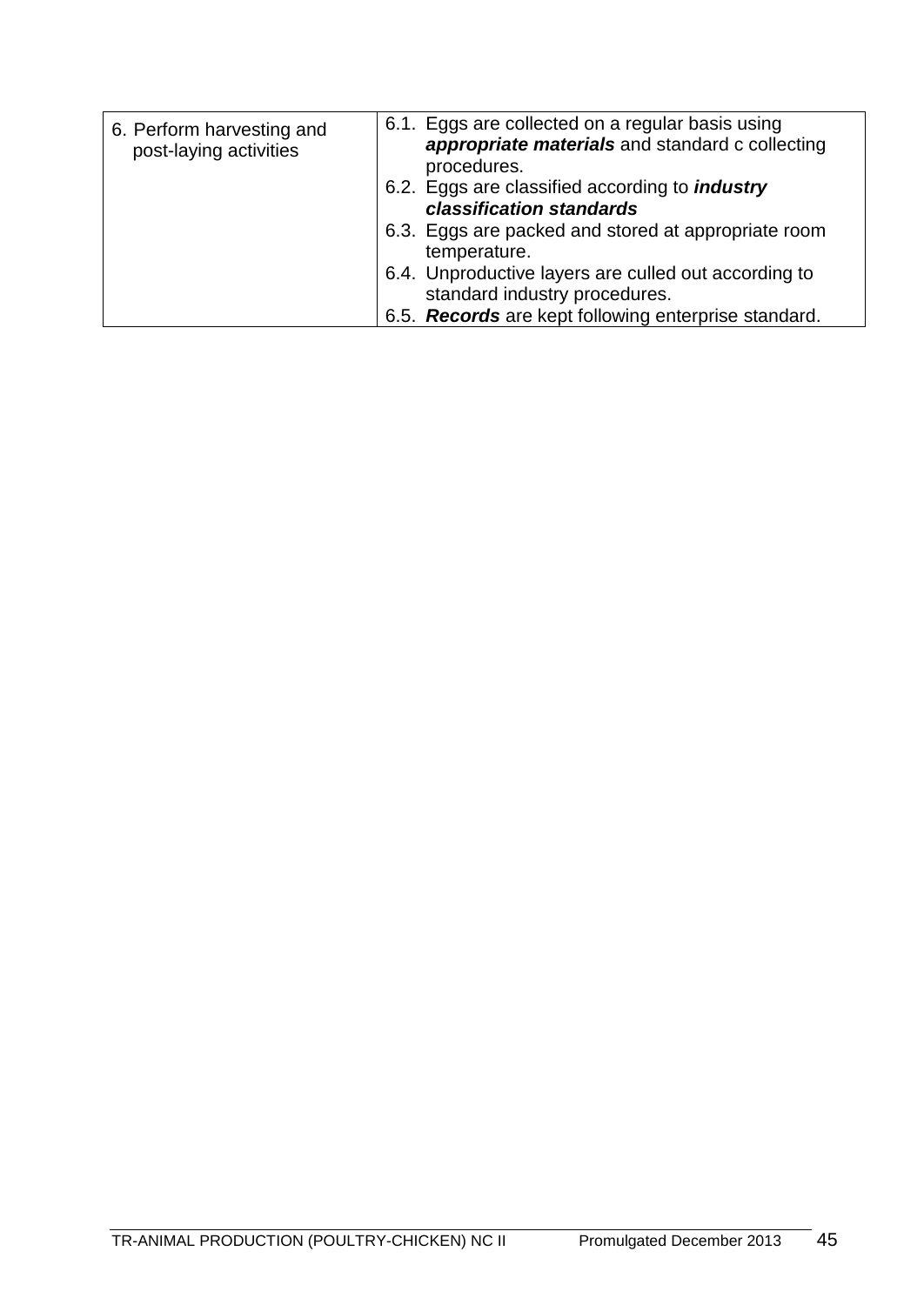| | |
|---|---|
| 6. Perform harvesting and post-laying activities | 6.1. Eggs are collected on a regular basis using ***appropriate materials*** and standard c collecting procedures.<br>6.2. Eggs are classified according to ***industry classification standards***<br>6.3. Eggs are packed and stored at appropriate room temperature.<br>6.4. Unproductive layers are culled out according to standard industry procedures.<br>6.5. ***Records*** are kept following enterprise standard. |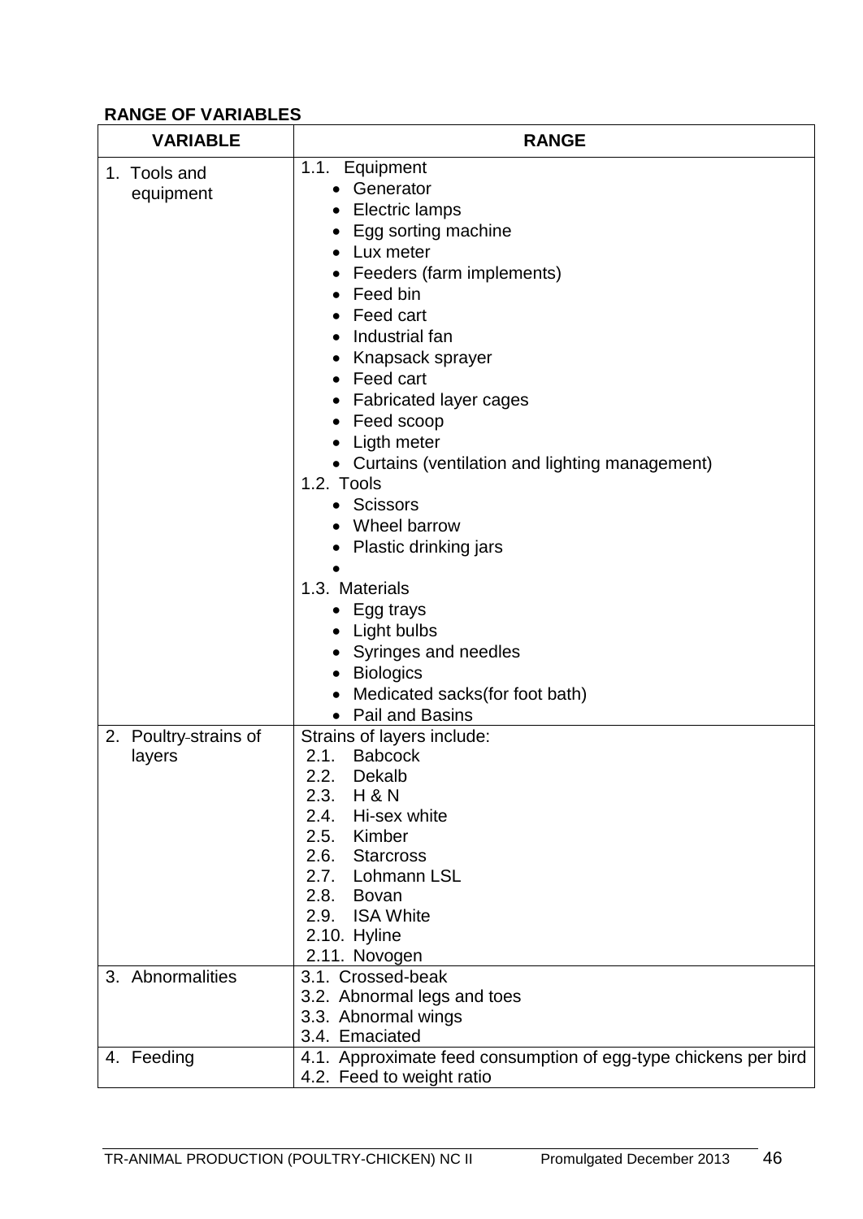**RANGE OF VARIABLES**

| VARIABLE | RANGE |
|---|---|
| 1. Tools and equipment | 1.1. Equipment<br>• Generator<br>• Electric lamps<br>• Egg sorting machine<br>• Lux meter<br>• Feeders (farm implements)<br>• Feed bin<br>• Feed cart<br>• Industrial fan<br>• Knapsack sprayer<br>• Feed cart<br>• Fabricated layer cages<br>• Feed scoop<br>• Ligth meter<br>• Curtains (ventilation and lighting management)<br>1.2. Tools<br>• Scissors<br>• Wheel barrow<br>• Plastic drinking jars<br>•<br>1.3. Materials<br>• Egg trays<br>• Light bulbs<br>• Syringes and needles<br>• Biologics<br>• Medicated sacks(for foot bath)<br>• Pail and Basins |
| 2. Poultry-strains of layers | Strains of layers include:<br>2.1. Babcock<br>2.2. Dekalb<br>2.3. H & N<br>2.4. Hi-sex white<br>2.5. Kimber<br>2.6. Starcross<br>2.7. Lohmann LSL<br>2.8. Bovan<br>2.9. ISA White<br>2.10. Hyline<br>2.11. Novogen |
| 3. Abnormalities | 3.1. Crossed-beak<br>3.2. Abnormal legs and toes<br>3.3. Abnormal wings<br>3.4. Emaciated |
| 4. Feeding | 4.1. Approximate feed consumption of egg-type chickens per bird<br>4.2. Feed to weight ratio |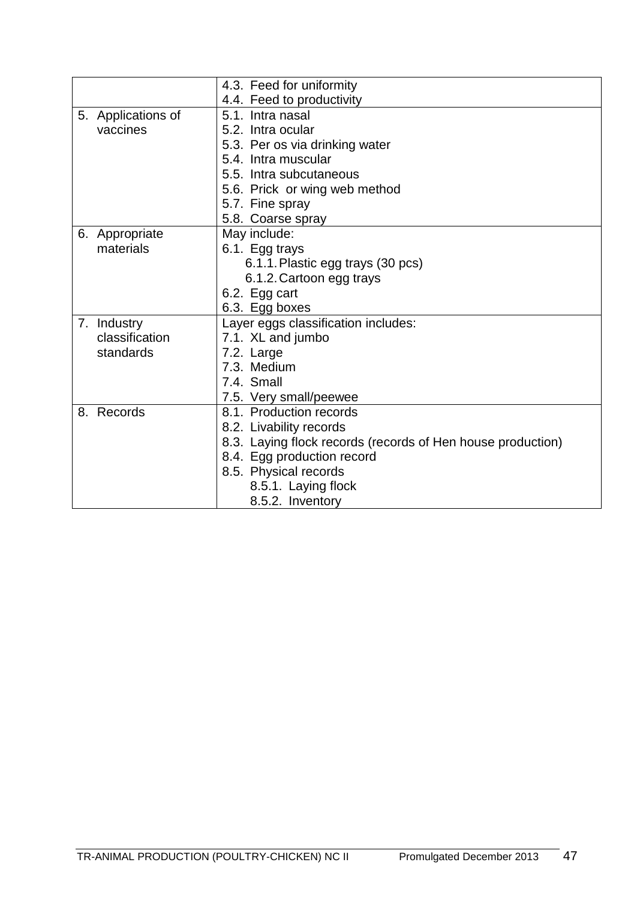| | |
|---|---|
| | 4.3. Feed for uniformity<br>4.4. Feed to productivity |
| 5. Applications of vaccines | 5.1. Intra nasal<br>5.2. Intra ocular<br>5.3. Per os via drinking water<br>5.4. Intra muscular<br>5.5. Intra subcutaneous<br>5.6. Prick or wing web method<br>5.7. Fine spray<br>5.8. Coarse spray |
| 6. Appropriate materials | May include:<br>6.1. Egg trays<br>6.1.1. Plastic egg trays (30 pcs)<br>6.1.2. Cartoon egg trays<br>6.2. Egg cart<br>6.3. Egg boxes |
| 7. Industry classification standards | Layer eggs classification includes:<br>7.1. XL and jumbo<br>7.2. Large<br>7.3. Medium<br>7.4. Small<br>7.5. Very small/peewee |
| 8. Records | 8.1. Production records<br>8.2. Livability records<br>8.3. Laying flock records (records of Hen house production)<br>8.4. Egg production record<br>8.5. Physical records<br>8.5.1. Laying flock<br>8.5.2. Inventory |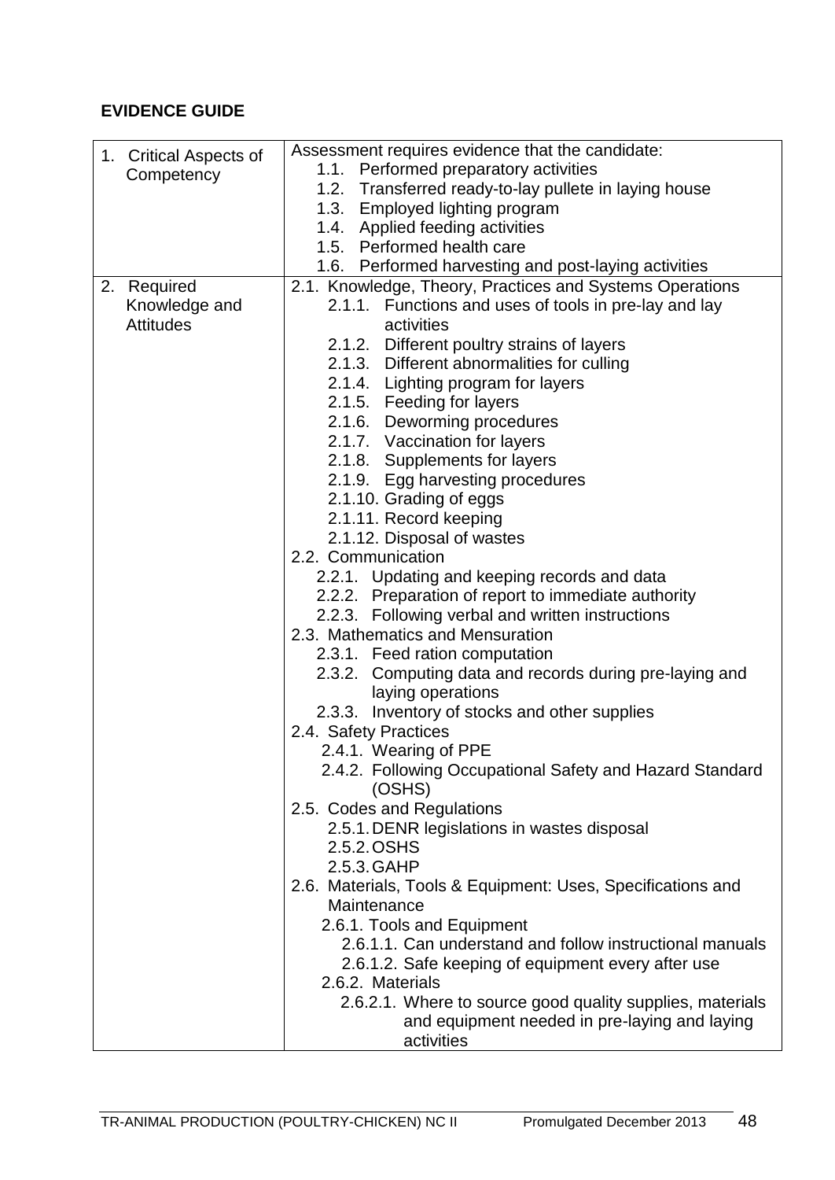**EVIDENCE GUIDE**

| | |
|---|---|
| 1. Critical Aspects of Competency | Assessment requires evidence that the candidate:<br>1.1. Performed preparatory activities<br>1.2. Transferred ready-to-lay pullete in laying house<br>1.3. Employed lighting program<br>1.4. Applied feeding activities<br>1.5. Performed health care<br>1.6. Performed harvesting and post-laying activities |
| 2. Required Knowledge and Attitudes | 2.1. Knowledge, Theory, Practices and Systems Operations<br>2.1.1. Functions and uses of tools in pre-lay and lay activities<br>2.1.2. Different poultry strains of layers<br>2.1.3. Different abnormalities for culling<br>2.1.4. Lighting program for layers<br>2.1.5. Feeding for layers<br>2.1.6. Deworming procedures<br>2.1.7. Vaccination for layers<br>2.1.8. Supplements for layers<br>2.1.9. Egg harvesting procedures<br>2.1.10. Grading of eggs<br>2.1.11. Record keeping<br>2.1.12. Disposal of wastes<br>2.2. Communication<br>2.2.1. Updating and keeping records and data<br>2.2.2. Preparation of report to immediate authority<br>2.2.3. Following verbal and written instructions<br>2.3. Mathematics and Mensuration<br>2.3.1. Feed ration computation<br>2.3.2. Computing data and records during pre-laying and laying operations<br>2.3.3. Inventory of stocks and other supplies<br>2.4. Safety Practices<br>2.4.1. Wearing of PPE<br>2.4.2. Following Occupational Safety and Hazard Standard (OSHS)<br>2.5. Codes and Regulations<br>2.5.1. DENR legislations in wastes disposal<br>2.5.2. OSHS<br>2.5.3. GAHP<br>2.6. Materials, Tools & Equipment: Uses, Specifications and Maintenance<br>2.6.1. Tools and Equipment<br>2.6.1.1. Can understand and follow instructional manuals<br>2.6.1.2. Safe keeping of equipment every after use<br>2.6.2. Materials<br>2.6.2.1. Where to source good quality supplies, materials and equipment needed in pre-laying and laying activities |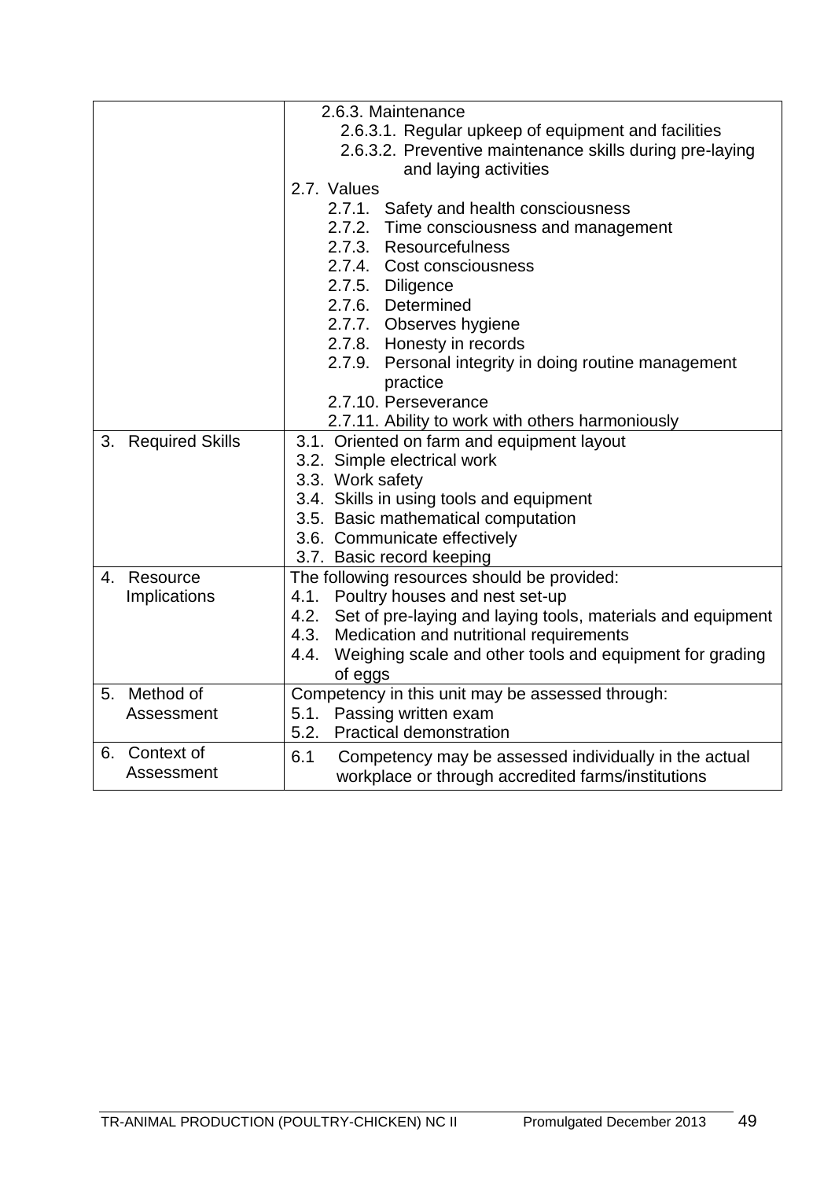| | |
|---|---|
| | 2.6.3. Maintenance<br>2.6.3.1. Regular upkeep of equipment and facilities<br>2.6.3.2. Preventive maintenance skills during pre-laying and laying activities<br>2.7. Values<br>2.7.1. Safety and health consciousness<br>2.7.2. Time consciousness and management<br>2.7.3. Resourcefulness<br>2.7.4. Cost consciousness<br>2.7.5. Diligence<br>2.7.6. Determined<br>2.7.7. Observes hygiene<br>2.7.8. Honesty in records<br>2.7.9. Personal integrity in doing routine management practice<br>2.7.10. Perseverance<br>2.7.11. Ability to work with others harmoniously |
| 3. Required Skills | 3.1. Oriented on farm and equipment layout<br>3.2. Simple electrical work<br>3.3. Work safety<br>3.4. Skills in using tools and equipment<br>3.5. Basic mathematical computation<br>3.6. Communicate effectively<br>3.7. Basic record keeping |
| 4. Resource Implications | The following resources should be provided:<br>4.1. Poultry houses and nest set-up<br>4.2. Set of pre-laying and laying tools, materials and equipment<br>4.3. Medication and nutritional requirements<br>4.4. Weighing scale and other tools and equipment for grading of eggs |
| 5. Method of Assessment | Competency in this unit may be assessed through:<br>5.1. Passing written exam<br>5.2. Practical demonstration |
| 6. Context of Assessment | 6.1 Competency may be assessed individually in the actual workplace or through accredited farms/institutions |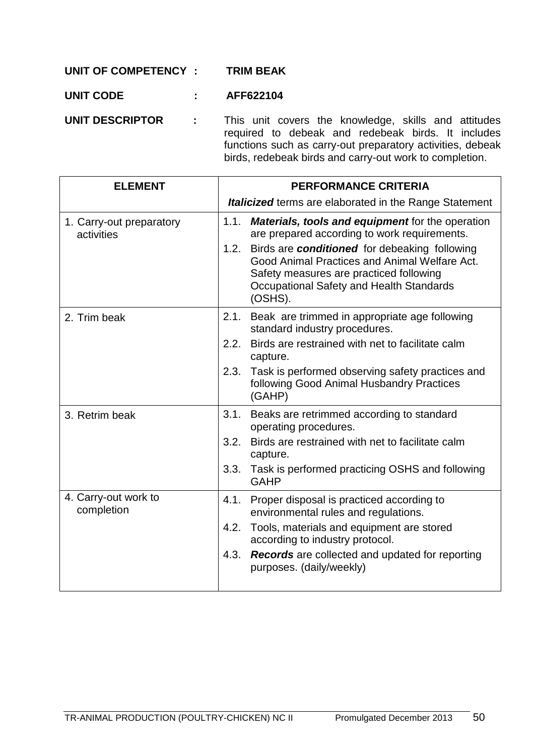**UNIT OF COMPETENCY : TRIM BEAK**

**UNIT CODE : AFF622104**

**UNIT DESCRIPTOR :** This unit covers the knowledge, skills and attitudes required to debeak and redebeak birds. It includes functions such as carry-out preparatory activities, debeak birds, redebeak birds and carry-out work to completion.

| ELEMENT | PERFORMANCE CRITERIA<br>***Italicized*** terms are elaborated in the Range Statement |
|---|---|
| 1. Carry-out preparatory activities | 1.1. ***Materials, tools and equipment*** for the operation are prepared according to work requirements.<br>1.2. Birds are ***conditioned*** for debeaking following Good Animal Practices and Animal Welfare Act. Safety measures are practiced following Occupational Safety and Health Standards (OSHS). |
| 2. Trim beak | 2.1. Beak are trimmed in appropriate age following standard industry procedures.<br>2.2. Birds are restrained with net to facilitate calm capture.<br>2.3. Task is performed observing safety practices and following Good Animal Husbandry Practices (GAHP) |
| 3. Retrim beak | 3.1. Beaks are retrimmed according to standard operating procedures.<br>3.2. Birds are restrained with net to facilitate calm capture.<br>3.3. Task is performed practicing OSHS and following GAHP |
| 4. Carry-out work to completion | 4.1. Proper disposal is practiced according to environmental rules and regulations.<br>4.2. Tools, materials and equipment are stored according to industry protocol.<br>4.3. ***Records*** are collected and updated for reporting purposes. (daily/weekly) |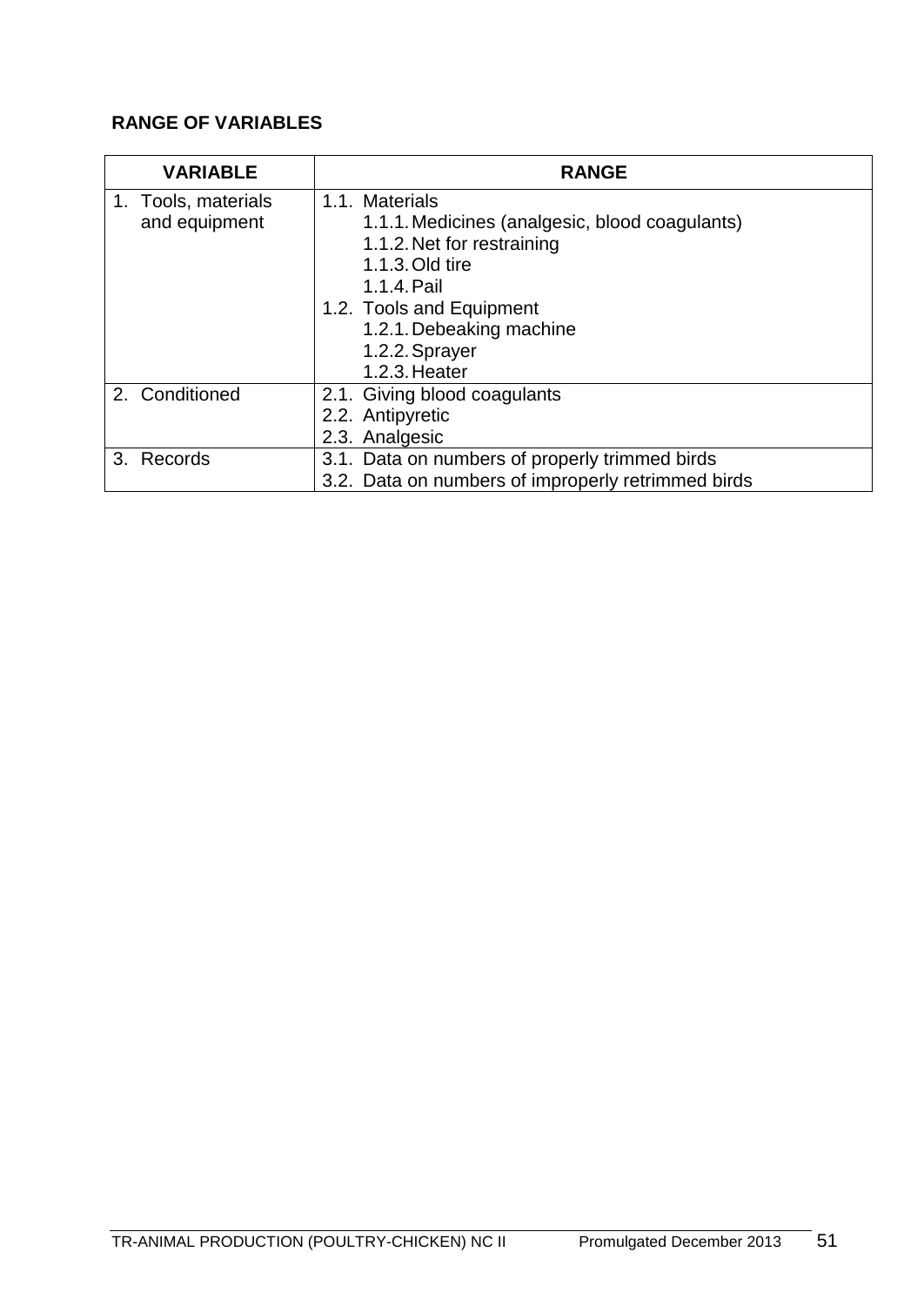**RANGE OF VARIABLES**

| VARIABLE | RANGE |
|---|---|
| 1. Tools, materials and equipment | 1.1. Materials<br>1.1.1. Medicines (analgesic, blood coagulants)<br>1.1.2. Net for restraining<br>1.1.3. Old tire<br>1.1.4. Pail<br>1.2. Tools and Equipment<br>1.2.1. Debeaking machine<br>1.2.2. Sprayer<br>1.2.3. Heater |
| 2. Conditioned | 2.1. Giving blood coagulants<br>2.2. Antipyretic<br>2.3. Analgesic |
| 3. Records | 3.1. Data on numbers of properly trimmed birds<br>3.2. Data on numbers of improperly retrimmed birds |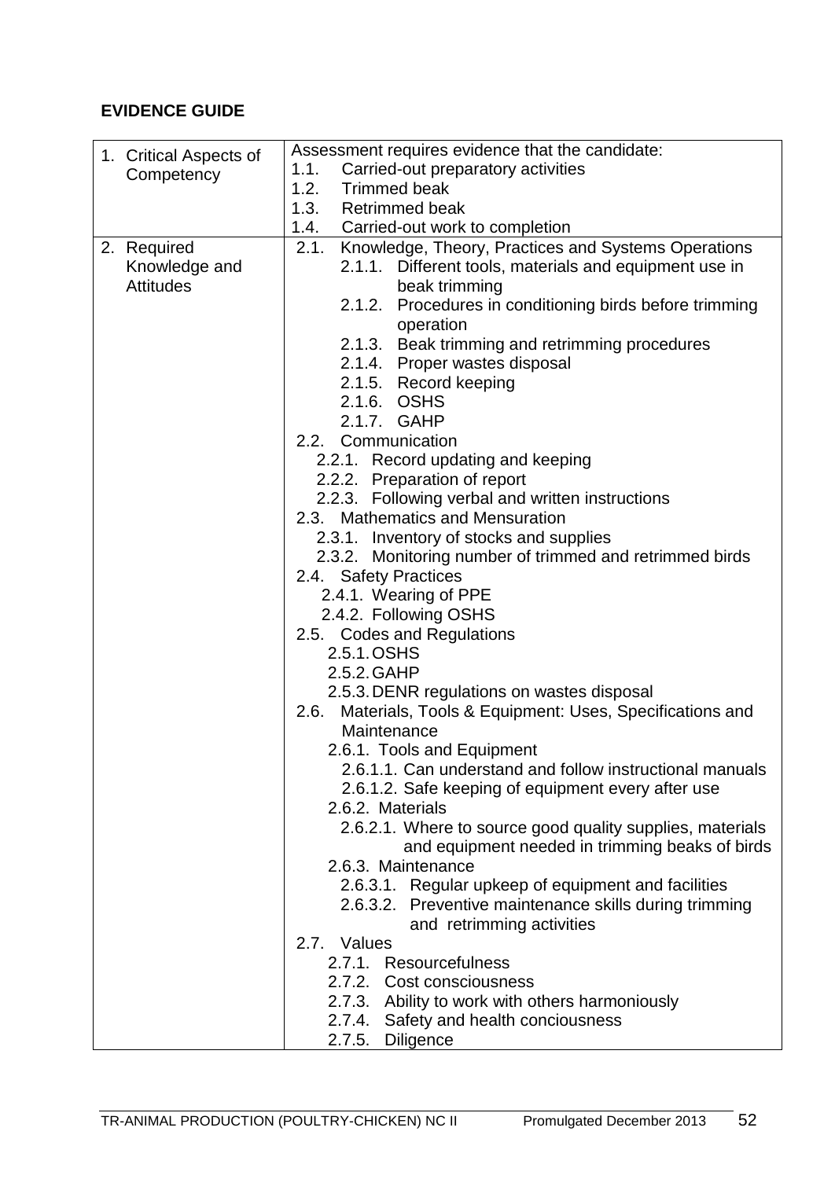**EVIDENCE GUIDE**

| | |
|---|---|
| 1. Critical Aspects of Competency | Assessment requires evidence that the candidate:<br>1.1. Carried-out preparatory activities<br>1.2. Trimmed beak<br>1.3. Retrimmed beak<br>1.4. Carried-out work to completion |
| 2. Required Knowledge and Attitudes | 2.1. Knowledge, Theory, Practices and Systems Operations<br>2.1.1. Different tools, materials and equipment use in beak trimming<br>2.1.2. Procedures in conditioning birds before trimming operation<br>2.1.3. Beak trimming and retrimming procedures<br>2.1.4. Proper wastes disposal<br>2.1.5. Record keeping<br>2.1.6. OSHS<br>2.1.7. GAHP<br>2.2. Communication<br>2.2.1. Record updating and keeping<br>2.2.2. Preparation of report<br>2.2.3. Following verbal and written instructions<br>2.3. Mathematics and Mensuration<br>2.3.1. Inventory of stocks and supplies<br>2.3.2. Monitoring number of trimmed and retrimmed birds<br>2.4. Safety Practices<br>2.4.1. Wearing of PPE<br>2.4.2. Following OSHS<br>2.5. Codes and Regulations<br>2.5.1. OSHS<br>2.5.2. GAHP<br>2.5.3. DENR regulations on wastes disposal<br>2.6. Materials, Tools & Equipment: Uses, Specifications and Maintenance<br>2.6.1. Tools and Equipment<br>2.6.1.1. Can understand and follow instructional manuals<br>2.6.1.2. Safe keeping of equipment every after use<br>2.6.2. Materials<br>2.6.2.1. Where to source good quality supplies, materials and equipment needed in trimming beaks of birds<br>2.6.3. Maintenance<br>2.6.3.1. Regular upkeep of equipment and facilities<br>2.6.3.2. Preventive maintenance skills during trimming and retrimming activities<br>2.7. Values<br>2.7.1. Resourcefulness<br>2.7.2. Cost consciousness<br>2.7.3. Ability to work with others harmoniously<br>2.7.4. Safety and health conciousness<br>2.7.5. Diligence |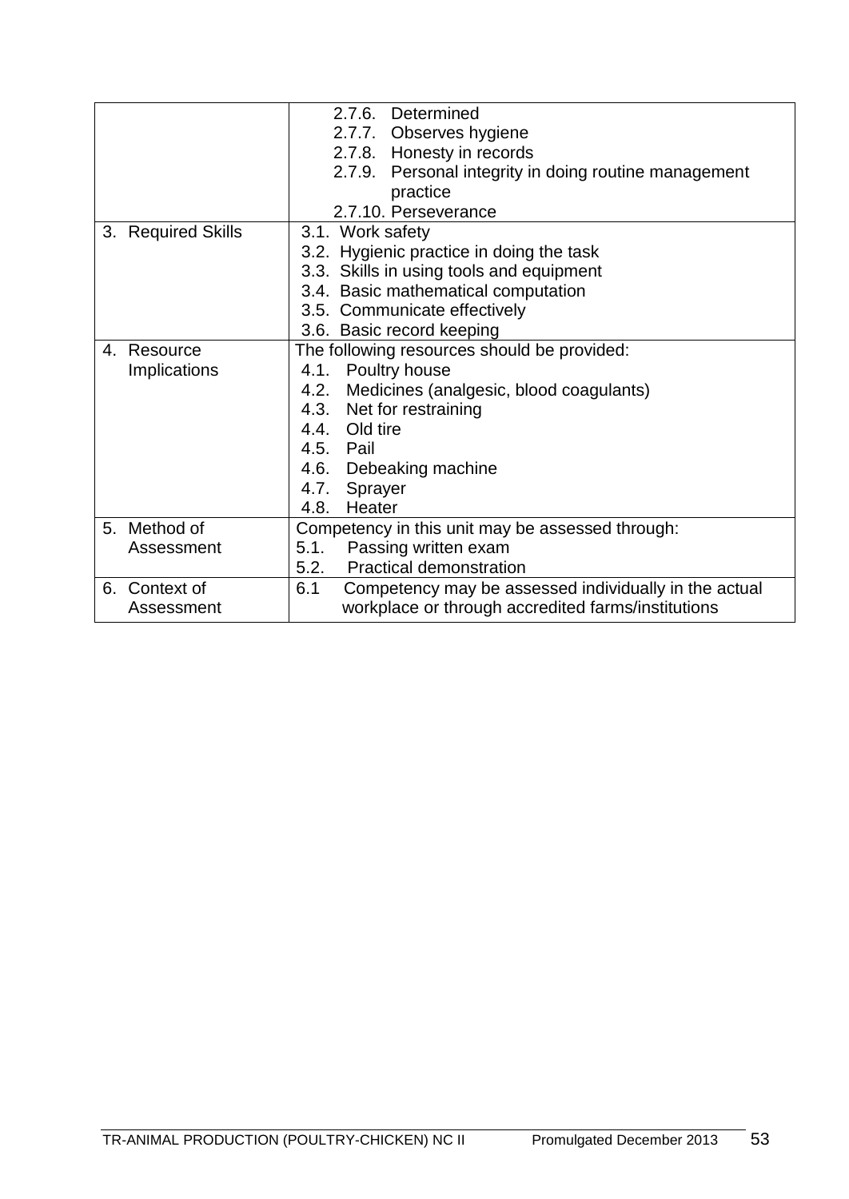| | |
|---|---|
| | 2.7.6. Determined<br>2.7.7. Observes hygiene<br>2.7.8. Honesty in records<br>2.7.9. Personal integrity in doing routine management practice<br>2.7.10. Perseverance |
| 3. Required Skills | 3.1. Work safety<br>3.2. Hygienic practice in doing the task<br>3.3. Skills in using tools and equipment<br>3.4. Basic mathematical computation<br>3.5. Communicate effectively<br>3.6. Basic record keeping |
| 4. Resource Implications | The following resources should be provided:<br>4.1. Poultry house<br>4.2. Medicines (analgesic, blood coagulants)<br>4.3. Net for restraining<br>4.4. Old tire<br>4.5. Pail<br>4.6. Debeaking machine<br>4.7. Sprayer<br>4.8. Heater |
| 5. Method of Assessment | Competency in this unit may be assessed through:<br>5.1. Passing written exam<br>5.2. Practical demonstration |
| 6. Context of Assessment | 6.1 Competency may be assessed individually in the actual workplace or through accredited farms/institutions |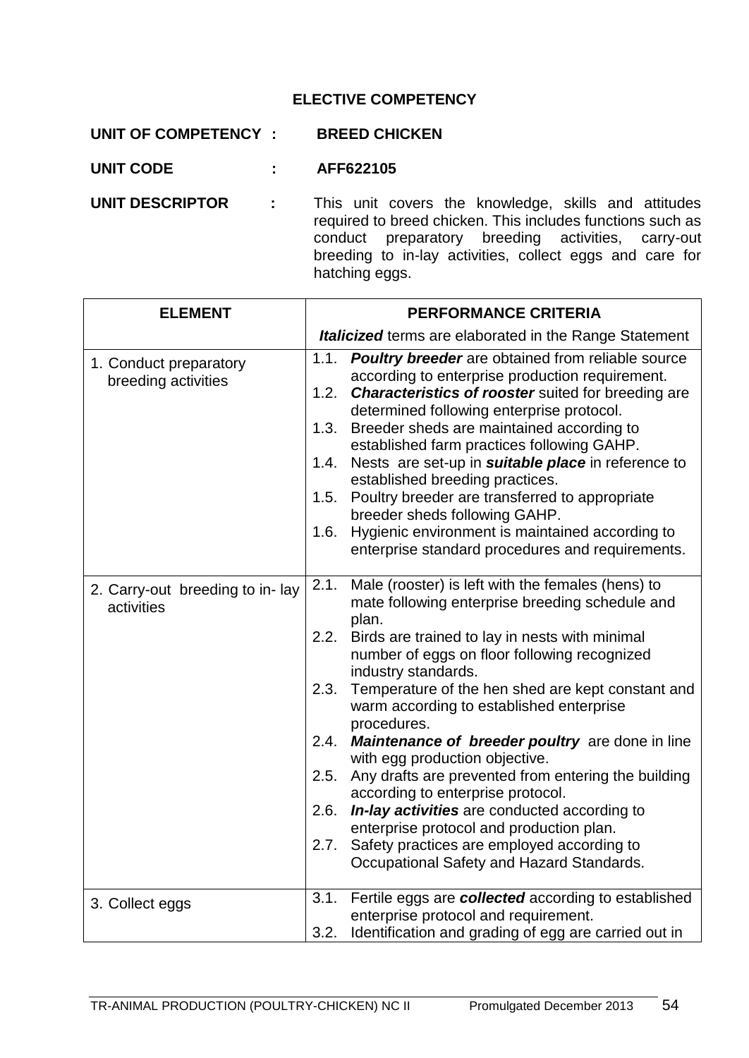**ELECTIVE COMPETENCY**

**UNIT OF COMPETENCY :** **BREED CHICKEN**

**UNIT CODE :** **AFF622105**

**UNIT DESCRIPTOR :** This unit covers the knowledge, skills and attitudes required to breed chicken. This includes functions such as conduct preparatory breeding activities, carry-out breeding to in-lay activities, collect eggs and care for hatching eggs.

| ELEMENT | PERFORMANCE CRITERIA<br>***Italicized*** terms are elaborated in the Range Statement |
|---|---|
| 1. Conduct preparatory breeding activities | 1.1. ***Poultry breeder*** are obtained from reliable source according to enterprise production requirement.<br>1.2. ***Characteristics of rooster*** suited for breeding are determined following enterprise protocol.<br>1.3. Breeder sheds are maintained according to established farm practices following GAHP.<br>1.4. Nests are set-up in ***suitable place*** in reference to established breeding practices.<br>1.5. Poultry breeder are transferred to appropriate breeder sheds following GAHP.<br>1.6. Hygienic environment is maintained according to enterprise standard procedures and requirements. |
| 2. Carry-out breeding to in- lay activities | 2.1. Male (rooster) is left with the females (hens) to mate following enterprise breeding schedule and plan.<br>2.2. Birds are trained to lay in nests with minimal number of eggs on floor following recognized industry standards.<br>2.3. Temperature of the hen shed are kept constant and warm according to established enterprise procedures.<br>2.4. ***Maintenance of breeder poultry*** are done in line with egg production objective.<br>2.5. Any drafts are prevented from entering the building according to enterprise protocol.<br>2.6. ***In-lay activities*** are conducted according to enterprise protocol and production plan.<br>2.7. Safety practices are employed according to Occupational Safety and Hazard Standards. |
| 3. Collect eggs | 3.1. Fertile eggs are ***collected*** according to established enterprise protocol and requirement.<br>3.2. Identification and grading of egg are carried out in |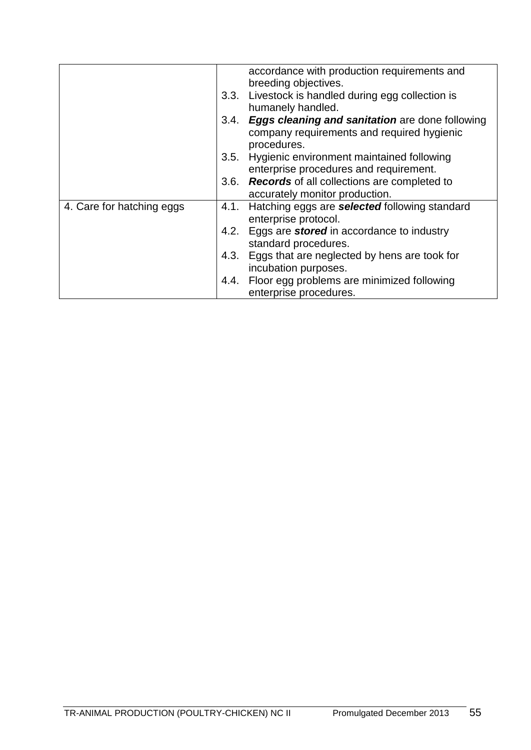| | |
|---|---|
| | accordance with production requirements and breeding objectives.<br>3.3. Livestock is handled during egg collection is humanely handled.<br>3.4. ***Eggs cleaning and sanitation*** are done following company requirements and required hygienic procedures.<br>3.5. Hygienic environment maintained following enterprise procedures and requirement.<br>3.6. ***Records*** of all collections are completed to accurately monitor production. |
| 4. Care for hatching eggs | 4.1. Hatching eggs are ***selected*** following standard enterprise protocol.<br>4.2. Eggs are ***stored*** in accordance to industry standard procedures.<br>4.3. Eggs that are neglected by hens are took for incubation purposes.<br>4.4. Floor egg problems are minimized following enterprise procedures. |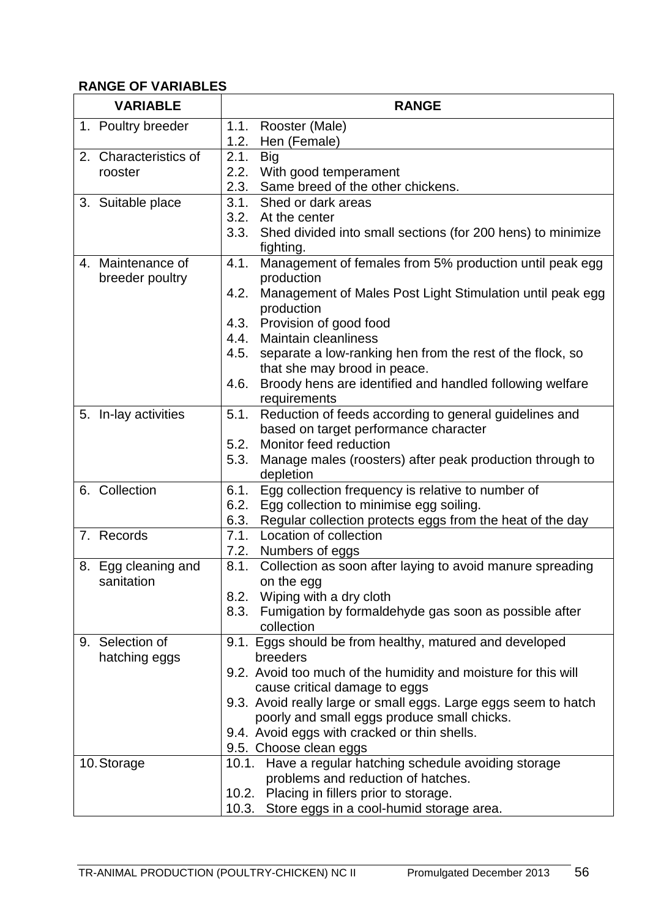**RANGE OF VARIABLES**

| VARIABLE | RANGE |
|---|---|
| 1. Poultry breeder | 1.1. Rooster (Male)<br>1.2. Hen (Female) |
| 2. Characteristics of rooster | 2.1. Big<br>2.2. With good temperament<br>2.3. Same breed of the other chickens. |
| 3. Suitable place | 3.1. Shed or dark areas<br>3.2. At the center<br>3.3. Shed divided into small sections (for 200 hens) to minimize fighting. |
| 4. Maintenance of breeder poultry | 4.1. Management of females from 5% production until peak egg production<br>4.2. Management of Males Post Light Stimulation until peak egg production<br>4.3. Provision of good food<br>4.4. Maintain cleanliness<br>4.5. separate a low-ranking hen from the rest of the flock, so that she may brood in peace.<br>4.6. Broody hens are identified and handled following welfare requirements |
| 5. In-lay activities | 5.1. Reduction of feeds according to general guidelines and based on target performance character<br>5.2. Monitor feed reduction<br>5.3. Manage males (roosters) after peak production through to depletion |
| 6. Collection | 6.1. Egg collection frequency is relative to number of<br>6.2. Egg collection to minimise egg soiling.<br>6.3. Regular collection protects eggs from the heat of the day |
| 7. Records | 7.1. Location of collection<br>7.2. Numbers of eggs |
| 8. Egg cleaning and sanitation | 8.1. Collection as soon after laying to avoid manure spreading on the egg<br>8.2. Wiping with a dry cloth<br>8.3. Fumigation by formaldehyde gas soon as possible after collection |
| 9. Selection of hatching eggs | 9.1. Eggs should be from healthy, matured and developed breeders<br>9.2. Avoid too much of the humidity and moisture for this will cause critical damage to eggs<br>9.3. Avoid really large or small eggs. Large eggs seem to hatch poorly and small eggs produce small chicks.<br>9.4. Avoid eggs with cracked or thin shells.<br>9.5. Choose clean eggs |
| 10. Storage | 10.1. Have a regular hatching schedule avoiding storage problems and reduction of hatches.<br>10.2. Placing in fillers prior to storage.<br>10.3. Store eggs in a cool-humid storage area. |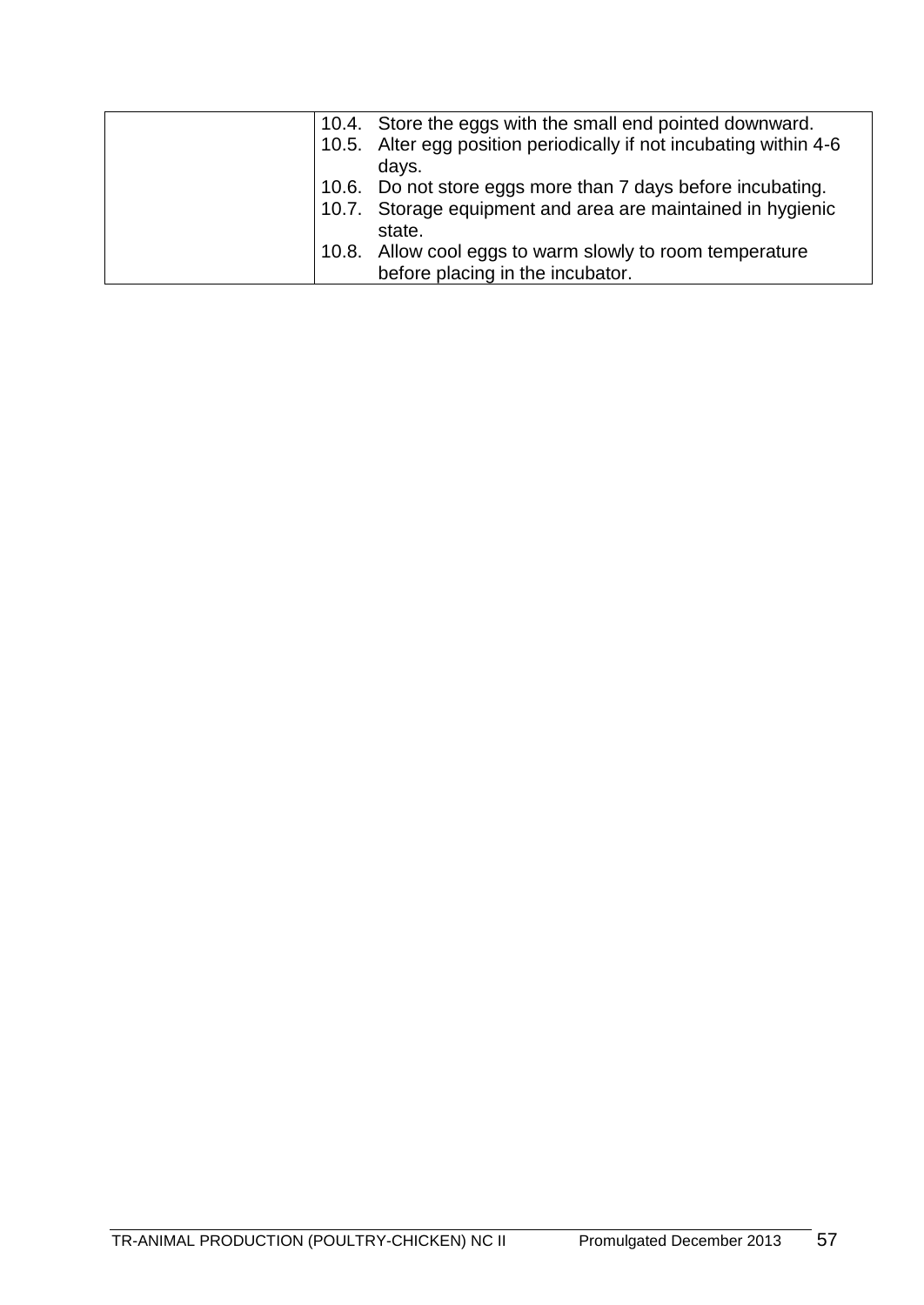| | |
|---|---|
| | 10.4. Store the eggs with the small end pointed downward.<br>10.5. Alter egg position periodically if not incubating within 4-6 days.<br>10.6. Do not store eggs more than 7 days before incubating.<br>10.7. Storage equipment and area are maintained in hygienic state.<br>10.8. Allow cool eggs to warm slowly to room temperature before placing in the incubator. |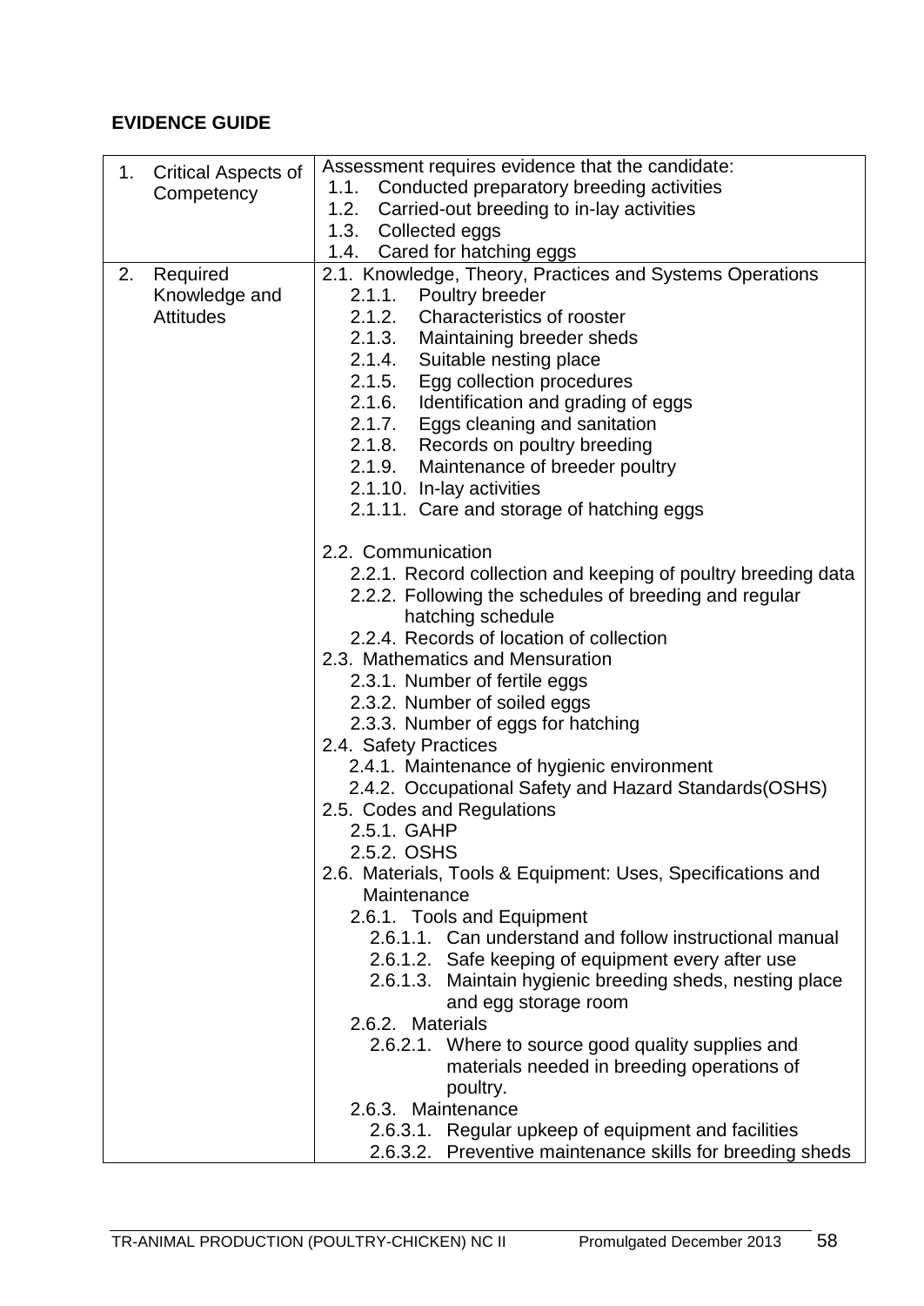**EVIDENCE GUIDE**

| | |
|---|---|
| 1. Critical Aspects of Competency | Assessment requires evidence that the candidate:<br>1.1. Conducted preparatory breeding activities<br>1.2. Carried-out breeding to in-lay activities<br>1.3. Collected eggs<br>1.4. Cared for hatching eggs |
| 2. Required Knowledge and Attitudes | 2.1. Knowledge, Theory, Practices and Systems Operations<br>2.1.1. Poultry breeder<br>2.1.2. Characteristics of rooster<br>2.1.3. Maintaining breeder sheds<br>2.1.4. Suitable nesting place<br>2.1.5. Egg collection procedures<br>2.1.6. Identification and grading of eggs<br>2.1.7. Eggs cleaning and sanitation<br>2.1.8. Records on poultry breeding<br>2.1.9. Maintenance of breeder poultry<br>2.1.10. In-lay activities<br>2.1.11. Care and storage of hatching eggs<br><br>2.2. Communication<br>2.2.1. Record collection and keeping of poultry breeding data<br>2.2.2. Following the schedules of breeding and regular hatching schedule<br>2.2.4. Records of location of collection<br>2.3. Mathematics and Mensuration<br>2.3.1. Number of fertile eggs<br>2.3.2. Number of soiled eggs<br>2.3.3. Number of eggs for hatching<br>2.4. Safety Practices<br>2.4.1. Maintenance of hygienic environment<br>2.4.2. Occupational Safety and Hazard Standards(OSHS)<br>2.5. Codes and Regulations<br>2.5.1. GAHP<br>2.5.2. OSHS<br>2.6. Materials, Tools & Equipment: Uses, Specifications and Maintenance<br>2.6.1. Tools and Equipment<br>2.6.1.1. Can understand and follow instructional manual<br>2.6.1.2. Safe keeping of equipment every after use<br>2.6.1.3. Maintain hygienic breeding sheds, nesting place and egg storage room<br>2.6.2. Materials<br>2.6.2.1. Where to source good quality supplies and materials needed in breeding operations of poultry.<br>2.6.3. Maintenance<br>2.6.3.1. Regular upkeep of equipment and facilities<br>2.6.3.2. Preventive maintenance skills for breeding sheds |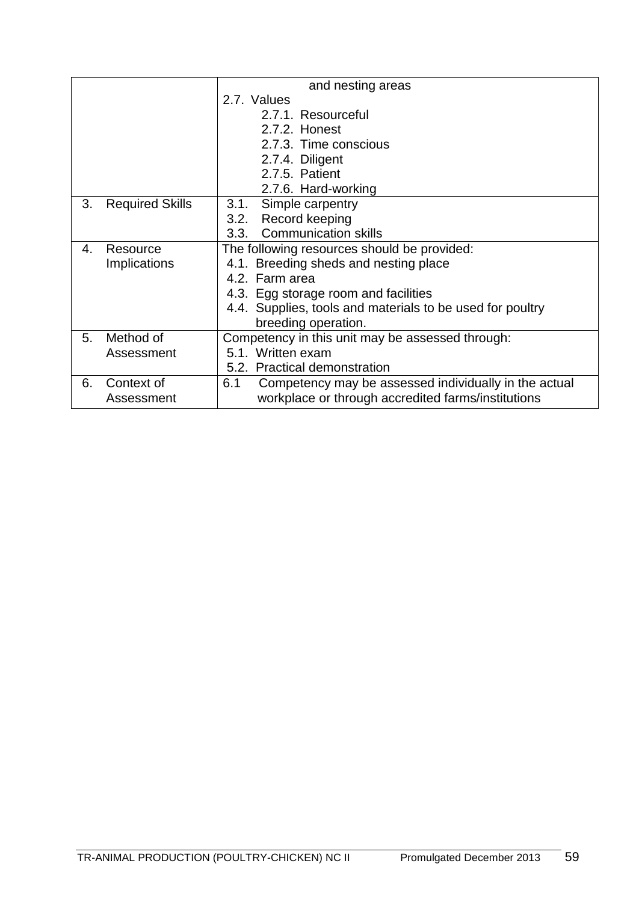| | |
|---|---|
| | and nesting areas<br>2.7. Values<br>2.7.1. Resourceful<br>2.7.2. Honest<br>2.7.3. Time conscious<br>2.7.4. Diligent<br>2.7.5. Patient<br>2.7.6. Hard-working |
| 3. Required Skills | 3.1. Simple carpentry<br>3.2. Record keeping<br>3.3. Communication skills |
| 4. Resource Implications | The following resources should be provided:<br>4.1. Breeding sheds and nesting place<br>4.2. Farm area<br>4.3. Egg storage room and facilities<br>4.4. Supplies, tools and materials to be used for poultry breeding operation. |
| 5. Method of Assessment | Competency in this unit may be assessed through:<br>5.1. Written exam<br>5.2. Practical demonstration |
| 6. Context of Assessment | 6.1 Competency may be assessed individually in the actual workplace or through accredited farms/institutions |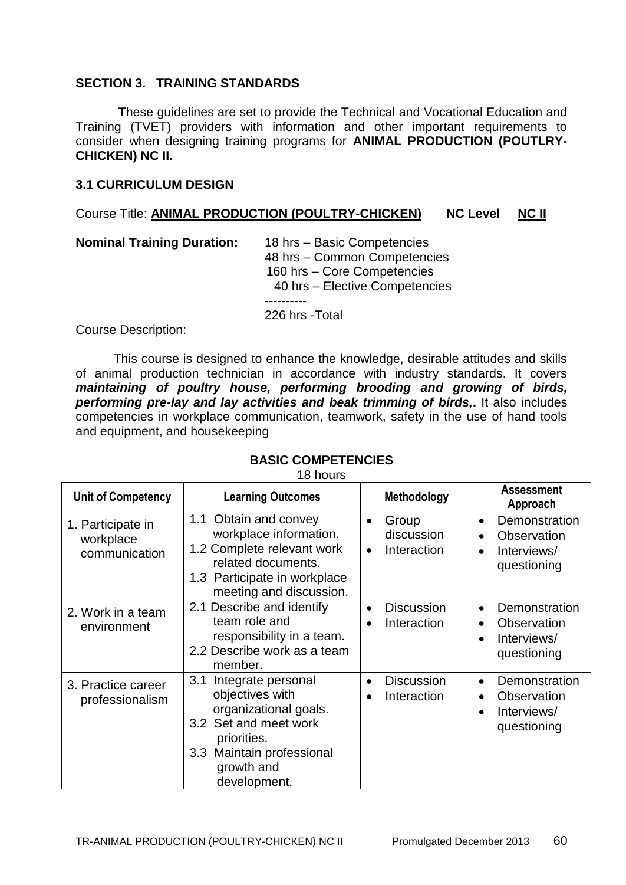## SECTION 3. TRAINING STANDARDS

These guidelines are set to provide the Technical and Vocational Education and Training (TVET) providers with information and other important requirements to consider when designing training programs for **ANIMAL PRODUCTION (POUTLRY-CHICKEN) NC II.**

### 3.1 CURRICULUM DESIGN

Course Title: **ANIMAL PRODUCTION (POULTRY-CHICKEN)** **NC Level** **NC II**

**Nominal Training Duration:**

18 hrs – Basic Competencies
48 hrs – Common Competencies
160 hrs – Core Competencies
40 hrs – Elective Competencies
----------
226 hrs -Total

Course Description:

This course is designed to enhance the knowledge, desirable attitudes and skills of animal production technician in accordance with industry standards. It covers ***maintaining of poultry house, performing brooding and growing of birds, performing pre-lay and lay activities and beak trimming of birds,*****.** It also includes competencies in workplace communication, teamwork, safety in the use of hand tools and equipment, and housekeeping

**BASIC COMPETENCIES**
18 hours

| Unit of Competency | Learning Outcomes | Methodology | Assessment Approach |
|---|---|---|---|
| 1. Participate in workplace communication | 1.1 Obtain and convey workplace information.<br>1.2 Complete relevant work related documents.<br>1.3 Participate in workplace meeting and discussion. | • Group discussion<br>• Interaction | • Demonstration<br>• Observation<br>• Interviews/ questioning |
| 2. Work in a team environment | 2.1 Describe and identify team role and responsibility in a team.<br>2.2 Describe work as a team member. | • Discussion<br>• Interaction | • Demonstration<br>• Observation<br>• Interviews/ questioning |
| 3. Practice career professionalism | 3.1 Integrate personal objectives with organizational goals.<br>3.2 Set and meet work priorities.<br>3.3 Maintain professional growth and development. | • Discussion<br>• Interaction | • Demonstration<br>• Observation<br>• Interviews/ questioning |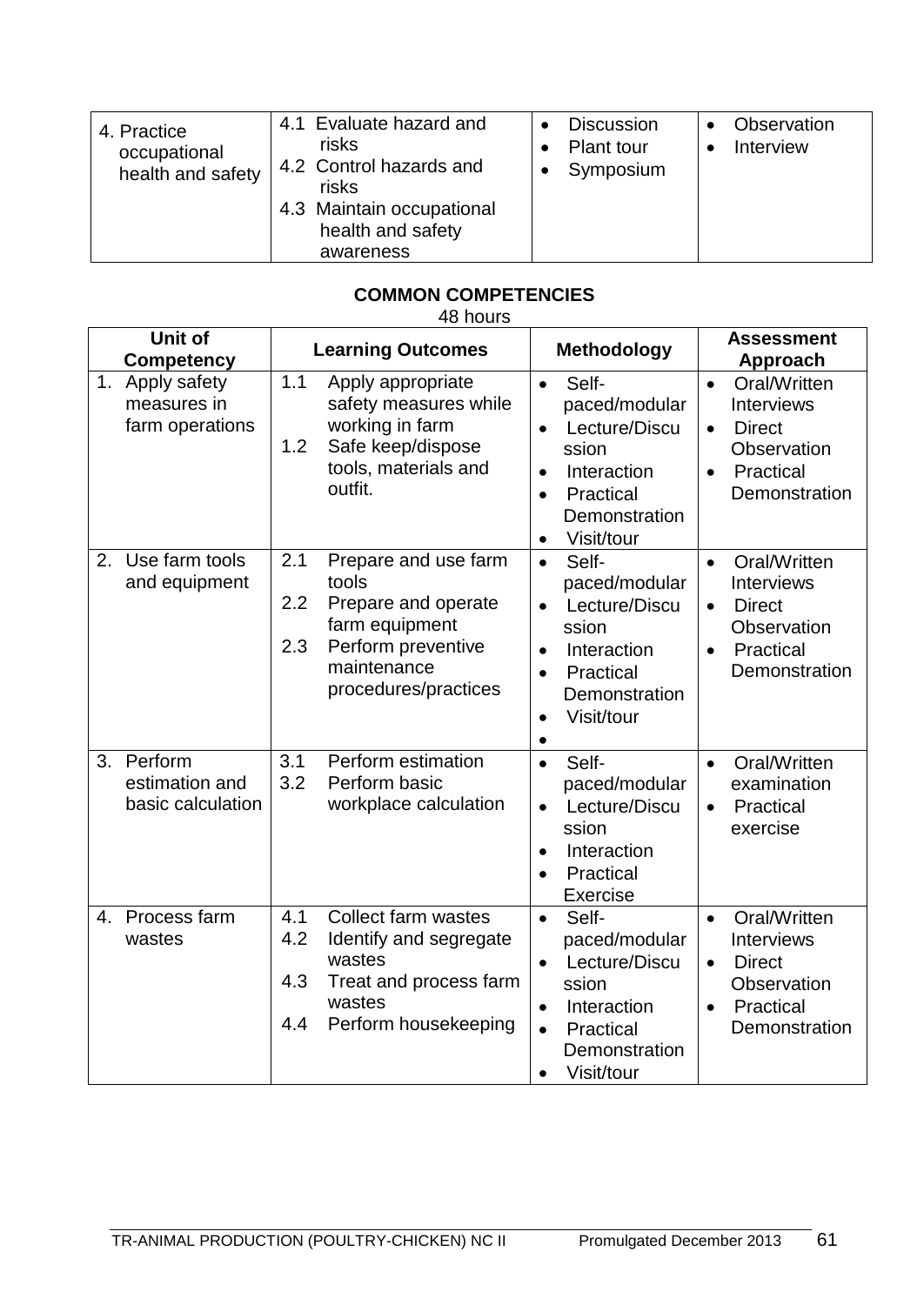| | | | |
|---|---|---|---|
| 4. Practice occupational health and safety | 4.1 Evaluate hazard and risks<br>4.2 Control hazards and risks<br>4.3 Maintain occupational health and safety awareness | • Discussion<br>• Plant tour<br>• Symposium | • Observation<br>• Interview |

**COMMON COMPETENCIES**

48 hours

| Unit of Competency | Learning Outcomes | Methodology | Assessment Approach |
|---|---|---|---|
| 1. Apply safety measures in farm operations | 1.1 Apply appropriate safety measures while working in farm<br>1.2 Safe keep/dispose tools, materials and outfit. | • Self-paced/modular<br>• Lecture/Discussion<br>• Interaction<br>• Practical Demonstration<br>• Visit/tour | • Oral/Written Interviews<br>• Direct Observation<br>• Practical Demonstration |
| 2. Use farm tools and equipment | 2.1 Prepare and use farm tools<br>2.2 Prepare and operate farm equipment<br>2.3 Perform preventive maintenance procedures/practices | • Self-paced/modular<br>• Lecture/Discussion<br>• Interaction<br>• Practical Demonstration<br>• Visit/tour<br>• | • Oral/Written Interviews<br>• Direct Observation<br>• Practical Demonstration |
| 3. Perform estimation and basic calculation | 3.1 Perform estimation<br>3.2 Perform basic workplace calculation | • Self-paced/modular<br>• Lecture/Discussion<br>• Interaction<br>• Practical Exercise | • Oral/Written examination<br>• Practical exercise |
| 4. Process farm wastes | 4.1 Collect farm wastes<br>4.2 Identify and segregate wastes<br>4.3 Treat and process farm wastes<br>4.4 Perform housekeeping | • Self-paced/modular<br>• Lecture/Discussion<br>• Interaction<br>• Practical Demonstration<br>• Visit/tour | • Oral/Written Interviews<br>• Direct Observation<br>• Practical Demonstration |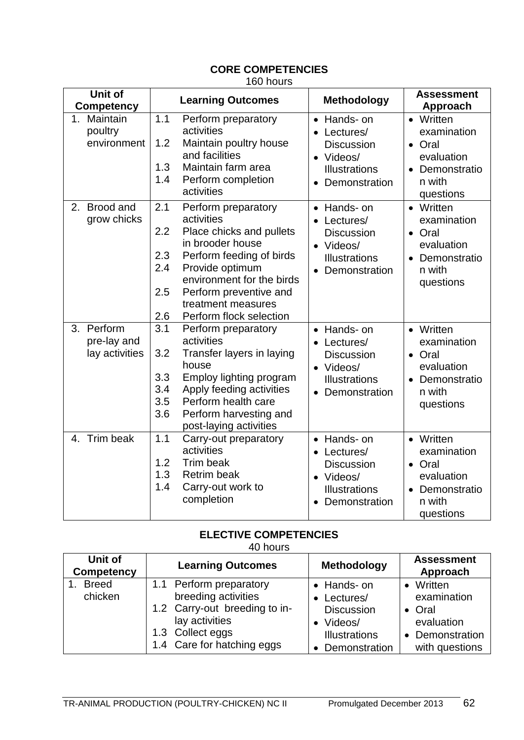**CORE COMPETENCIES**

160 hours

| Unit of Competency | Learning Outcomes | Methodology | Assessment Approach |
|---|---|---|---|
| 1. Maintain poultry environment | 1.1 Perform preparatory activities<br>1.2 Maintain poultry house and facilities<br>1.3 Maintain farm area<br>1.4 Perform completion activities | • Hands- on<br>• Lectures/ Discussion<br>• Videos/ Illustrations<br>• Demonstration | • Written examination<br>• Oral evaluation<br>• Demonstration with questions |
| 2. Brood and grow chicks | 2.1 Perform preparatory activities<br>2.2 Place chicks and pullets in brooder house<br>2.3 Perform feeding of birds<br>2.4 Provide optimum environment for the birds<br>2.5 Perform preventive and treatment measures<br>2.6 Perform flock selection | • Hands- on<br>• Lectures/ Discussion<br>• Videos/ Illustrations<br>• Demonstration | • Written examination<br>• Oral evaluation<br>• Demonstration with questions |
| 3. Perform pre-lay and lay activities | 3.1 Perform preparatory activities<br>3.2 Transfer layers in laying house<br>3.3 Employ lighting program<br>3.4 Apply feeding activities<br>3.5 Perform health care<br>3.6 Perform harvesting and post-laying activities | • Hands- on<br>• Lectures/ Discussion<br>• Videos/ Illustrations<br>• Demonstration | • Written examination<br>• Oral evaluation<br>• Demonstration with questions |
| 4. Trim beak | 1.1 Carry-out preparatory activities<br>1.2 Trim beak<br>1.3 Retrim beak<br>1.4 Carry-out work to completion | • Hands- on<br>• Lectures/ Discussion<br>• Videos/ Illustrations<br>• Demonstration | • Written examination<br>• Oral evaluation<br>• Demonstration with questions |

**ELECTIVE COMPETENCIES**

40 hours

| Unit of Competency | Learning Outcomes | Methodology | Assessment Approach |
|---|---|---|---|
| 1. Breed chicken | 1.1 Perform preparatory breeding activities<br>1.2 Carry-out breeding to in-lay activities<br>1.3 Collect eggs<br>1.4 Care for hatching eggs | • Hands- on<br>• Lectures/ Discussion<br>• Videos/ Illustrations<br>• Demonstration | • Written examination<br>• Oral evaluation<br>• Demonstration with questions |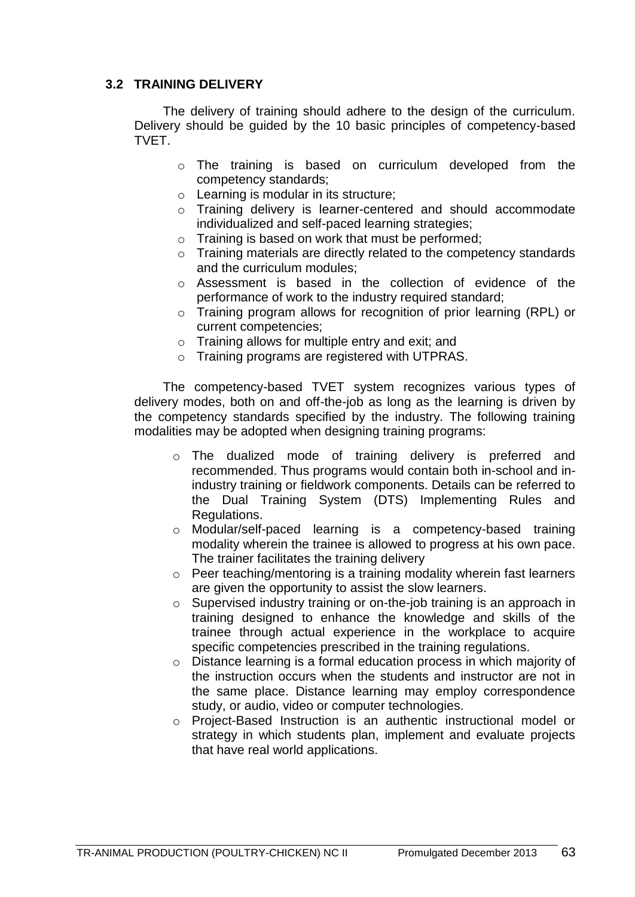### 3.2 TRAINING DELIVERY

The delivery of training should adhere to the design of the curriculum. Delivery should be guided by the 10 basic principles of competency-based TVET.

- The training is based on curriculum developed from the competency standards;
- Learning is modular in its structure;
- Training delivery is learner-centered and should accommodate individualized and self-paced learning strategies;
- Training is based on work that must be performed;
- Training materials are directly related to the competency standards and the curriculum modules;
- Assessment is based in the collection of evidence of the performance of work to the industry required standard;
- Training program allows for recognition of prior learning (RPL) or current competencies;
- Training allows for multiple entry and exit; and
- Training programs are registered with UTPRAS.

The competency-based TVET system recognizes various types of delivery modes, both on and off-the-job as long as the learning is driven by the competency standards specified by the industry. The following training modalities may be adopted when designing training programs:

- The dualized mode of training delivery is preferred and recommended. Thus programs would contain both in-school and in-industry training or fieldwork components. Details can be referred to the Dual Training System (DTS) Implementing Rules and Regulations.
- Modular/self-paced learning is a competency-based training modality wherein the trainee is allowed to progress at his own pace. The trainer facilitates the training delivery
- Peer teaching/mentoring is a training modality wherein fast learners are given the opportunity to assist the slow learners.
- Supervised industry training or on-the-job training is an approach in training designed to enhance the knowledge and skills of the trainee through actual experience in the workplace to acquire specific competencies prescribed in the training regulations.
- Distance learning is a formal education process in which majority of the instruction occurs when the students and instructor are not in the same place. Distance learning may employ correspondence study, or audio, video or computer technologies.
- Project-Based Instruction is an authentic instructional model or strategy in which students plan, implement and evaluate projects that have real world applications.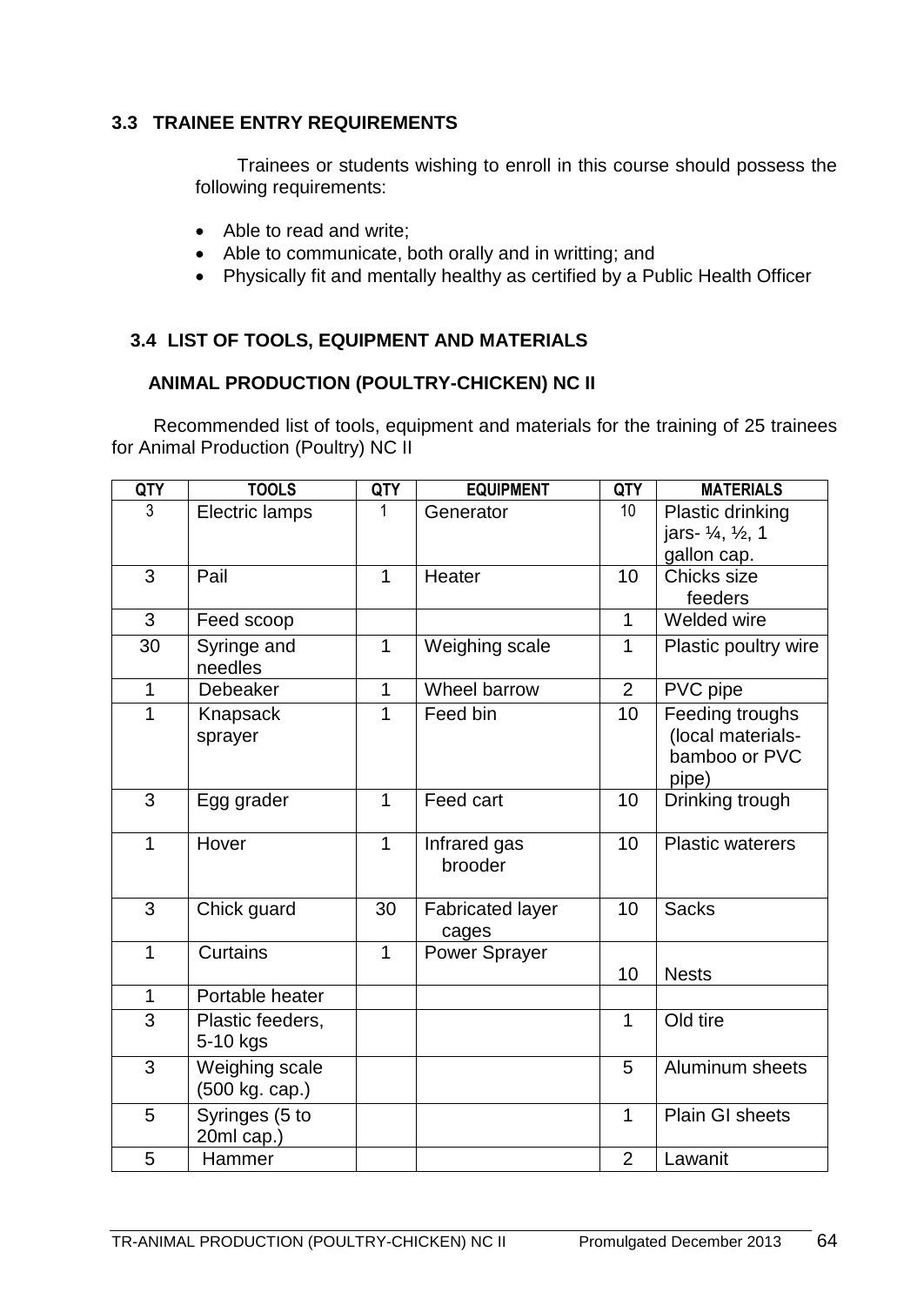### 3.3 TRAINEE ENTRY REQUIREMENTS

Trainees or students wishing to enroll in this course should possess the following requirements:

- Able to read and write;
- Able to communicate, both orally and in writting; and
- Physically fit and mentally healthy as certified by a Public Health Officer

### 3.4 LIST OF TOOLS, EQUIPMENT AND MATERIALS

**ANIMAL PRODUCTION (POULTRY-CHICKEN) NC II**

Recommended list of tools, equipment and materials for the training of 25 trainees for Animal Production (Poultry) NC II

| QTY | TOOLS | QTY | EQUIPMENT | QTY | MATERIALS |
|---|---|---|---|---|---|
| 3 | Electric lamps | 1 | Generator | 10 | Plastic drinking jars- ¼, ½, 1 gallon cap. |
| 3 | Pail | 1 | Heater | 10 | Chicks size feeders |
| 3 | Feed scoop | | | 1 | Welded wire |
| 30 | Syringe and needles | 1 | Weighing scale | 1 | Plastic poultry wire |
| 1 | Debeaker | 1 | Wheel barrow | 2 | PVC pipe |
| 1 | Knapsack sprayer | 1 | Feed bin | 10 | Feeding troughs (local materials- bamboo or PVC pipe) |
| 3 | Egg grader | 1 | Feed cart | 10 | Drinking trough |
| 1 | Hover | 1 | Infrared gas brooder | 10 | Plastic waterers |
| 3 | Chick guard | 30 | Fabricated layer cages | 10 | Sacks |
| 1 | Curtains | 1 | Power Sprayer | 10 | Nests |
| 1 | Portable heater | | | | |
| 3 | Plastic feeders, 5-10 kgs | | | 1 | Old tire |
| 3 | Weighing scale (500 kg. cap.) | | | 5 | Aluminum sheets |
| 5 | Syringes (5 to 20ml cap.) | | | 1 | Plain GI sheets |
| 5 | Hammer | | | 2 | Lawanit |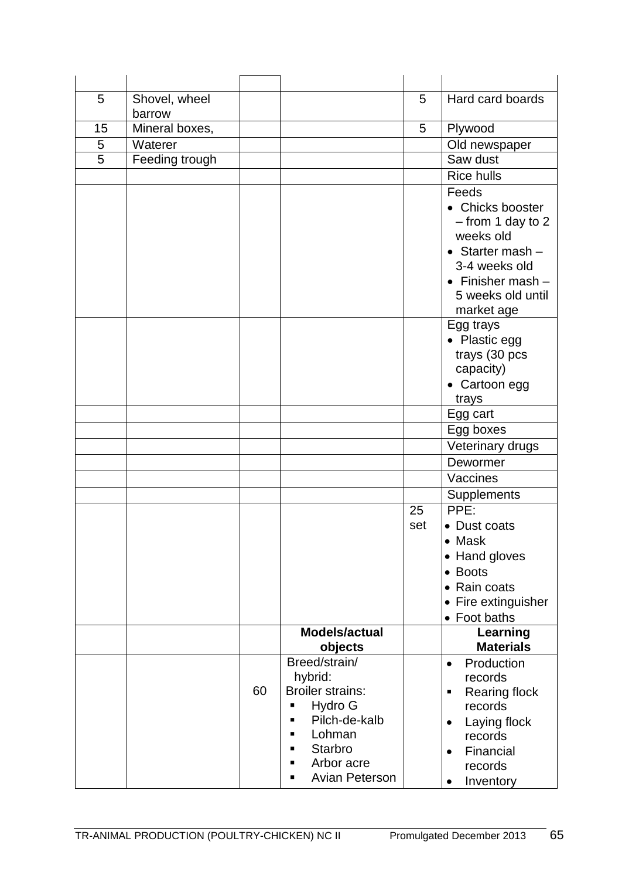| | | | | | |
|---|---|---|---|---|---|
| 5 | Shovel, wheel barrow | | | 5 | Hard card boards |
| 15 | Mineral boxes, | | | 5 | Plywood |
| 5 | Waterer | | | | Old newspaper |
| 5 | Feeding trough | | | | Saw dust |
| | | | | | Rice hulls |
| | | | | | Feeds<br>• Chicks booster – from 1 day to 2 weeks old<br>• Starter mash – 3-4 weeks old<br>• Finisher mash – 5 weeks old until market age |
| | | | | | Egg trays<br>• Plastic egg trays (30 pcs capacity)<br>• Cartoon egg trays |
| | | | | | Egg cart |
| | | | | | Egg boxes |
| | | | | | Veterinary drugs |
| | | | | | Dewormer |
| | | | | | Vaccines |
| | | | | | Supplements |
| | | | | 25 set | PPE:<br>• Dust coats<br>• Mask<br>• Hand gloves<br>• Boots<br>• Rain coats<br>• Fire extinguisher<br>• Foot baths |
| | | | **Models/actual objects** | | **Learning Materials** |
| | | 60 | Breed/strain/ hybrid:<br>Broiler strains:<br>▪ Hydro G<br>▪ Pilch-de-kalb<br>▪ Lohman<br>▪ Starbro<br>▪ Arbor acre<br>▪ Avian Peterson | | • Production records<br>▪ Rearing flock records<br>• Laying flock records<br>• Financial records<br>• Inventory |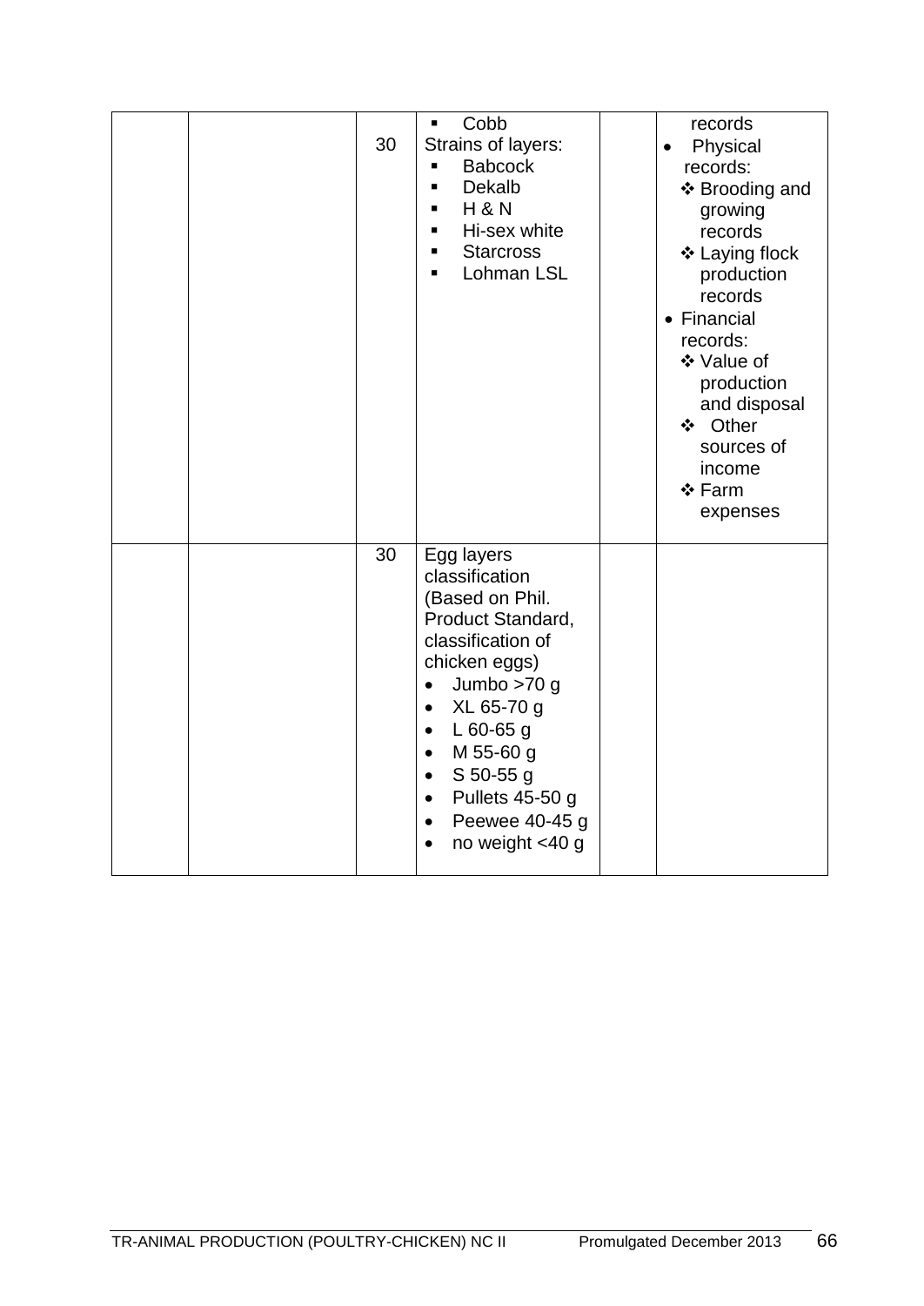|  |  |  |  |  |  |
|---|---|---|---|---|---|
|  |  | 30 | ▪ Cobb<br>Strains of layers:<br>▪ Babcock<br>▪ Dekalb<br>▪ H & N<br>▪ Hi-sex white<br>▪ Starcross<br>▪ Lohman LSL |  | records<br>• Physical records:<br>❖ Brooding and growing records<br>❖ Laying flock production records<br>• Financial records:<br>❖ Value of production and disposal<br>❖ Other sources of income<br>❖ Farm expenses |
|  |  | 30 | Egg layers classification (Based on Phil. Product Standard, classification of chicken eggs)<br>• Jumbo >70 g<br>• XL 65-70 g<br>• L 60-65 g<br>• M 55-60 g<br>• S 50-55 g<br>• Pullets 45-50 g<br>• Peewee 40-45 g<br>• no weight <40 g |  |  |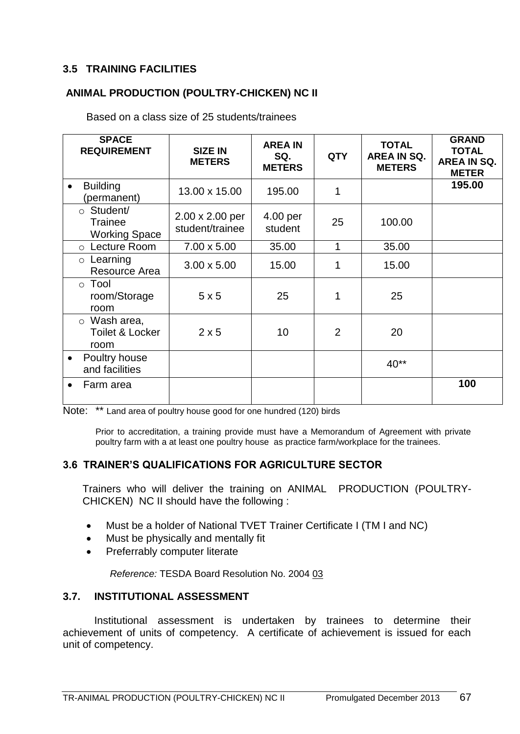### 3.5 TRAINING FACILITIES

#### ANIMAL PRODUCTION (POULTRY-CHICKEN) NC II

Based on a class size of 25 students/trainees

| SPACE REQUIREMENT | SIZE IN METERS | AREA IN SQ. METERS | QTY | TOTAL AREA IN SQ. METERS | GRAND TOTAL AREA IN SQ. METER |
|---|---|---|---|---|---|
| • Building (permanent) | 13.00 x 15.00 | 195.00 | 1 | | **195.00** |
| ○ Student/ Trainee Working Space | 2.00 x 2.00 per student/trainee | 4.00 per student | 25 | 100.00 | |
| ○ Lecture Room | 7.00 x 5.00 | 35.00 | 1 | 35.00 | |
| ○ Learning Resource Area | 3.00 x 5.00 | 15.00 | 1 | 15.00 | |
| ○ Tool room/Storage room | 5 x 5 | 25 | 1 | 25 | |
| ○ Wash area, Toilet & Locker room | 2 x 5 | 10 | 2 | 20 | |
| • Poultry house and facilities | | | | 40** | |
| • Farm area | | | | | **100** |

Note: ** Land area of poultry house good for one hundred (120) birds

Prior to accreditation, a training provide must have a Memorandum of Agreement with private poultry farm with a at least one poultry house as practice farm/workplace for the trainees.

### 3.6 TRAINER'S QUALIFICATIONS FOR AGRICULTURE SECTOR

Trainers who will deliver the training on ANIMAL PRODUCTION (POULTRY-CHICKEN) NC II should have the following :

- Must be a holder of National TVET Trainer Certificate I (TM I and NC)
- Must be physically and mentally fit
- Preferrably computer literate

*Reference:* TESDA Board Resolution No. 2004 03

### 3.7. INSTITUTIONAL ASSESSMENT

Institutional assessment is undertaken by trainees to determine their achievement of units of competency. A certificate of achievement is issued for each unit of competency.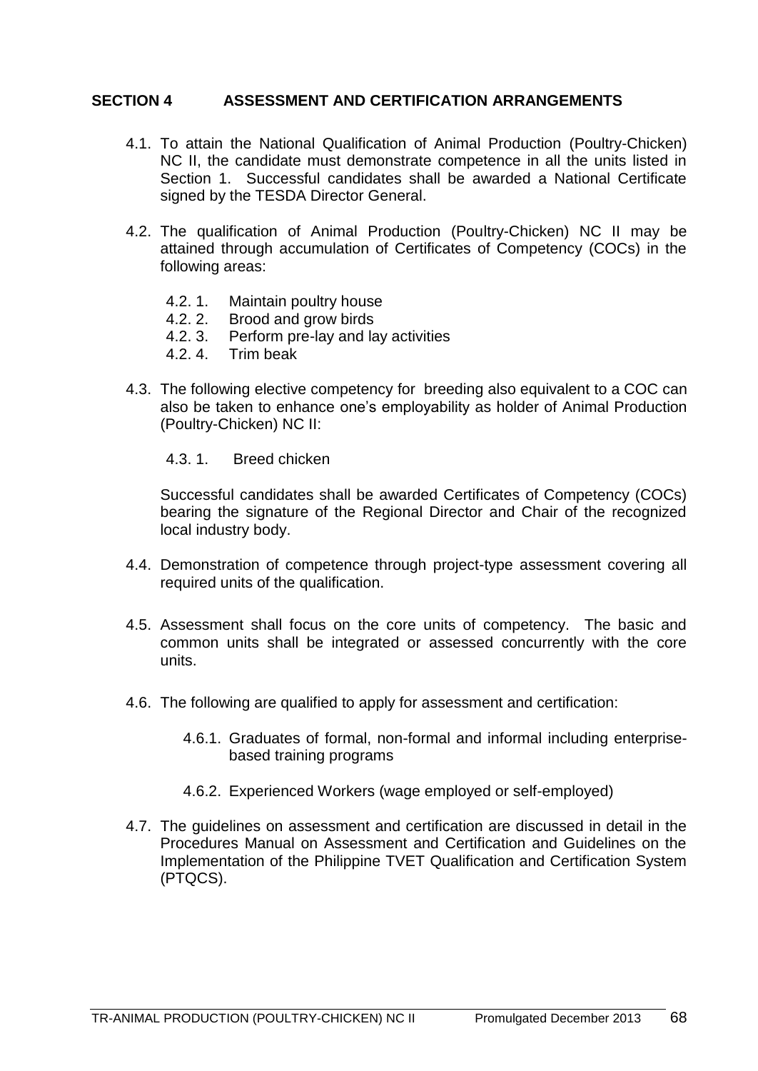## SECTION 4 ASSESSMENT AND CERTIFICATION ARRANGEMENTS

4.1. To attain the National Qualification of Animal Production (Poultry-Chicken) NC II, the candidate must demonstrate competence in all the units listed in Section 1. Successful candidates shall be awarded a National Certificate signed by the TESDA Director General.

4.2. The qualification of Animal Production (Poultry-Chicken) NC II may be attained through accumulation of Certificates of Competency (COCs) in the following areas:

- 4.2. 1. Maintain poultry house
- 4.2. 2. Brood and grow birds
- 4.2. 3. Perform pre-lay and lay activities
- 4.2. 4. Trim beak

4.3. The following elective competency for breeding also equivalent to a COC can also be taken to enhance one's employability as holder of Animal Production (Poultry-Chicken) NC II:

- 4.3. 1. Breed chicken

Successful candidates shall be awarded Certificates of Competency (COCs) bearing the signature of the Regional Director and Chair of the recognized local industry body.

4.4. Demonstration of competence through project-type assessment covering all required units of the qualification.

4.5. Assessment shall focus on the core units of competency. The basic and common units shall be integrated or assessed concurrently with the core units.

4.6. The following are qualified to apply for assessment and certification:

- 4.6.1. Graduates of formal, non-formal and informal including enterprise-based training programs
- 4.6.2. Experienced Workers (wage employed or self-employed)

4.7. The guidelines on assessment and certification are discussed in detail in the Procedures Manual on Assessment and Certification and Guidelines on the Implementation of the Philippine TVET Qualification and Certification System (PTQCS).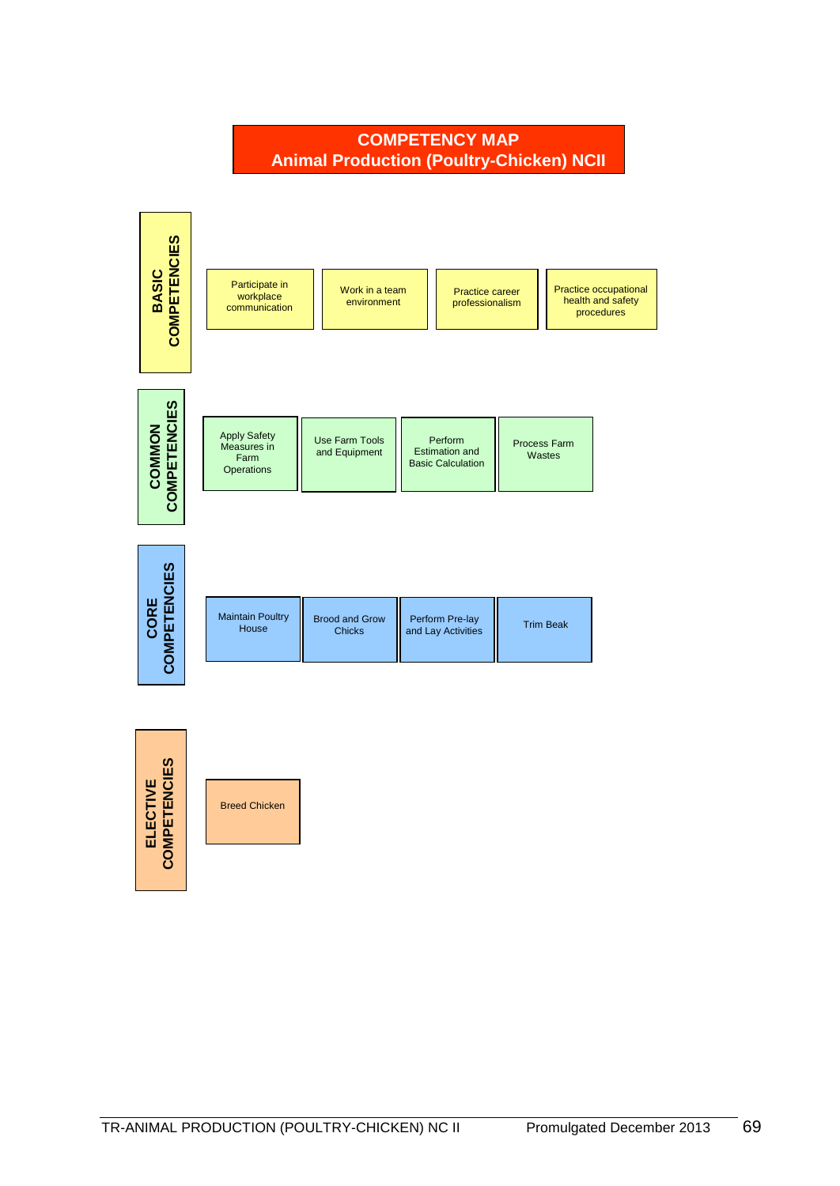# COMPETENCY MAP
## Animal Production (Poultry-Chicken) NCII

### BASIC COMPETENCIES

- Participate in workplace communication
- Work in a team environment
- Practice career professionalism
- Practice occupational health and safety procedures

### COMMON COMPETENCIES

- Apply Safety Measures in Farm Operations
- Use Farm Tools and Equipment
- Perform Estimation and Basic Calculation
- Process Farm Wastes

### CORE COMPETENCIES

- Maintain Poultry House
- Brood and Grow Chicks
- Perform Pre-lay and Lay Activities
- Trim Beak

### ELECTIVE COMPETENCIES

- Breed Chicken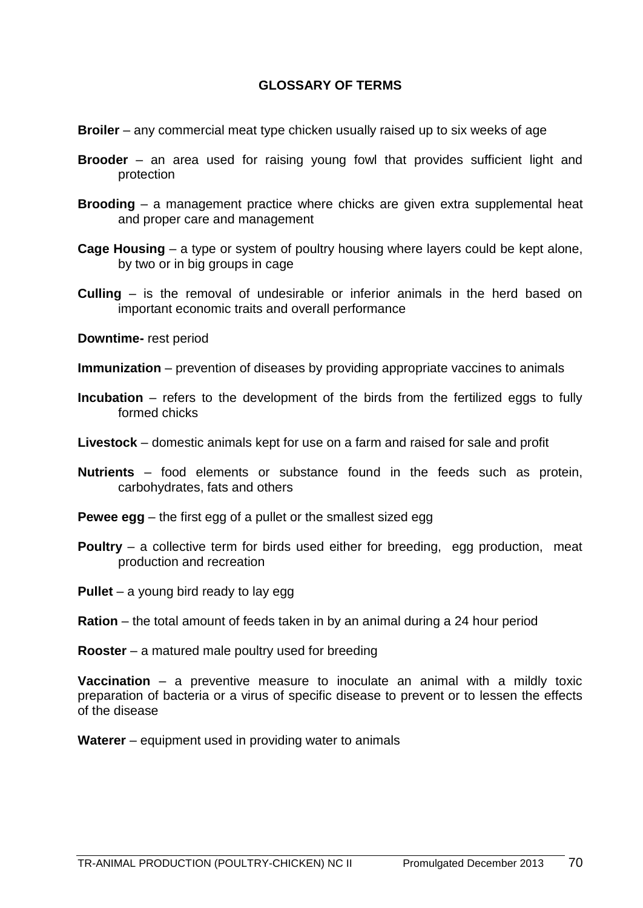## GLOSSARY OF TERMS

**Broiler** – any commercial meat type chicken usually raised up to six weeks of age

**Brooder** – an area used for raising young fowl that provides sufficient light and protection

**Brooding** – a management practice where chicks are given extra supplemental heat and proper care and management

**Cage Housing** – a type or system of poultry housing where layers could be kept alone, by two or in big groups in cage

**Culling** – is the removal of undesirable or inferior animals in the herd based on important economic traits and overall performance

**Downtime-** rest period

**Immunization** – prevention of diseases by providing appropriate vaccines to animals

**Incubation** – refers to the development of the birds from the fertilized eggs to fully formed chicks

**Livestock** – domestic animals kept for use on a farm and raised for sale and profit

**Nutrients** – food elements or substance found in the feeds such as protein, carbohydrates, fats and others

**Pewee egg** – the first egg of a pullet or the smallest sized egg

**Poultry** – a collective term for birds used either for breeding, egg production, meat production and recreation

**Pullet** – a young bird ready to lay egg

**Ration** – the total amount of feeds taken in by an animal during a 24 hour period

**Rooster** – a matured male poultry used for breeding

**Vaccination** – a preventive measure to inoculate an animal with a mildly toxic preparation of bacteria or a virus of specific disease to prevent or to lessen the effects of the disease

**Waterer** – equipment used in providing water to animals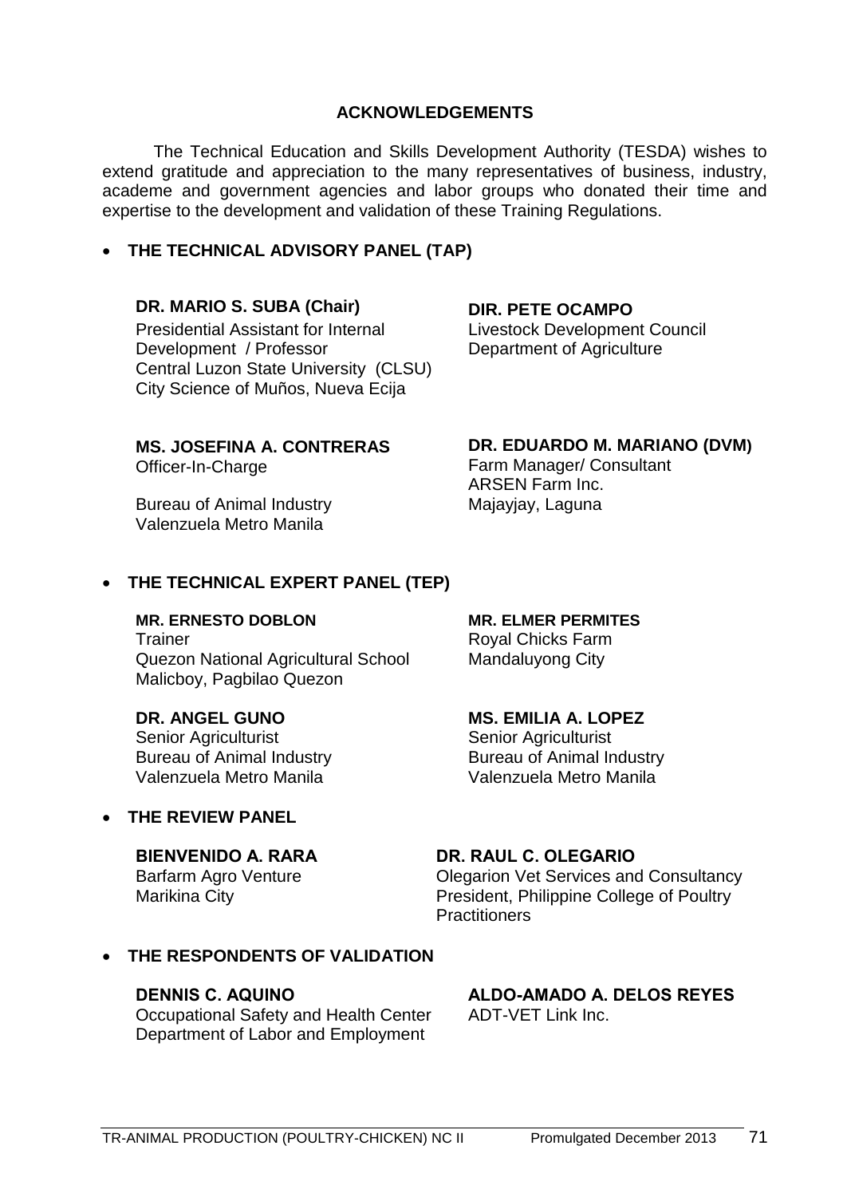## ACKNOWLEDGEMENTS

The Technical Education and Skills Development Authority (TESDA) wishes to extend gratitude and appreciation to the many representatives of business, industry, academe and government agencies and labor groups who donated their time and expertise to the development and validation of these Training Regulations.

- **THE TECHNICAL ADVISORY PANEL (TAP)**

**DR. MARIO S. SUBA (Chair)**
Presidential Assistant for Internal Development / Professor
Central Luzon State University (CLSU)
City Science of Muños, Nueva Ecija

**DIR. PETE OCAMPO**
Livestock Development Council
Department of Agriculture

**MS. JOSEFINA A. CONTRERAS**
Officer-In-Charge

Bureau of Animal Industry
Valenzuela Metro Manila

**DR. EDUARDO M. MARIANO (DVM)**
Farm Manager/ Consultant
ARSEN Farm Inc.
Majayjay, Laguna

- **THE TECHNICAL EXPERT PANEL (TEP)**

**MR. ERNESTO DOBLON**
Trainer
Quezon National Agricultural School
Malicboy, Pagbilao Quezon

**MR. ELMER PERMITES**
Royal Chicks Farm
Mandaluyong City

**DR. ANGEL GUNO**
Senior Agriculturist
Bureau of Animal Industry
Valenzuela Metro Manila

**MS. EMILIA A. LOPEZ**
Senior Agriculturist
Bureau of Animal Industry
Valenzuela Metro Manila

- **THE REVIEW PANEL**

**BIENVENIDO A. RARA**
Barfarm Agro Venture
Marikina City

**DR. RAUL C. OLEGARIO**
Olegarion Vet Services and Consultancy
President, Philippine College of Poultry Practitioners

- **THE RESPONDENTS OF VALIDATION**

**DENNIS C. AQUINO**
Occupational Safety and Health Center
Department of Labor and Employment

**ALDO-AMADO A. DELOS REYES**
ADT-VET Link Inc.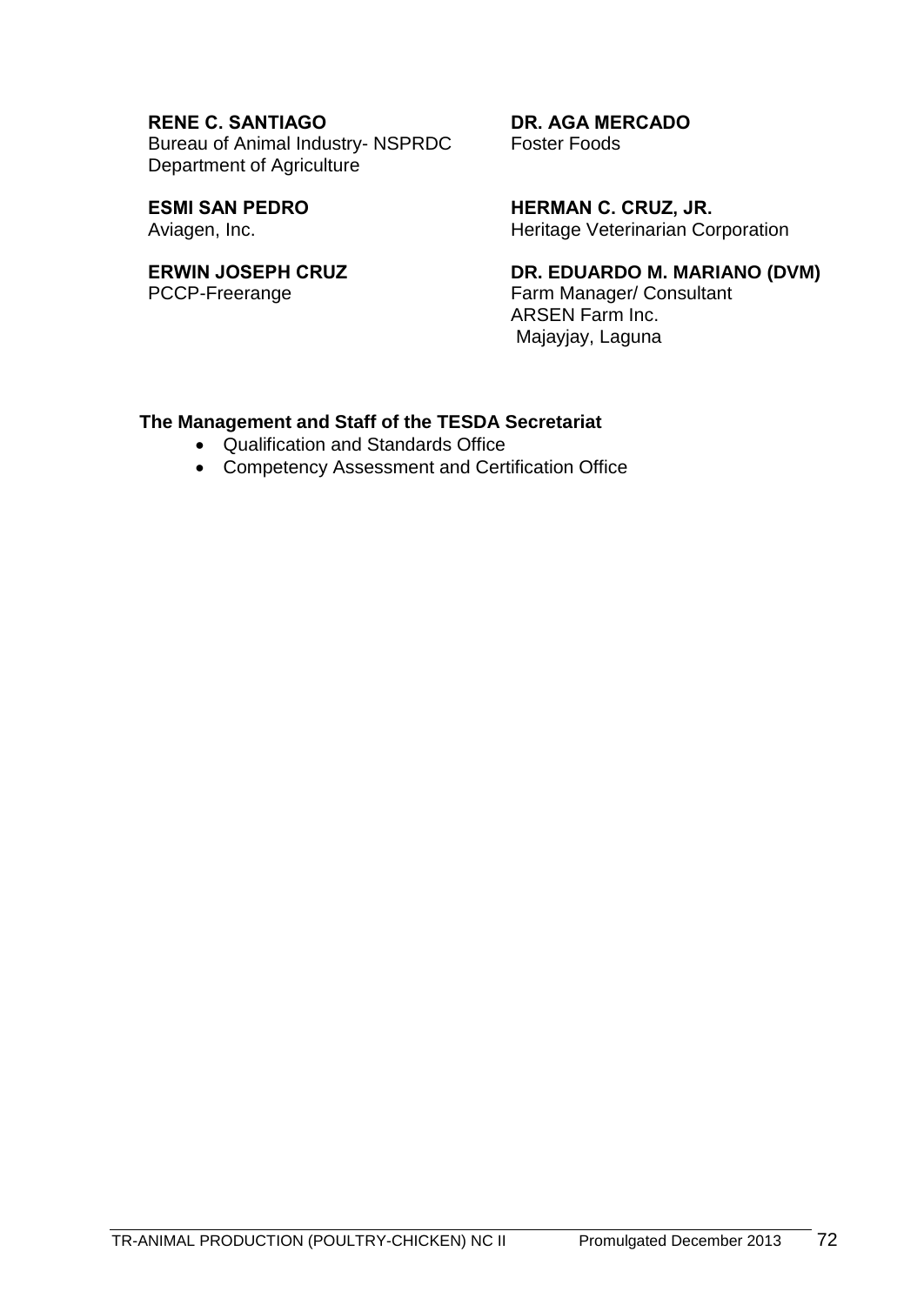**RENE C. SANTIAGO**
Bureau of Animal Industry- NSPRDC
Department of Agriculture

**ESMI SAN PEDRO**
Aviagen, Inc.

**ERWIN JOSEPH CRUZ**
PCCP-Freerange

**DR. AGA MERCADO**
Foster Foods

**HERMAN C. CRUZ, JR.**
Heritage Veterinarian Corporation

**DR. EDUARDO M. MARIANO (DVM)**
Farm Manager/ Consultant
ARSEN Farm Inc.
Majayjay, Laguna

**The Management and Staff of the TESDA Secretariat**

- Qualification and Standards Office
- Competency Assessment and Certification Office